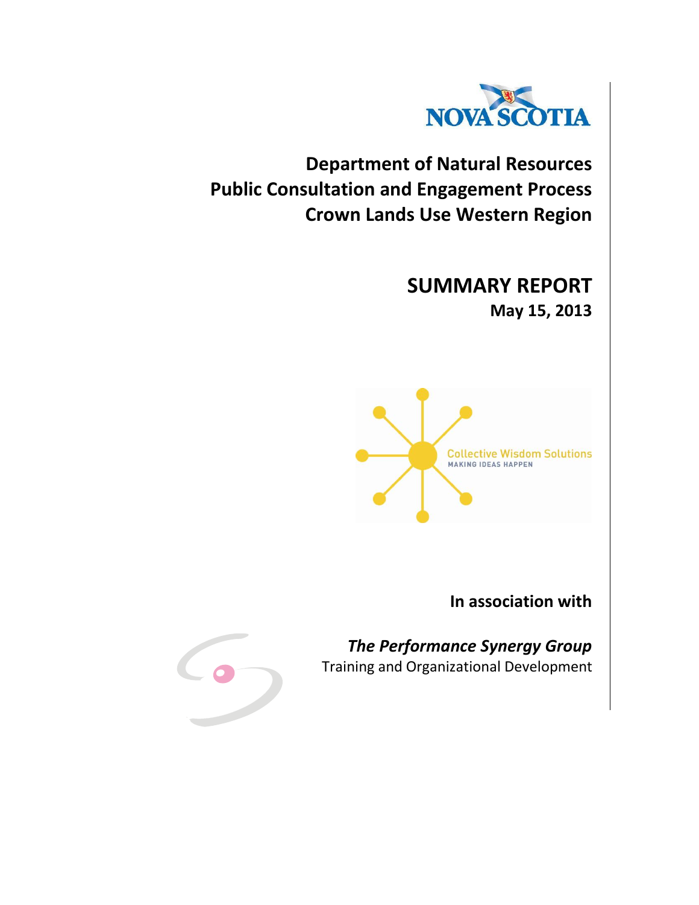NOVA SCOTIA

# Department of Natural Resources
# Public Consultation and Engagement Process
# Crown Lands Use Western Region

## SUMMARY REPORT

**May 15, 2013**

Collective Wisdom Solutions
MAKING IDEAS HAPPEN

**In association with**

***The Performance Synergy Group***
Training and Organizational Development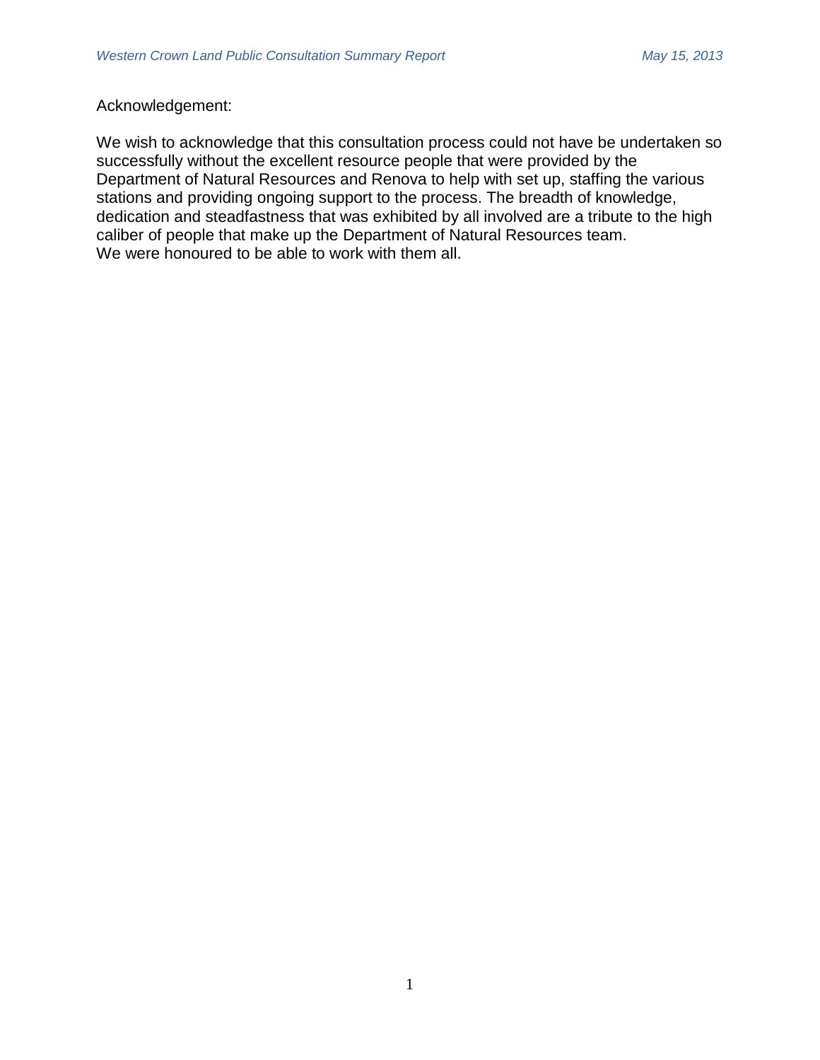Acknowledgement:

We wish to acknowledge that this consultation process could not have be undertaken so successfully without the excellent resource people that were provided by the Department of Natural Resources and Renova to help with set up, staffing the various stations and providing ongoing support to the process. The breadth of knowledge, dedication and steadfastness that was exhibited by all involved are a tribute to the high caliber of people that make up the Department of Natural Resources team. We were honoured to be able to work with them all.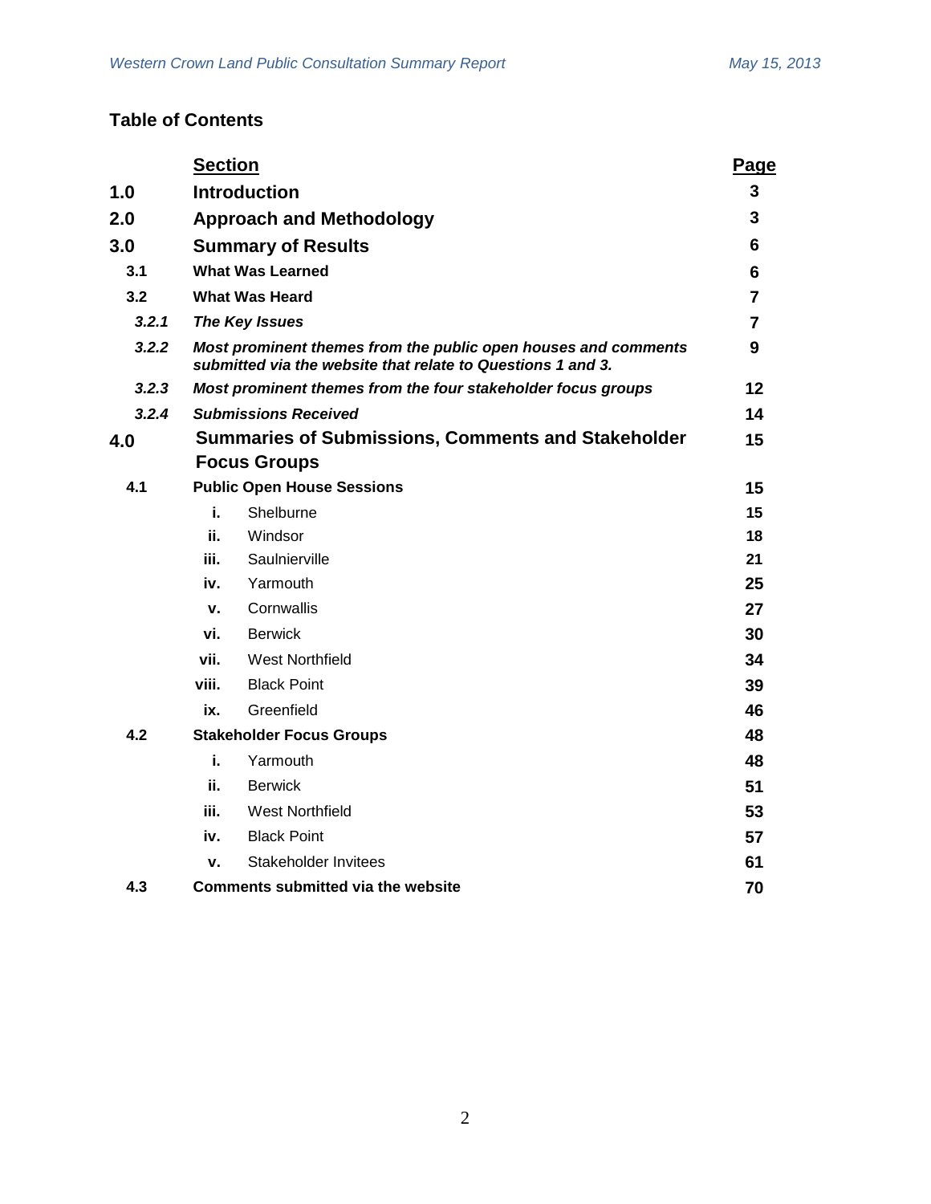## Table of Contents

| | Section | Page |
|---|---|---|
| **1.0** | **Introduction** | **3** |
| **2.0** | **Approach and Methodology** | **3** |
| **3.0** | **Summary of Results** | **6** |
| **3.1** | **What Was Learned** | **6** |
| **3.2** | **What Was Heard** | **7** |
| ***3.2.1*** | ***The Key Issues*** | **7** |
| ***3.2.2*** | ***Most prominent themes from the public open houses and comments submitted via the website that relate to Questions 1 and 3.*** | **9** |
| ***3.2.3*** | ***Most prominent themes from the four stakeholder focus groups*** | **12** |
| ***3.2.4*** | ***Submissions Received*** | **14** |
| **4.0** | **Summaries of Submissions, Comments and Stakeholder Focus Groups** | **15** |
| **4.1** | **Public Open House Sessions** | **15** |
| | **i.** Shelburne | **15** |
| | **ii.** Windsor | **18** |
| | **iii.** Saulnierville | **21** |
| | **iv.** Yarmouth | **25** |
| | **v.** Cornwallis | **27** |
| | **vi.** Berwick | **30** |
| | **vii.** West Northfield | **34** |
| | **viii.** Black Point | **39** |
| | **ix.** Greenfield | **46** |
| **4.2** | **Stakeholder Focus Groups** | **48** |
| | **i.** Yarmouth | **48** |
| | **ii.** Berwick | **51** |
| | **iii.** West Northfield | **53** |
| | **iv.** Black Point | **57** |
| | **v.** Stakeholder Invitees | **61** |
| **4.3** | **Comments submitted via the website** | **70** |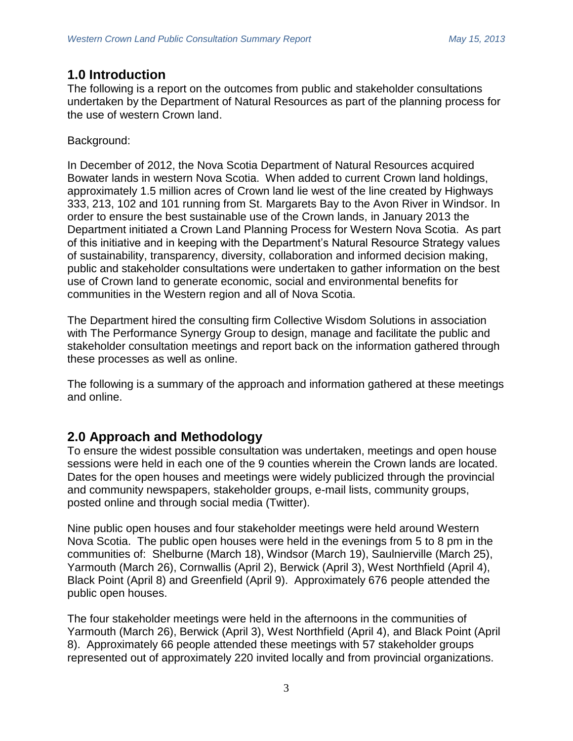## 1.0 Introduction

The following is a report on the outcomes from public and stakeholder consultations undertaken by the Department of Natural Resources as part of the planning process for the use of western Crown land.

Background:

In December of 2012, the Nova Scotia Department of Natural Resources acquired Bowater lands in western Nova Scotia. When added to current Crown land holdings, approximately 1.5 million acres of Crown land lie west of the line created by Highways 333, 213, 102 and 101 running from St. Margarets Bay to the Avon River in Windsor. In order to ensure the best sustainable use of the Crown lands, in January 2013 the Department initiated a Crown Land Planning Process for Western Nova Scotia. As part of this initiative and in keeping with the Department's Natural Resource Strategy values of sustainability, transparency, diversity, collaboration and informed decision making, public and stakeholder consultations were undertaken to gather information on the best use of Crown land to generate economic, social and environmental benefits for communities in the Western region and all of Nova Scotia.

The Department hired the consulting firm Collective Wisdom Solutions in association with The Performance Synergy Group to design, manage and facilitate the public and stakeholder consultation meetings and report back on the information gathered through these processes as well as online.

The following is a summary of the approach and information gathered at these meetings and online.

## 2.0 Approach and Methodology

To ensure the widest possible consultation was undertaken, meetings and open house sessions were held in each one of the 9 counties wherein the Crown lands are located. Dates for the open houses and meetings were widely publicized through the provincial and community newspapers, stakeholder groups, e-mail lists, community groups, posted online and through social media (Twitter).

Nine public open houses and four stakeholder meetings were held around Western Nova Scotia. The public open houses were held in the evenings from 5 to 8 pm in the communities of: Shelburne (March 18), Windsor (March 19), Saulnierville (March 25), Yarmouth (March 26), Cornwallis (April 2), Berwick (April 3), West Northfield (April 4), Black Point (April 8) and Greenfield (April 9). Approximately 676 people attended the public open houses.

The four stakeholder meetings were held in the afternoons in the communities of Yarmouth (March 26), Berwick (April 3), West Northfield (April 4), and Black Point (April 8). Approximately 66 people attended these meetings with 57 stakeholder groups represented out of approximately 220 invited locally and from provincial organizations.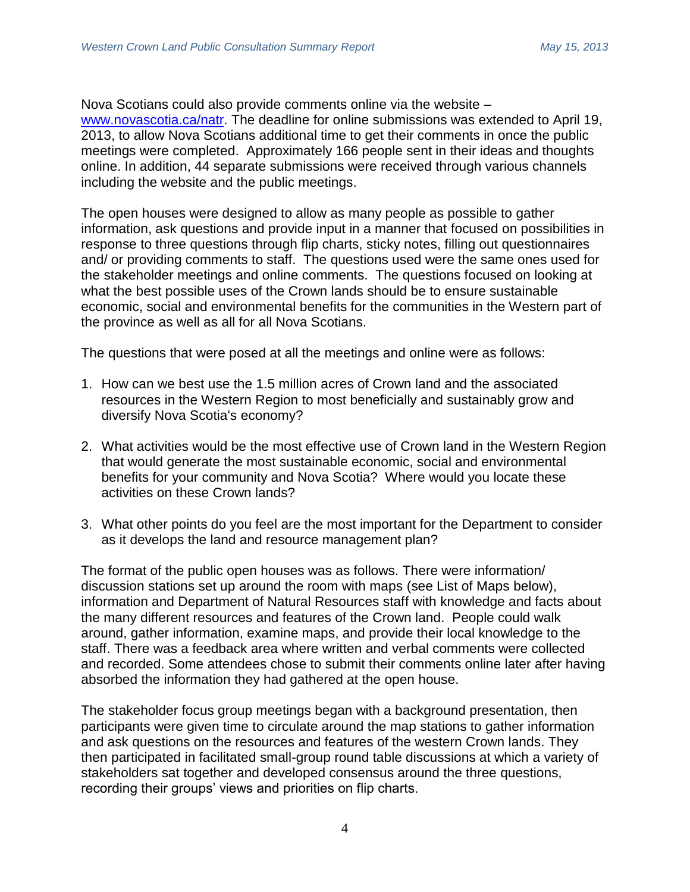Nova Scotians could also provide comments online via the website – www.novascotia.ca/natr. The deadline for online submissions was extended to April 19, 2013, to allow Nova Scotians additional time to get their comments in once the public meetings were completed. Approximately 166 people sent in their ideas and thoughts online. In addition, 44 separate submissions were received through various channels including the website and the public meetings.

The open houses were designed to allow as many people as possible to gather information, ask questions and provide input in a manner that focused on possibilities in response to three questions through flip charts, sticky notes, filling out questionnaires and/ or providing comments to staff. The questions used were the same ones used for the stakeholder meetings and online comments. The questions focused on looking at what the best possible uses of the Crown lands should be to ensure sustainable economic, social and environmental benefits for the communities in the Western part of the province as well as all for all Nova Scotians.

The questions that were posed at all the meetings and online were as follows:

1. How can we best use the 1.5 million acres of Crown land and the associated resources in the Western Region to most beneficially and sustainably grow and diversify Nova Scotia's economy?

2. What activities would be the most effective use of Crown land in the Western Region that would generate the most sustainable economic, social and environmental benefits for your community and Nova Scotia? Where would you locate these activities on these Crown lands?

3. What other points do you feel are the most important for the Department to consider as it develops the land and resource management plan?

The format of the public open houses was as follows. There were information/ discussion stations set up around the room with maps (see List of Maps below), information and Department of Natural Resources staff with knowledge and facts about the many different resources and features of the Crown land. People could walk around, gather information, examine maps, and provide their local knowledge to the staff. There was a feedback area where written and verbal comments were collected and recorded. Some attendees chose to submit their comments online later after having absorbed the information they had gathered at the open house.

The stakeholder focus group meetings began with a background presentation, then participants were given time to circulate around the map stations to gather information and ask questions on the resources and features of the western Crown lands. They then participated in facilitated small-group round table discussions at which a variety of stakeholders sat together and developed consensus around the three questions, recording their groups' views and priorities on flip charts.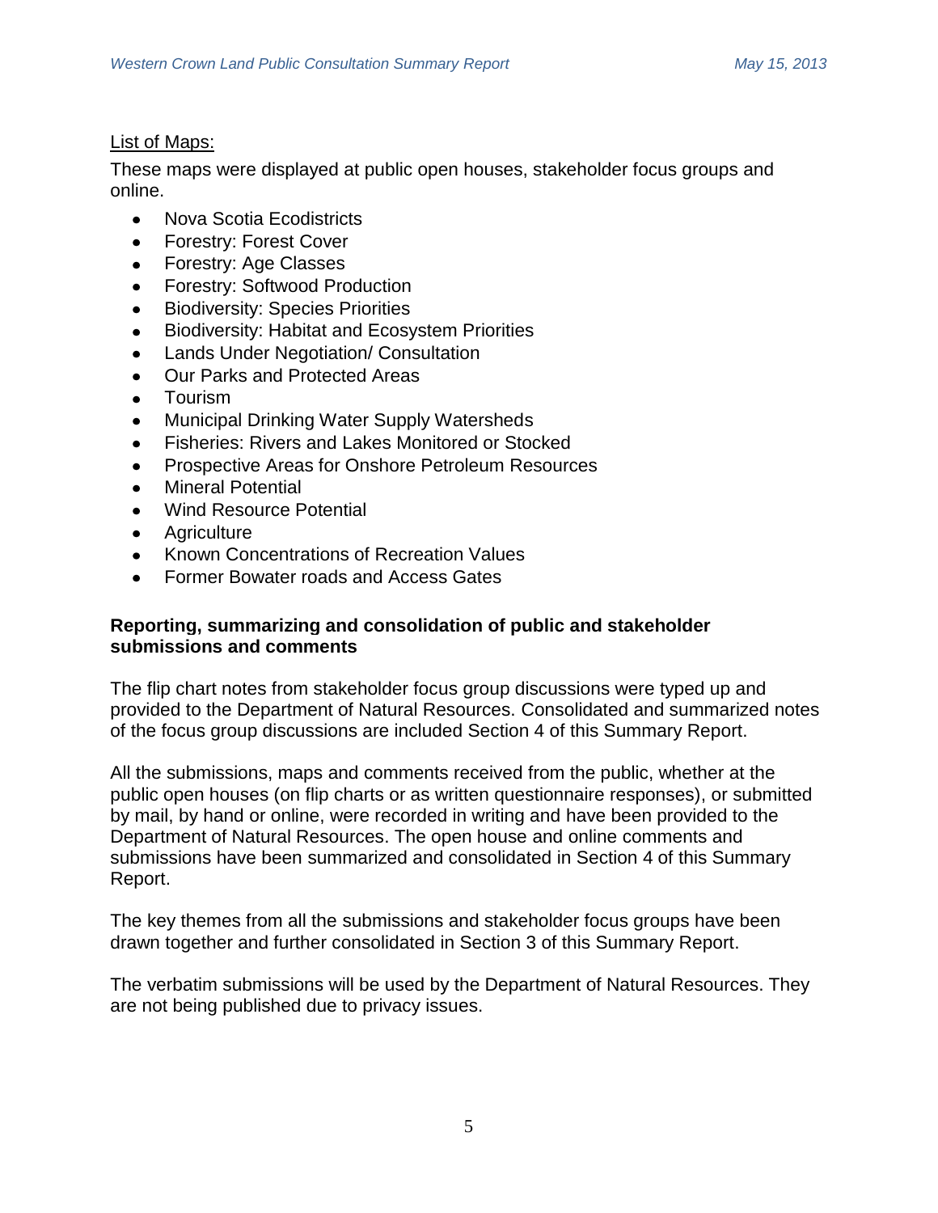List of Maps:

These maps were displayed at public open houses, stakeholder focus groups and online.

- Nova Scotia Ecodistricts
- Forestry: Forest Cover
- Forestry: Age Classes
- Forestry: Softwood Production
- Biodiversity: Species Priorities
- Biodiversity: Habitat and Ecosystem Priorities
- Lands Under Negotiation/ Consultation
- Our Parks and Protected Areas
- Tourism
- Municipal Drinking Water Supply Watersheds
- Fisheries: Rivers and Lakes Monitored or Stocked
- Prospective Areas for Onshore Petroleum Resources
- Mineral Potential
- Wind Resource Potential
- Agriculture
- Known Concentrations of Recreation Values
- Former Bowater roads and Access Gates

**Reporting, summarizing and consolidation of public and stakeholder submissions and comments**

The flip chart notes from stakeholder focus group discussions were typed up and provided to the Department of Natural Resources. Consolidated and summarized notes of the focus group discussions are included Section 4 of this Summary Report.

All the submissions, maps and comments received from the public, whether at the public open houses (on flip charts or as written questionnaire responses), or submitted by mail, by hand or online, were recorded in writing and have been provided to the Department of Natural Resources. The open house and online comments and submissions have been summarized and consolidated in Section 4 of this Summary Report.

The key themes from all the submissions and stakeholder focus groups have been drawn together and further consolidated in Section 3 of this Summary Report.

The verbatim submissions will be used by the Department of Natural Resources. They are not being published due to privacy issues.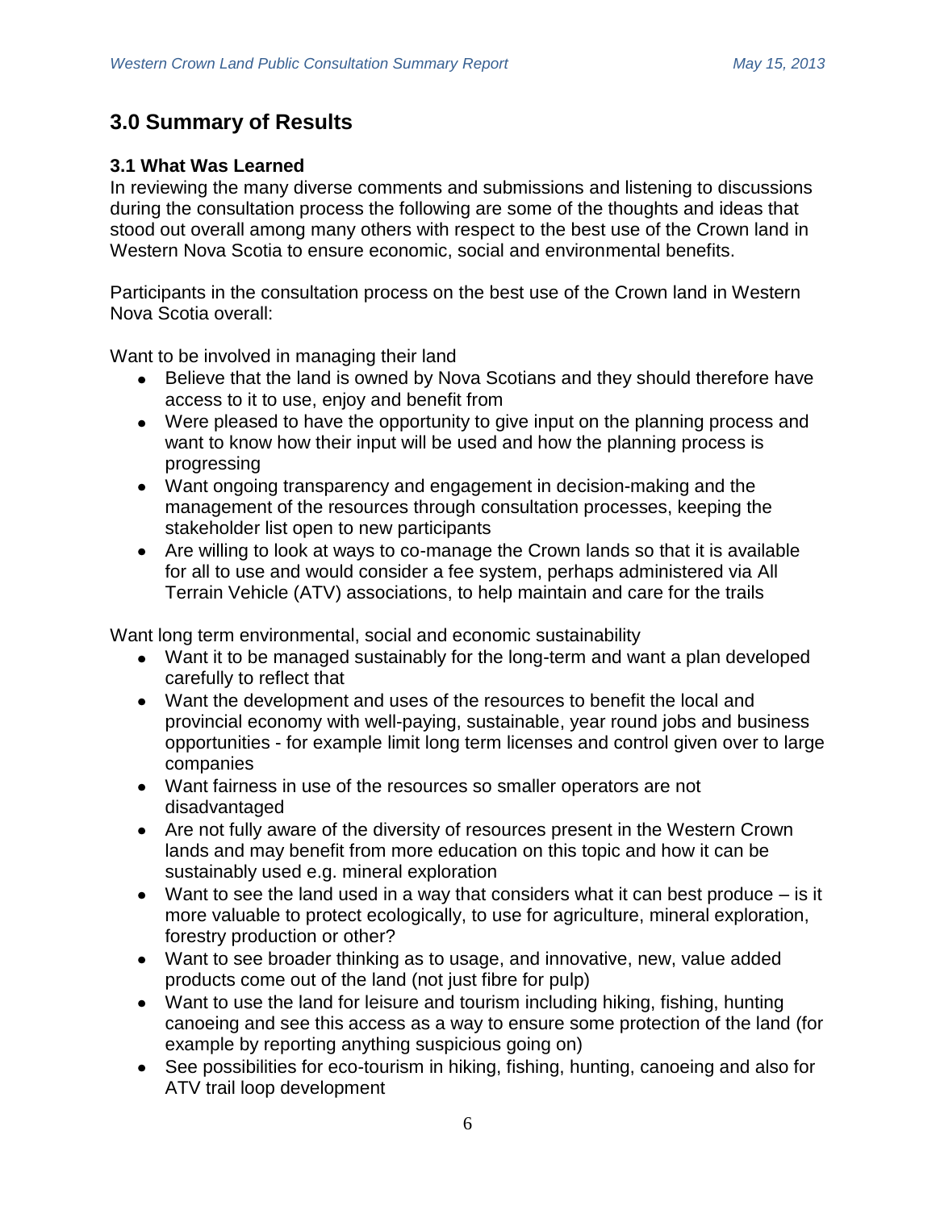## 3.0 Summary of Results

### 3.1 What Was Learned

In reviewing the many diverse comments and submissions and listening to discussions during the consultation process the following are some of the thoughts and ideas that stood out overall among many others with respect to the best use of the Crown land in Western Nova Scotia to ensure economic, social and environmental benefits.

Participants in the consultation process on the best use of the Crown land in Western Nova Scotia overall:

Want to be involved in managing their land

- Believe that the land is owned by Nova Scotians and they should therefore have access to it to use, enjoy and benefit from
- Were pleased to have the opportunity to give input on the planning process and want to know how their input will be used and how the planning process is progressing
- Want ongoing transparency and engagement in decision-making and the management of the resources through consultation processes, keeping the stakeholder list open to new participants
- Are willing to look at ways to co-manage the Crown lands so that it is available for all to use and would consider a fee system, perhaps administered via All Terrain Vehicle (ATV) associations, to help maintain and care for the trails

Want long term environmental, social and economic sustainability

- Want it to be managed sustainably for the long-term and want a plan developed carefully to reflect that
- Want the development and uses of the resources to benefit the local and provincial economy with well-paying, sustainable, year round jobs and business opportunities - for example limit long term licenses and control given over to large companies
- Want fairness in use of the resources so smaller operators are not disadvantaged
- Are not fully aware of the diversity of resources present in the Western Crown lands and may benefit from more education on this topic and how it can be sustainably used e.g. mineral exploration
- Want to see the land used in a way that considers what it can best produce – is it more valuable to protect ecologically, to use for agriculture, mineral exploration, forestry production or other?
- Want to see broader thinking as to usage, and innovative, new, value added products come out of the land (not just fibre for pulp)
- Want to use the land for leisure and tourism including hiking, fishing, hunting canoeing and see this access as a way to ensure some protection of the land (for example by reporting anything suspicious going on)
- See possibilities for eco-tourism in hiking, fishing, hunting, canoeing and also for ATV trail loop development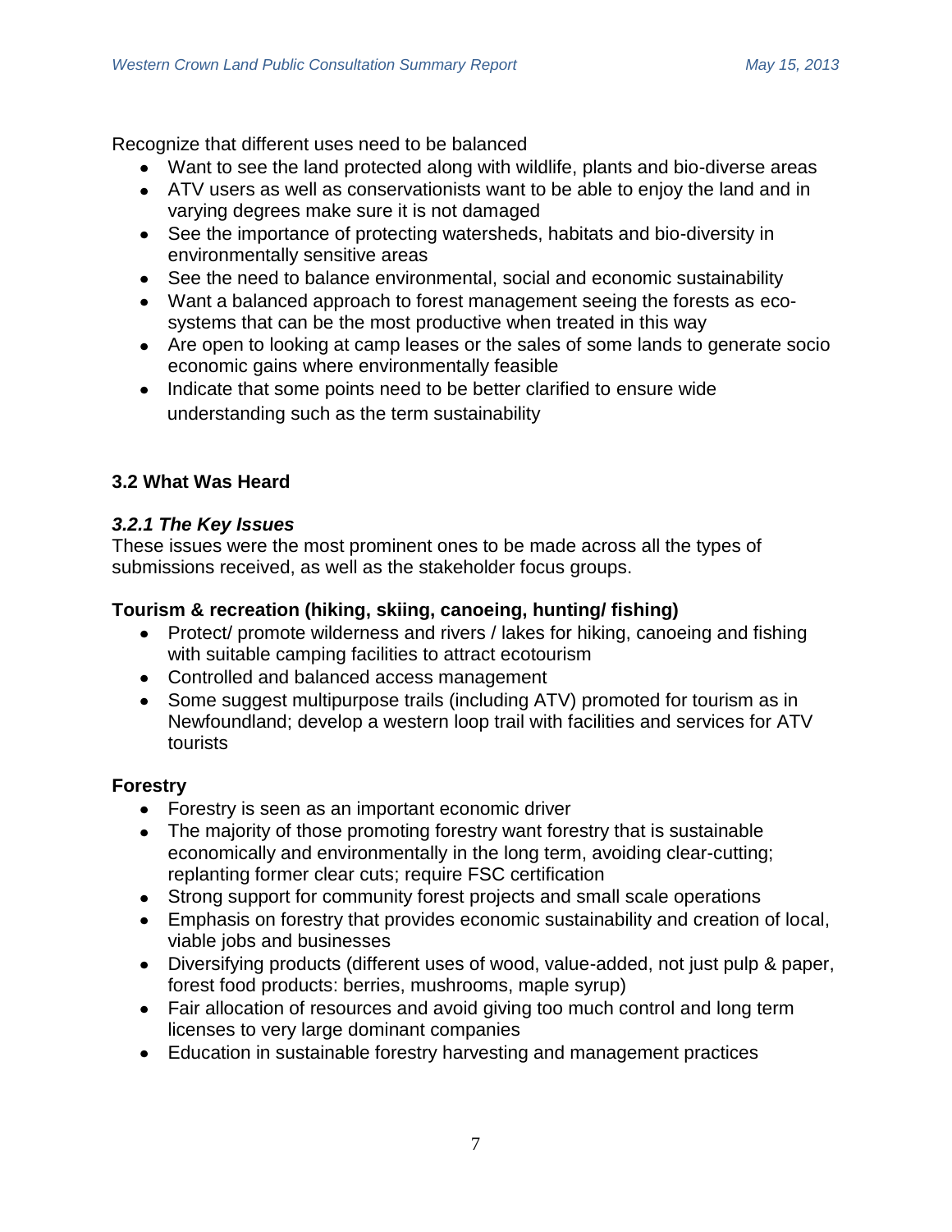Recognize that different uses need to be balanced

- Want to see the land protected along with wildlife, plants and bio-diverse areas
- ATV users as well as conservationists want to be able to enjoy the land and in varying degrees make sure it is not damaged
- See the importance of protecting watersheds, habitats and bio-diversity in environmentally sensitive areas
- See the need to balance environmental, social and economic sustainability
- Want a balanced approach to forest management seeing the forests as eco-systems that can be the most productive when treated in this way
- Are open to looking at camp leases or the sales of some lands to generate socio economic gains where environmentally feasible
- Indicate that some points need to be better clarified to ensure wide understanding such as the term sustainability

## 3.2 What Was Heard

### *3.2.1 The Key Issues*

These issues were the most prominent ones to be made across all the types of submissions received, as well as the stakeholder focus groups.

**Tourism & recreation (hiking, skiing, canoeing, hunting/ fishing)**

- Protect/ promote wilderness and rivers / lakes for hiking, canoeing and fishing with suitable camping facilities to attract ecotourism
- Controlled and balanced access management
- Some suggest multipurpose trails (including ATV) promoted for tourism as in Newfoundland; develop a western loop trail with facilities and services for ATV tourists

**Forestry**

- Forestry is seen as an important economic driver
- The majority of those promoting forestry want forestry that is sustainable economically and environmentally in the long term, avoiding clear-cutting; replanting former clear cuts; require FSC certification
- Strong support for community forest projects and small scale operations
- Emphasis on forestry that provides economic sustainability and creation of local, viable jobs and businesses
- Diversifying products (different uses of wood, value-added, not just pulp & paper, forest food products: berries, mushrooms, maple syrup)
- Fair allocation of resources and avoid giving too much control and long term licenses to very large dominant companies
- Education in sustainable forestry harvesting and management practices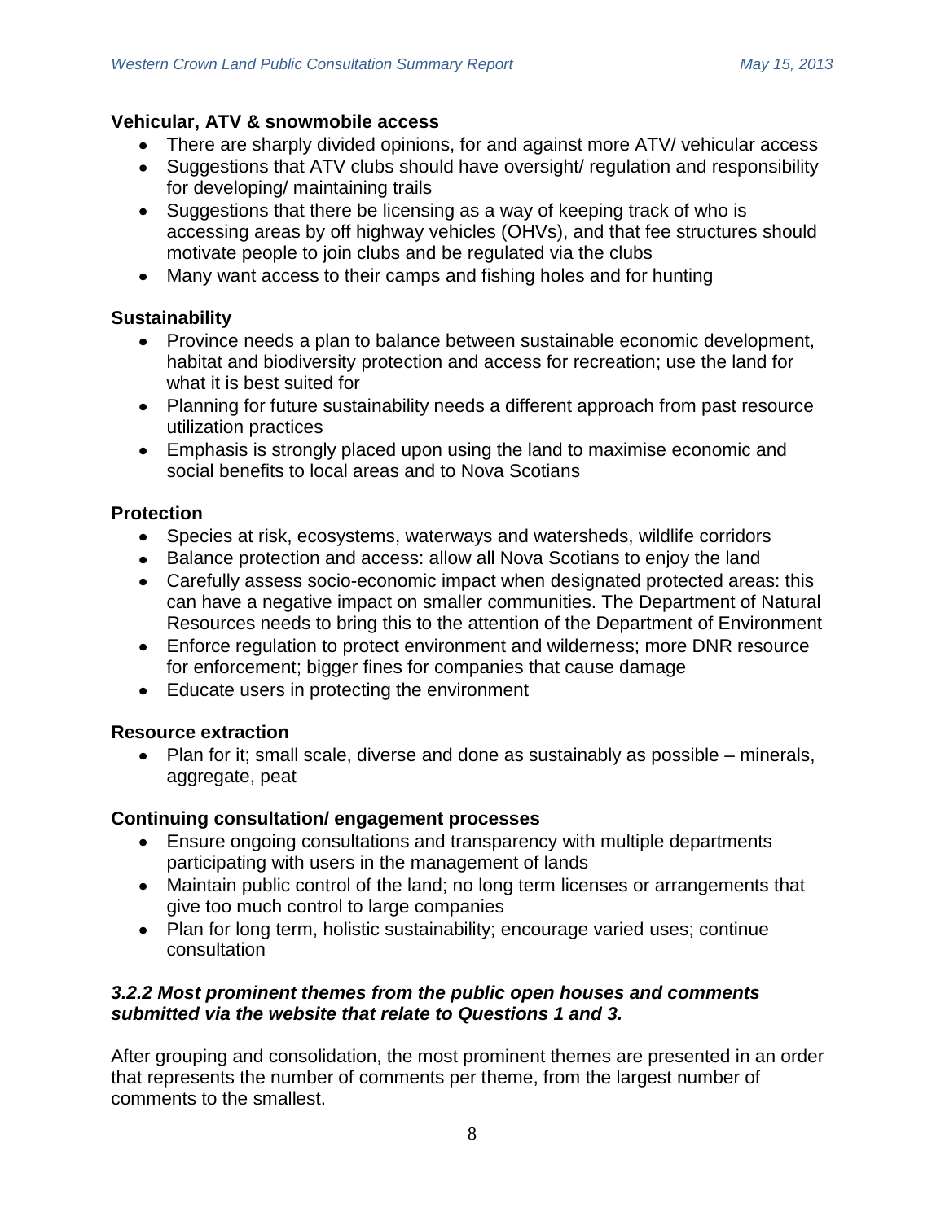**Vehicular, ATV & snowmobile access**

- There are sharply divided opinions, for and against more ATV/ vehicular access
- Suggestions that ATV clubs should have oversight/ regulation and responsibility for developing/ maintaining trails
- Suggestions that there be licensing as a way of keeping track of who is accessing areas by off highway vehicles (OHVs), and that fee structures should motivate people to join clubs and be regulated via the clubs
- Many want access to their camps and fishing holes and for hunting

**Sustainability**

- Province needs a plan to balance between sustainable economic development, habitat and biodiversity protection and access for recreation; use the land for what it is best suited for
- Planning for future sustainability needs a different approach from past resource utilization practices
- Emphasis is strongly placed upon using the land to maximise economic and social benefits to local areas and to Nova Scotians

**Protection**

- Species at risk, ecosystems, waterways and watersheds, wildlife corridors
- Balance protection and access: allow all Nova Scotians to enjoy the land
- Carefully assess socio-economic impact when designated protected areas: this can have a negative impact on smaller communities. The Department of Natural Resources needs to bring this to the attention of the Department of Environment
- Enforce regulation to protect environment and wilderness; more DNR resource for enforcement; bigger fines for companies that cause damage
- Educate users in protecting the environment

**Resource extraction**

- Plan for it; small scale, diverse and done as sustainably as possible – minerals, aggregate, peat

**Continuing consultation/ engagement processes**

- Ensure ongoing consultations and transparency with multiple departments participating with users in the management of lands
- Maintain public control of the land; no long term licenses or arrangements that give too much control to large companies
- Plan for long term, holistic sustainability; encourage varied uses; continue consultation

### *3.2.2 Most prominent themes from the public open houses and comments submitted via the website that relate to Questions 1 and 3.*

After grouping and consolidation, the most prominent themes are presented in an order that represents the number of comments per theme, from the largest number of comments to the smallest.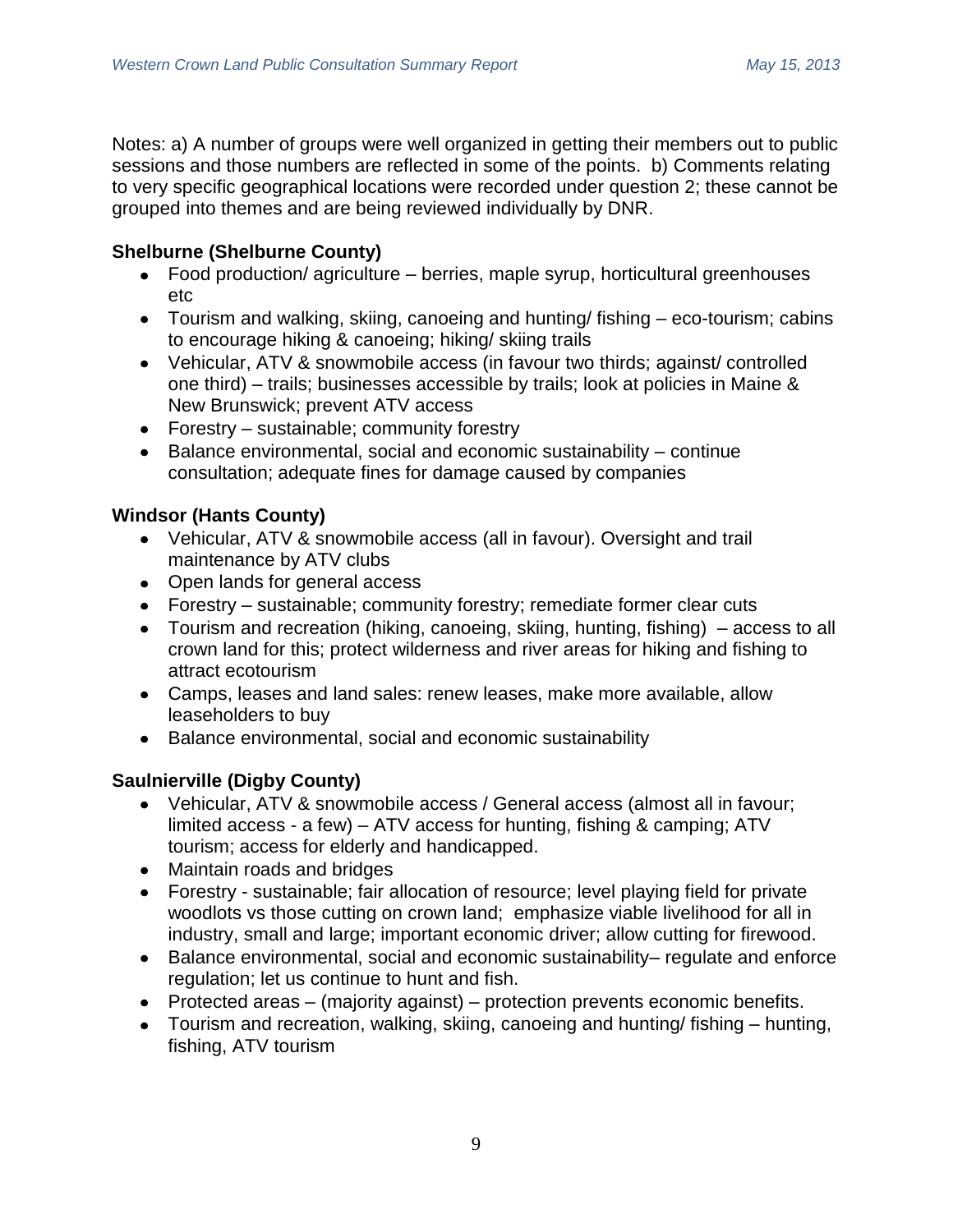Notes: a) A number of groups were well organized in getting their members out to public sessions and those numbers are reflected in some of the points. b) Comments relating to very specific geographical locations were recorded under question 2; these cannot be grouped into themes and are being reviewed individually by DNR.

**Shelburne (Shelburne County)**

- Food production/ agriculture – berries, maple syrup, horticultural greenhouses etc
- Tourism and walking, skiing, canoeing and hunting/ fishing – eco-tourism; cabins to encourage hiking & canoeing; hiking/ skiing trails
- Vehicular, ATV & snowmobile access (in favour two thirds; against/ controlled one third) – trails; businesses accessible by trails; look at policies in Maine & New Brunswick; prevent ATV access
- Forestry – sustainable; community forestry
- Balance environmental, social and economic sustainability – continue consultation; adequate fines for damage caused by companies

**Windsor (Hants County)**

- Vehicular, ATV & snowmobile access (all in favour). Oversight and trail maintenance by ATV clubs
- Open lands for general access
- Forestry – sustainable; community forestry; remediate former clear cuts
- Tourism and recreation (hiking, canoeing, skiing, hunting, fishing) – access to all crown land for this; protect wilderness and river areas for hiking and fishing to attract ecotourism
- Camps, leases and land sales: renew leases, make more available, allow leaseholders to buy
- Balance environmental, social and economic sustainability

**Saulnierville (Digby County)**

- Vehicular, ATV & snowmobile access / General access (almost all in favour; limited access - a few) – ATV access for hunting, fishing & camping; ATV tourism; access for elderly and handicapped.
- Maintain roads and bridges
- Forestry - sustainable; fair allocation of resource; level playing field for private woodlots vs those cutting on crown land; emphasize viable livelihood for all in industry, small and large; important economic driver; allow cutting for firewood.
- Balance environmental, social and economic sustainability– regulate and enforce regulation; let us continue to hunt and fish.
- Protected areas – (majority against) – protection prevents economic benefits.
- Tourism and recreation, walking, skiing, canoeing and hunting/ fishing – hunting, fishing, ATV tourism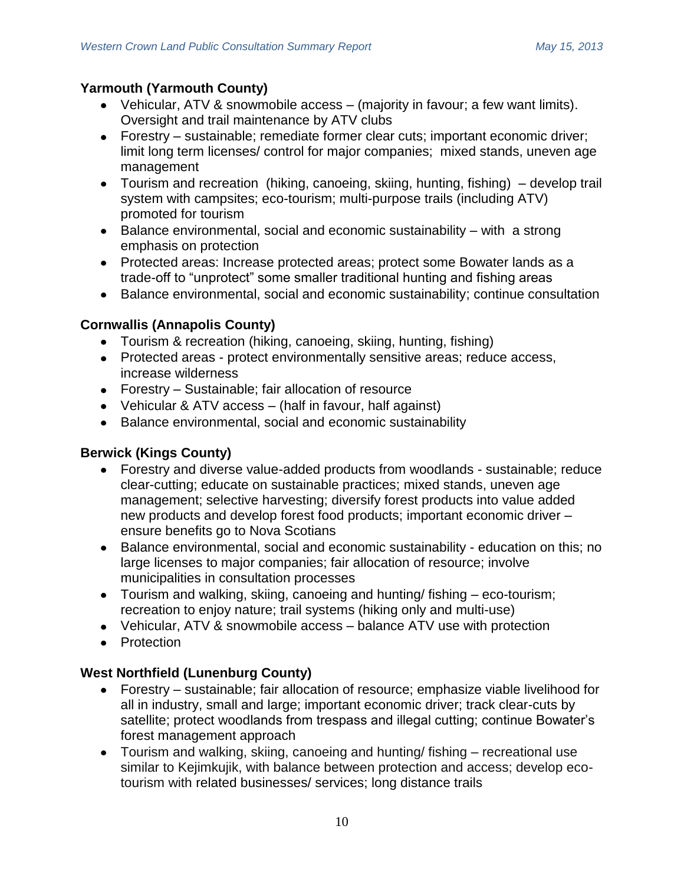**Yarmouth (Yarmouth County)**

- Vehicular, ATV & snowmobile access – (majority in favour; a few want limits). Oversight and trail maintenance by ATV clubs
- Forestry – sustainable; remediate former clear cuts; important economic driver; limit long term licenses/ control for major companies; mixed stands, uneven age management
- Tourism and recreation (hiking, canoeing, skiing, hunting, fishing) – develop trail system with campsites; eco-tourism; multi-purpose trails (including ATV) promoted for tourism
- Balance environmental, social and economic sustainability – with a strong emphasis on protection
- Protected areas: Increase protected areas; protect some Bowater lands as a trade-off to "unprotect" some smaller traditional hunting and fishing areas
- Balance environmental, social and economic sustainability; continue consultation

**Cornwallis (Annapolis County)**

- Tourism & recreation (hiking, canoeing, skiing, hunting, fishing)
- Protected areas - protect environmentally sensitive areas; reduce access, increase wilderness
- Forestry – Sustainable; fair allocation of resource
- Vehicular & ATV access – (half in favour, half against)
- Balance environmental, social and economic sustainability

**Berwick (Kings County)**

- Forestry and diverse value-added products from woodlands - sustainable; reduce clear-cutting; educate on sustainable practices; mixed stands, uneven age management; selective harvesting; diversify forest products into value added new products and develop forest food products; important economic driver – ensure benefits go to Nova Scotians
- Balance environmental, social and economic sustainability - education on this; no large licenses to major companies; fair allocation of resource; involve municipalities in consultation processes
- Tourism and walking, skiing, canoeing and hunting/ fishing – eco-tourism; recreation to enjoy nature; trail systems (hiking only and multi-use)
- Vehicular, ATV & snowmobile access – balance ATV use with protection
- Protection

**West Northfield (Lunenburg County)**

- Forestry – sustainable; fair allocation of resource; emphasize viable livelihood for all in industry, small and large; important economic driver; track clear-cuts by satellite; protect woodlands from trespass and illegal cutting; continue Bowater's forest management approach
- Tourism and walking, skiing, canoeing and hunting/ fishing – recreational use similar to Kejimkujik, with balance between protection and access; develop eco-tourism with related businesses/ services; long distance trails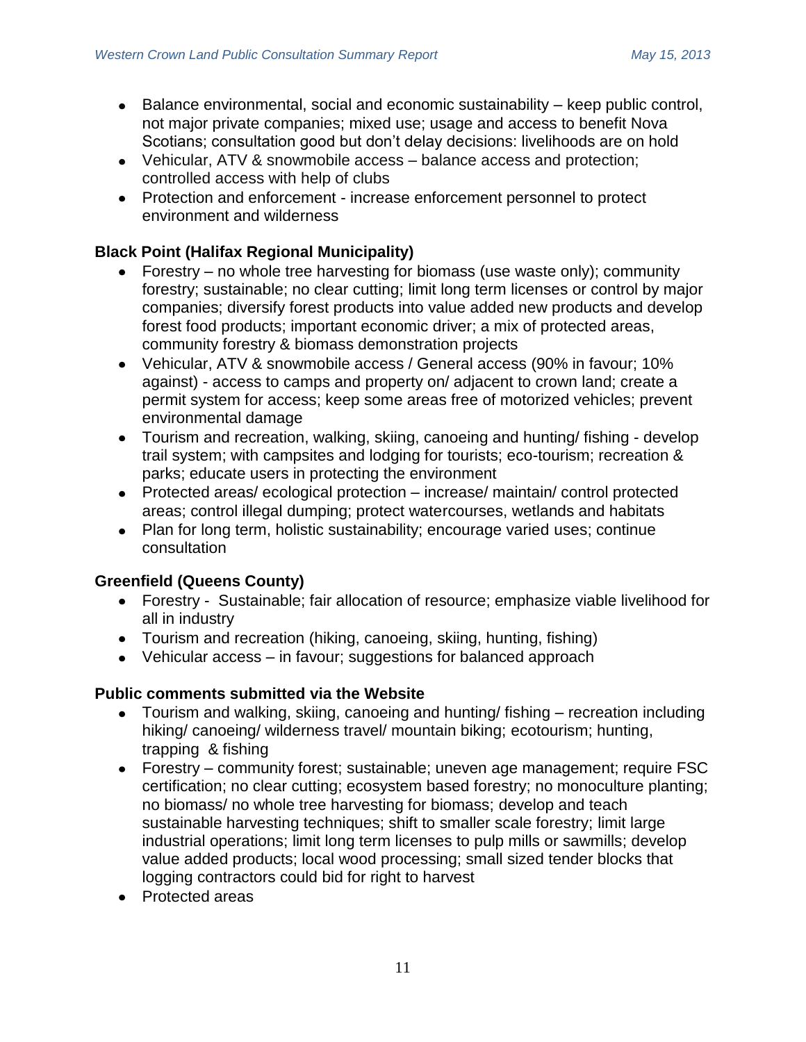- Balance environmental, social and economic sustainability – keep public control, not major private companies; mixed use; usage and access to benefit Nova Scotians; consultation good but don't delay decisions: livelihoods are on hold
- Vehicular, ATV & snowmobile access – balance access and protection; controlled access with help of clubs
- Protection and enforcement - increase enforcement personnel to protect environment and wilderness

**Black Point (Halifax Regional Municipality)**

- Forestry – no whole tree harvesting for biomass (use waste only); community forestry; sustainable; no clear cutting; limit long term licenses or control by major companies; diversify forest products into value added new products and develop forest food products; important economic driver; a mix of protected areas, community forestry & biomass demonstration projects
- Vehicular, ATV & snowmobile access / General access (90% in favour; 10% against) - access to camps and property on/ adjacent to crown land; create a permit system for access; keep some areas free of motorized vehicles; prevent environmental damage
- Tourism and recreation, walking, skiing, canoeing and hunting/ fishing - develop trail system; with campsites and lodging for tourists; eco-tourism; recreation & parks; educate users in protecting the environment
- Protected areas/ ecological protection – increase/ maintain/ control protected areas; control illegal dumping; protect watercourses, wetlands and habitats
- Plan for long term, holistic sustainability; encourage varied uses; continue consultation

**Greenfield (Queens County)**

- Forestry - Sustainable; fair allocation of resource; emphasize viable livelihood for all in industry
- Tourism and recreation (hiking, canoeing, skiing, hunting, fishing)
- Vehicular access – in favour; suggestions for balanced approach

**Public comments submitted via the Website**

- Tourism and walking, skiing, canoeing and hunting/ fishing – recreation including hiking/ canoeing/ wilderness travel/ mountain biking; ecotourism; hunting, trapping & fishing
- Forestry – community forest; sustainable; uneven age management; require FSC certification; no clear cutting; ecosystem based forestry; no monoculture planting; no biomass/ no whole tree harvesting for biomass; develop and teach sustainable harvesting techniques; shift to smaller scale forestry; limit large industrial operations; limit long term licenses to pulp mills or sawmills; develop value added products; local wood processing; small sized tender blocks that logging contractors could bid for right to harvest
- Protected areas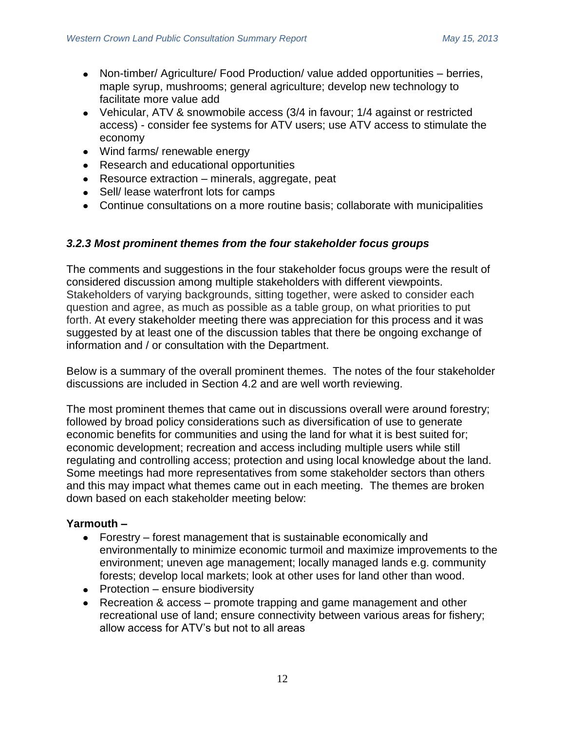- Non-timber/ Agriculture/ Food Production/ value added opportunities – berries, maple syrup, mushrooms; general agriculture; develop new technology to facilitate more value add
- Vehicular, ATV & snowmobile access (3/4 in favour; 1/4 against or restricted access) - consider fee systems for ATV users; use ATV access to stimulate the economy
- Wind farms/ renewable energy
- Research and educational opportunities
- Resource extraction – minerals, aggregate, peat
- Sell/ lease waterfront lots for camps
- Continue consultations on a more routine basis; collaborate with municipalities

### *3.2.3 Most prominent themes from the four stakeholder focus groups*

The comments and suggestions in the four stakeholder focus groups were the result of considered discussion among multiple stakeholders with different viewpoints. Stakeholders of varying backgrounds, sitting together, were asked to consider each question and agree, as much as possible as a table group, on what priorities to put forth. At every stakeholder meeting there was appreciation for this process and it was suggested by at least one of the discussion tables that there be ongoing exchange of information and / or consultation with the Department.

Below is a summary of the overall prominent themes. The notes of the four stakeholder discussions are included in Section 4.2 and are well worth reviewing.

The most prominent themes that came out in discussions overall were around forestry; followed by broad policy considerations such as diversification of use to generate economic benefits for communities and using the land for what it is best suited for; economic development; recreation and access including multiple users while still regulating and controlling access; protection and using local knowledge about the land. Some meetings had more representatives from some stakeholder sectors than others and this may impact what themes came out in each meeting. The themes are broken down based on each stakeholder meeting below:

**Yarmouth –**

- Forestry – forest management that is sustainable economically and environmentally to minimize economic turmoil and maximize improvements to the environment; uneven age management; locally managed lands e.g. community forests; develop local markets; look at other uses for land other than wood.
- Protection – ensure biodiversity
- Recreation & access – promote trapping and game management and other recreational use of land; ensure connectivity between various areas for fishery; allow access for ATV's but not to all areas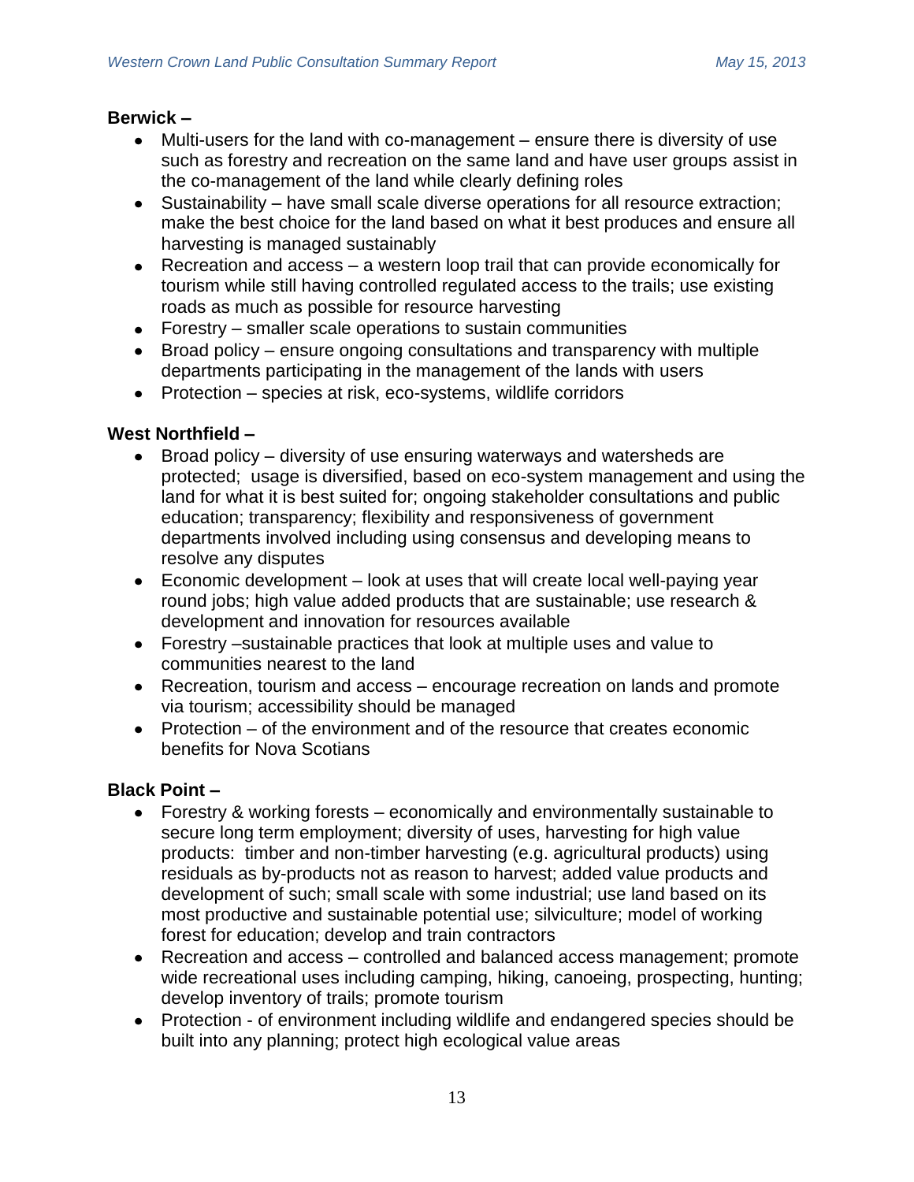**Berwick –**

- Multi-users for the land with co-management – ensure there is diversity of use such as forestry and recreation on the same land and have user groups assist in the co-management of the land while clearly defining roles
- Sustainability – have small scale diverse operations for all resource extraction; make the best choice for the land based on what it best produces and ensure all harvesting is managed sustainably
- Recreation and access – a western loop trail that can provide economically for tourism while still having controlled regulated access to the trails; use existing roads as much as possible for resource harvesting
- Forestry – smaller scale operations to sustain communities
- Broad policy – ensure ongoing consultations and transparency with multiple departments participating in the management of the lands with users
- Protection – species at risk, eco-systems, wildlife corridors

**West Northfield –**

- Broad policy – diversity of use ensuring waterways and watersheds are protected; usage is diversified, based on eco-system management and using the land for what it is best suited for; ongoing stakeholder consultations and public education; transparency; flexibility and responsiveness of government departments involved including using consensus and developing means to resolve any disputes
- Economic development – look at uses that will create local well-paying year round jobs; high value added products that are sustainable; use research & development and innovation for resources available
- Forestry –sustainable practices that look at multiple uses and value to communities nearest to the land
- Recreation, tourism and access – encourage recreation on lands and promote via tourism; accessibility should be managed
- Protection – of the environment and of the resource that creates economic benefits for Nova Scotians

**Black Point –**

- Forestry & working forests – economically and environmentally sustainable to secure long term employment; diversity of uses, harvesting for high value products: timber and non-timber harvesting (e.g. agricultural products) using residuals as by-products not as reason to harvest; added value products and development of such; small scale with some industrial; use land based on its most productive and sustainable potential use; silviculture; model of working forest for education; develop and train contractors
- Recreation and access – controlled and balanced access management; promote wide recreational uses including camping, hiking, canoeing, prospecting, hunting; develop inventory of trails; promote tourism
- Protection - of environment including wildlife and endangered species should be built into any planning; protect high ecological value areas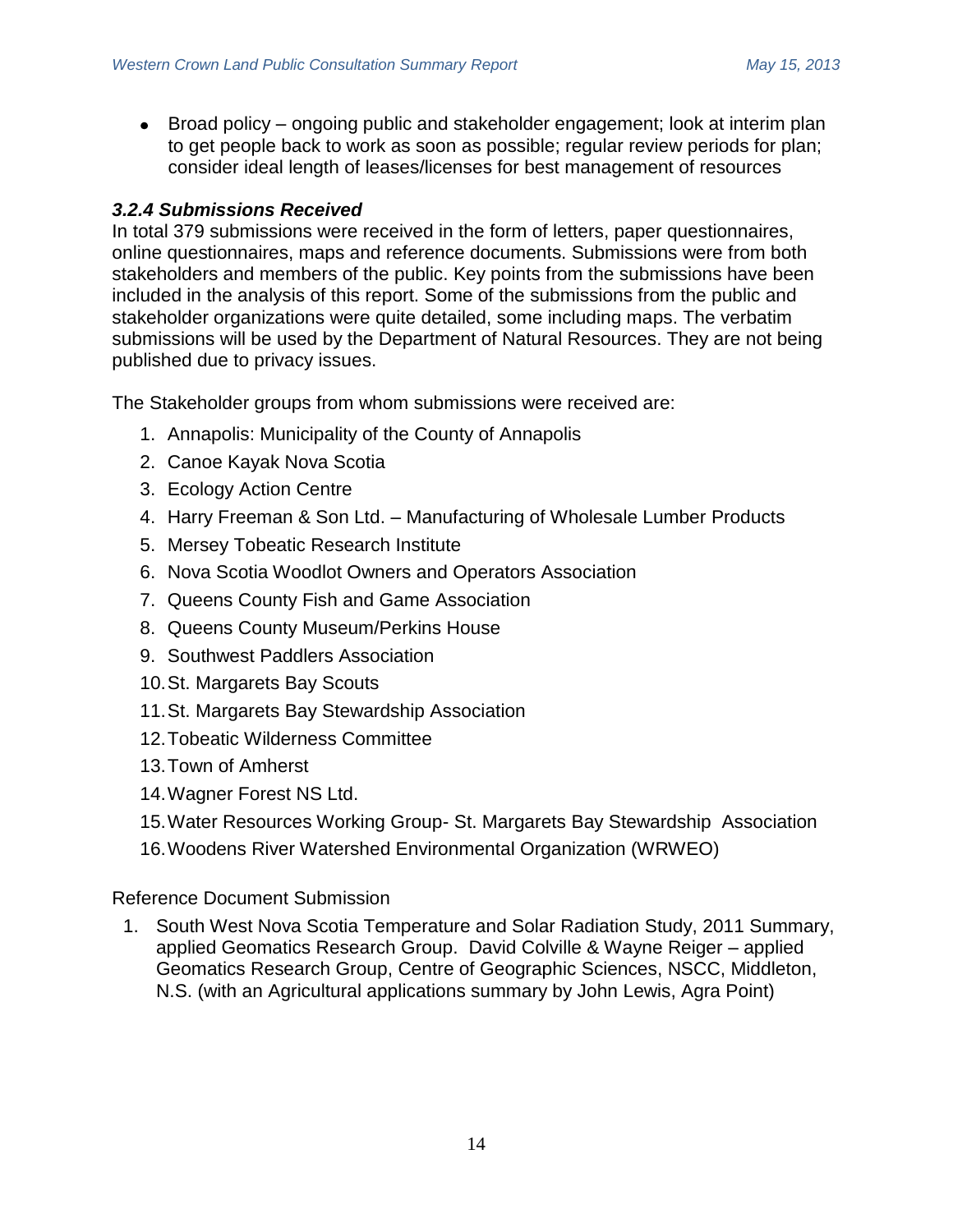- Broad policy – ongoing public and stakeholder engagement; look at interim plan to get people back to work as soon as possible; regular review periods for plan; consider ideal length of leases/licenses for best management of resources

### *3.2.4 Submissions Received*

In total 379 submissions were received in the form of letters, paper questionnaires, online questionnaires, maps and reference documents. Submissions were from both stakeholders and members of the public. Key points from the submissions have been included in the analysis of this report. Some of the submissions from the public and stakeholder organizations were quite detailed, some including maps. The verbatim submissions will be used by the Department of Natural Resources. They are not being published due to privacy issues.

The Stakeholder groups from whom submissions were received are:

1. Annapolis: Municipality of the County of Annapolis
2. Canoe Kayak Nova Scotia
3. Ecology Action Centre
4. Harry Freeman & Son Ltd. – Manufacturing of Wholesale Lumber Products
5. Mersey Tobeatic Research Institute
6. Nova Scotia Woodlot Owners and Operators Association
7. Queens County Fish and Game Association
8. Queens County Museum/Perkins House
9. Southwest Paddlers Association
10. St. Margarets Bay Scouts
11. St. Margarets Bay Stewardship Association
12. Tobeatic Wilderness Committee
13. Town of Amherst
14. Wagner Forest NS Ltd.
15. Water Resources Working Group- St. Margarets Bay Stewardship Association
16. Woodens River Watershed Environmental Organization (WRWEO)

Reference Document Submission

1. South West Nova Scotia Temperature and Solar Radiation Study, 2011 Summary, applied Geomatics Research Group. David Colville & Wayne Reiger – applied Geomatics Research Group, Centre of Geographic Sciences, NSCC, Middleton, N.S. (with an Agricultural applications summary by John Lewis, Agra Point)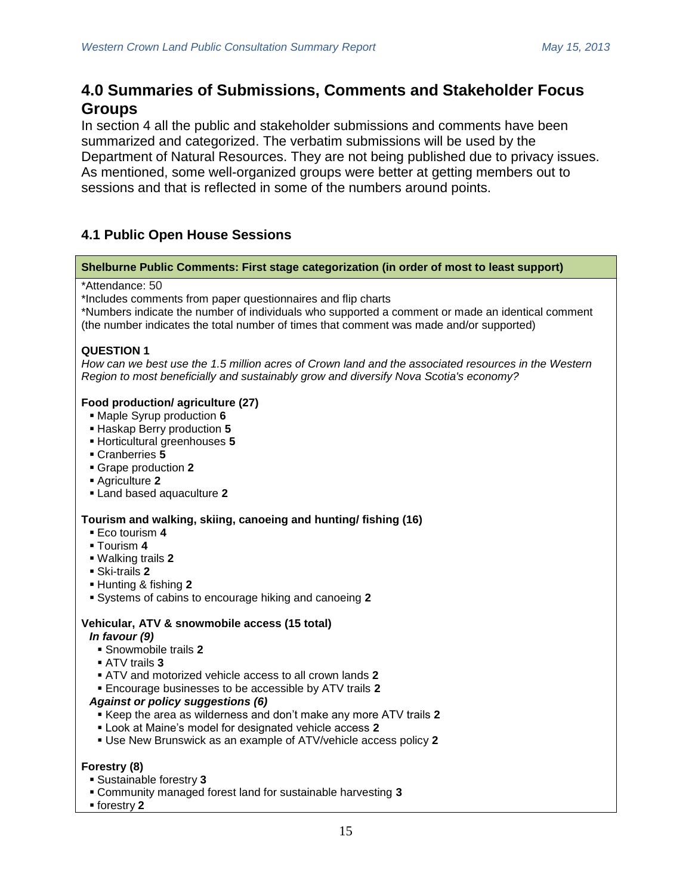# 4.0 Summaries of Submissions, Comments and Stakeholder Focus Groups

In section 4 all the public and stakeholder submissions and comments have been summarized and categorized. The verbatim submissions will be used by the Department of Natural Resources. They are not being published due to privacy issues. As mentioned, some well-organized groups were better at getting members out to sessions and that is reflected in some of the numbers around points.

## 4.1 Public Open House Sessions

**Shelburne Public Comments: First stage categorization (in order of most to least support)**

*Attendance: 50

*Includes comments from paper questionnaires and flip charts

*Numbers indicate the number of individuals who supported a comment or made an identical comment (the number indicates the total number of times that comment was made and/or supported)

**QUESTION 1**

*How can we best use the 1.5 million acres of Crown land and the associated resources in the Western Region to most beneficially and sustainably grow and diversify Nova Scotia's economy?*

**Food production/ agriculture (27)**

- Maple Syrup production **6**
- Haskap Berry production **5**
- Horticultural greenhouses **5**
- Cranberries **5**
- Grape production **2**
- Agriculture **2**
- Land based aquaculture **2**

**Tourism and walking, skiing, canoeing and hunting/ fishing (16)**

- Eco tourism **4**
- Tourism **4**
- Walking trails **2**
- Ski-trails **2**
- Hunting & fishing **2**
- Systems of cabins to encourage hiking and canoeing **2**

**Vehicular, ATV & snowmobile access (15 total)**

***In favour (9)***

- Snowmobile trails **2**
- ATV trails **3**
- ATV and motorized vehicle access to all crown lands **2**
- Encourage businesses to be accessible by ATV trails **2**

***Against or policy suggestions (6)***

- Keep the area as wilderness and don't make any more ATV trails **2**
- Look at Maine's model for designated vehicle access **2**
- Use New Brunswick as an example of ATV/vehicle access policy **2**

**Forestry (8)**

- Sustainable forestry **3**
- Community managed forest land for sustainable harvesting **3**
- forestry **2**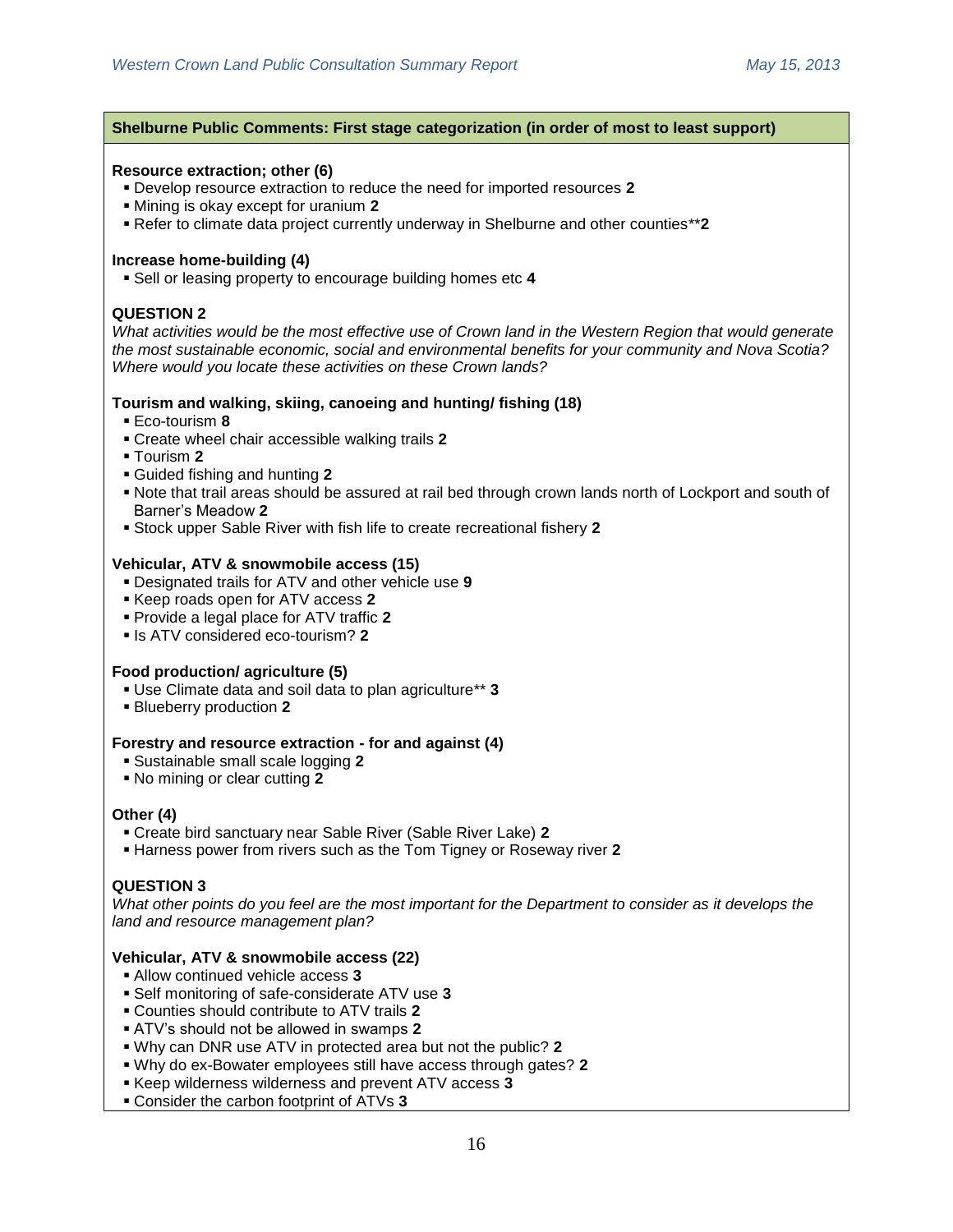**Shelburne Public Comments: First stage categorization (in order of most to least support)**

**Resource extraction; other (6)**

- Develop resource extraction to reduce the need for imported resources **2**
- Mining is okay except for uranium **2**
- Refer to climate data project currently underway in Shelburne and other counties\*\***2**

**Increase home-building (4)**

- Sell or leasing property to encourage building homes etc **4**

**QUESTION 2**

*What activities would be the most effective use of Crown land in the Western Region that would generate the most sustainable economic, social and environmental benefits for your community and Nova Scotia? Where would you locate these activities on these Crown lands?*

**Tourism and walking, skiing, canoeing and hunting/ fishing (18)**

- Eco-tourism **8**
- Create wheel chair accessible walking trails **2**
- Tourism **2**
- Guided fishing and hunting **2**
- Note that trail areas should be assured at rail bed through crown lands north of Lockport and south of Barner's Meadow **2**
- Stock upper Sable River with fish life to create recreational fishery **2**

**Vehicular, ATV & snowmobile access (15)**

- Designated trails for ATV and other vehicle use **9**
- Keep roads open for ATV access **2**
- Provide a legal place for ATV traffic **2**
- Is ATV considered eco-tourism? **2**

**Food production/ agriculture (5)**

- Use Climate data and soil data to plan agriculture\*\* **3**
- Blueberry production **2**

**Forestry and resource extraction - for and against (4)**

- Sustainable small scale logging **2**
- No mining or clear cutting **2**

**Other (4)**

- Create bird sanctuary near Sable River (Sable River Lake) **2**
- Harness power from rivers such as the Tom Tigney or Roseway river **2**

**QUESTION 3**

*What other points do you feel are the most important for the Department to consider as it develops the land and resource management plan?*

**Vehicular, ATV & snowmobile access (22)**

- Allow continued vehicle access **3**
- Self monitoring of safe-considerate ATV use **3**
- Counties should contribute to ATV trails **2**
- ATV's should not be allowed in swamps **2**
- Why can DNR use ATV in protected area but not the public? **2**
- Why do ex-Bowater employees still have access through gates? **2**
- Keep wilderness wilderness and prevent ATV access **3**
- Consider the carbon footprint of ATVs **3**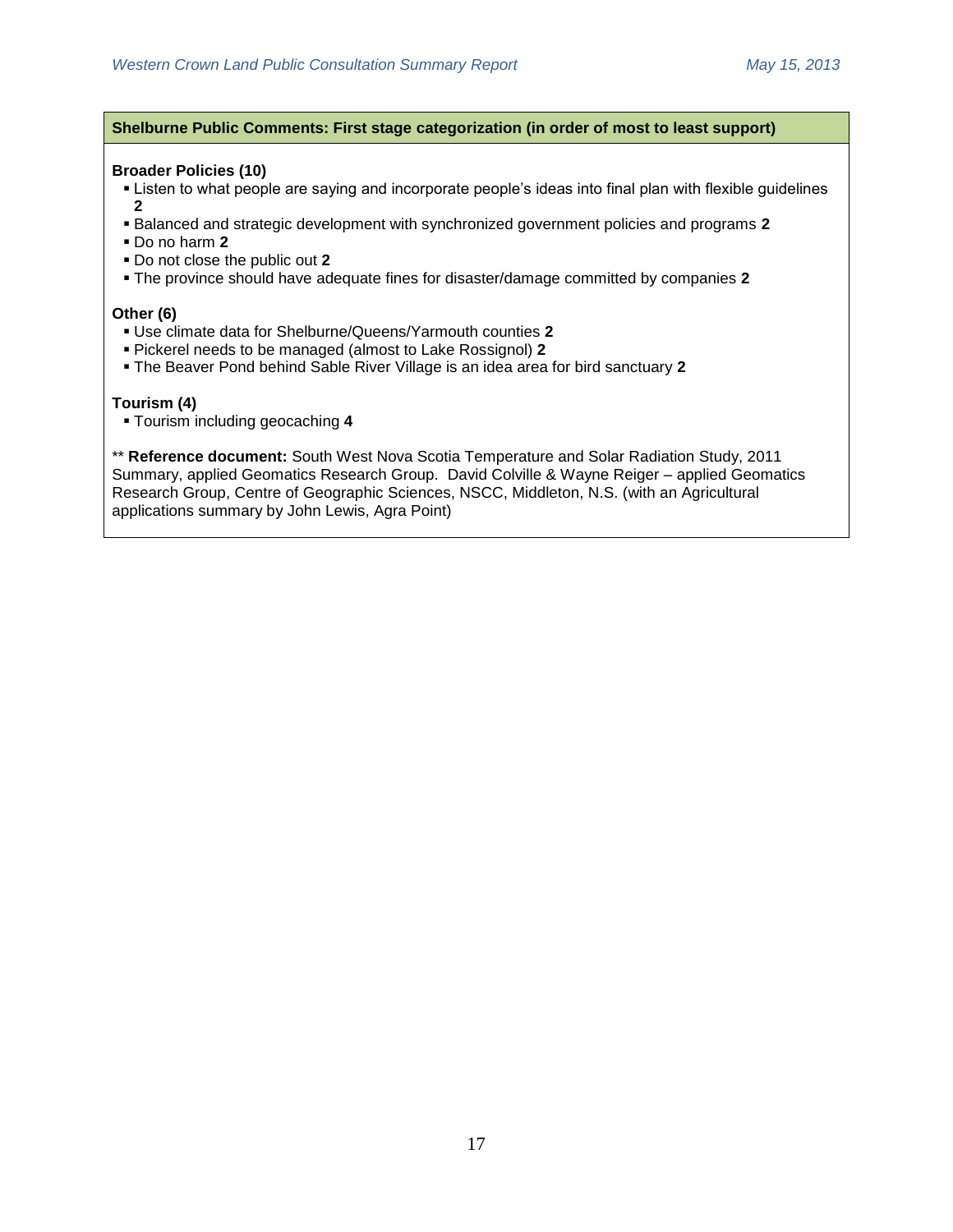**Shelburne Public Comments: First stage categorization (in order of most to least support)**

**Broader Policies (10)**

- Listen to what people are saying and incorporate people's ideas into final plan with flexible guidelines **2**
- Balanced and strategic development with synchronized government policies and programs **2**
- Do no harm **2**
- Do not close the public out **2**
- The province should have adequate fines for disaster/damage committed by companies **2**

**Other (6)**

- Use climate data for Shelburne/Queens/Yarmouth counties **2**
- Pickerel needs to be managed (almost to Lake Rossignol) **2**
- The Beaver Pond behind Sable River Village is an idea area for bird sanctuary **2**

**Tourism (4)**

- Tourism including geocaching **4**

** **Reference document:** South West Nova Scotia Temperature and Solar Radiation Study, 2011 Summary, applied Geomatics Research Group. David Colville & Wayne Reiger – applied Geomatics Research Group, Centre of Geographic Sciences, NSCC, Middleton, N.S. (with an Agricultural applications summary by John Lewis, Agra Point)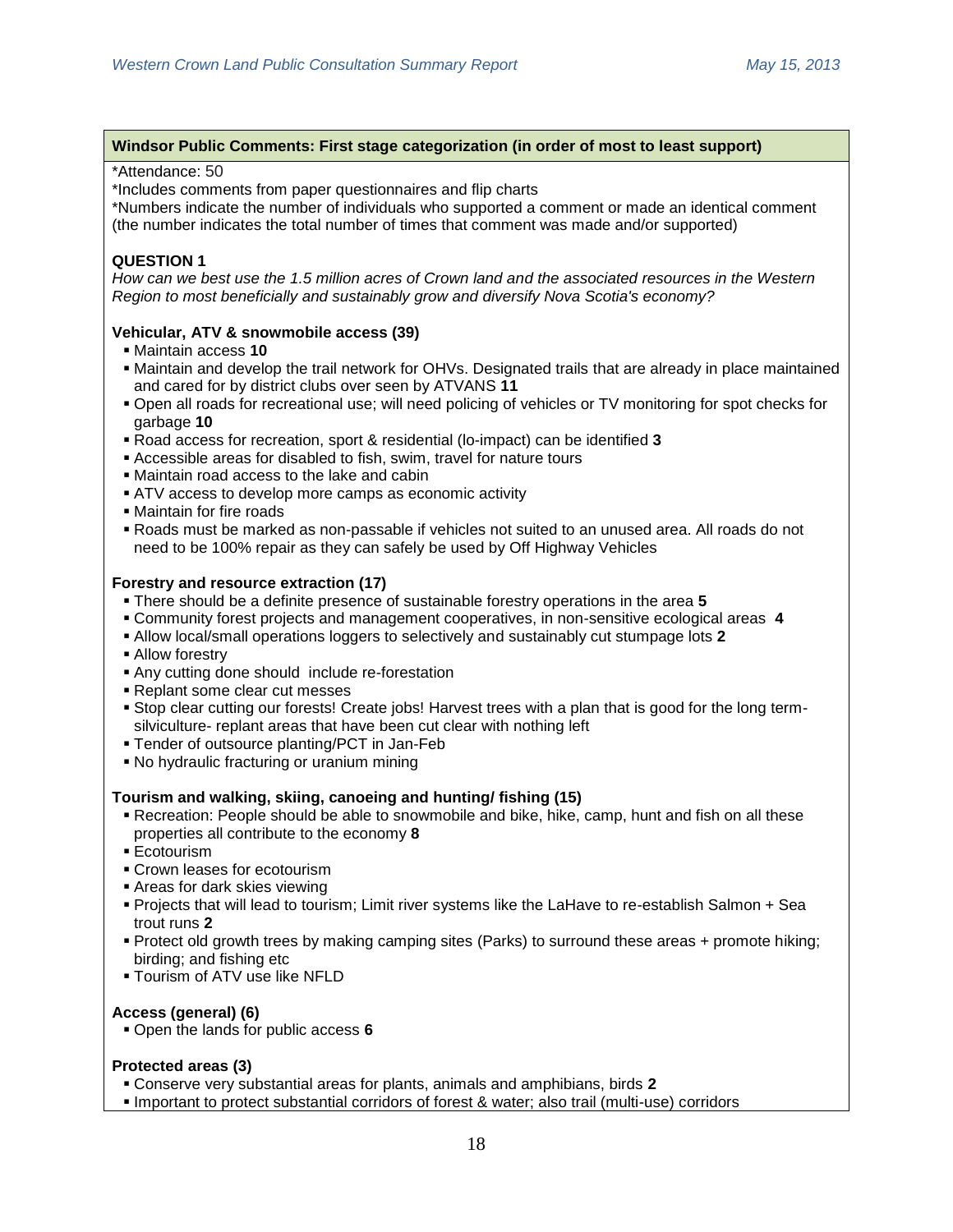**Windsor Public Comments: First stage categorization (in order of most to least support)**

*Attendance: 50
*Includes comments from paper questionnaires and flip charts
*Numbers indicate the number of individuals who supported a comment or made an identical comment (the number indicates the total number of times that comment was made and/or supported)

**QUESTION 1**

*How can we best use the 1.5 million acres of Crown land and the associated resources in the Western Region to most beneficially and sustainably grow and diversify Nova Scotia's economy?*

**Vehicular, ATV & snowmobile access (39)**

- Maintain access **10**
- Maintain and develop the trail network for OHVs. Designated trails that are already in place maintained and cared for by district clubs over seen by ATVANS **11**
- Open all roads for recreational use; will need policing of vehicles or TV monitoring for spot checks for garbage **10**
- Road access for recreation, sport & residential (lo-impact) can be identified **3**
- Accessible areas for disabled to fish, swim, travel for nature tours
- Maintain road access to the lake and cabin
- ATV access to develop more camps as economic activity
- Maintain for fire roads
- Roads must be marked as non-passable if vehicles not suited to an unused area. All roads do not need to be 100% repair as they can safely be used by Off Highway Vehicles

**Forestry and resource extraction (17)**

- There should be a definite presence of sustainable forestry operations in the area **5**
- Community forest projects and management cooperatives, in non-sensitive ecological areas **4**
- Allow local/small operations loggers to selectively and sustainably cut stumpage lots **2**
- Allow forestry
- Any cutting done should include re-forestation
- Replant some clear cut messes
- Stop clear cutting our forests! Create jobs! Harvest trees with a plan that is good for the long term- silviculture- replant areas that have been cut clear with nothing left
- Tender of outsource planting/PCT in Jan-Feb
- No hydraulic fracturing or uranium mining

**Tourism and walking, skiing, canoeing and hunting/ fishing (15)**

- Recreation: People should be able to snowmobile and bike, hike, camp, hunt and fish on all these properties all contribute to the economy **8**
- Ecotourism
- Crown leases for ecotourism
- Areas for dark skies viewing
- Projects that will lead to tourism; Limit river systems like the LaHave to re-establish Salmon + Sea trout runs **2**
- Protect old growth trees by making camping sites (Parks) to surround these areas + promote hiking; birding; and fishing etc
- Tourism of ATV use like NFLD

**Access (general) (6)**

- Open the lands for public access **6**

**Protected areas (3)**

- Conserve very substantial areas for plants, animals and amphibians, birds **2**
- Important to protect substantial corridors of forest & water; also trail (multi-use) corridors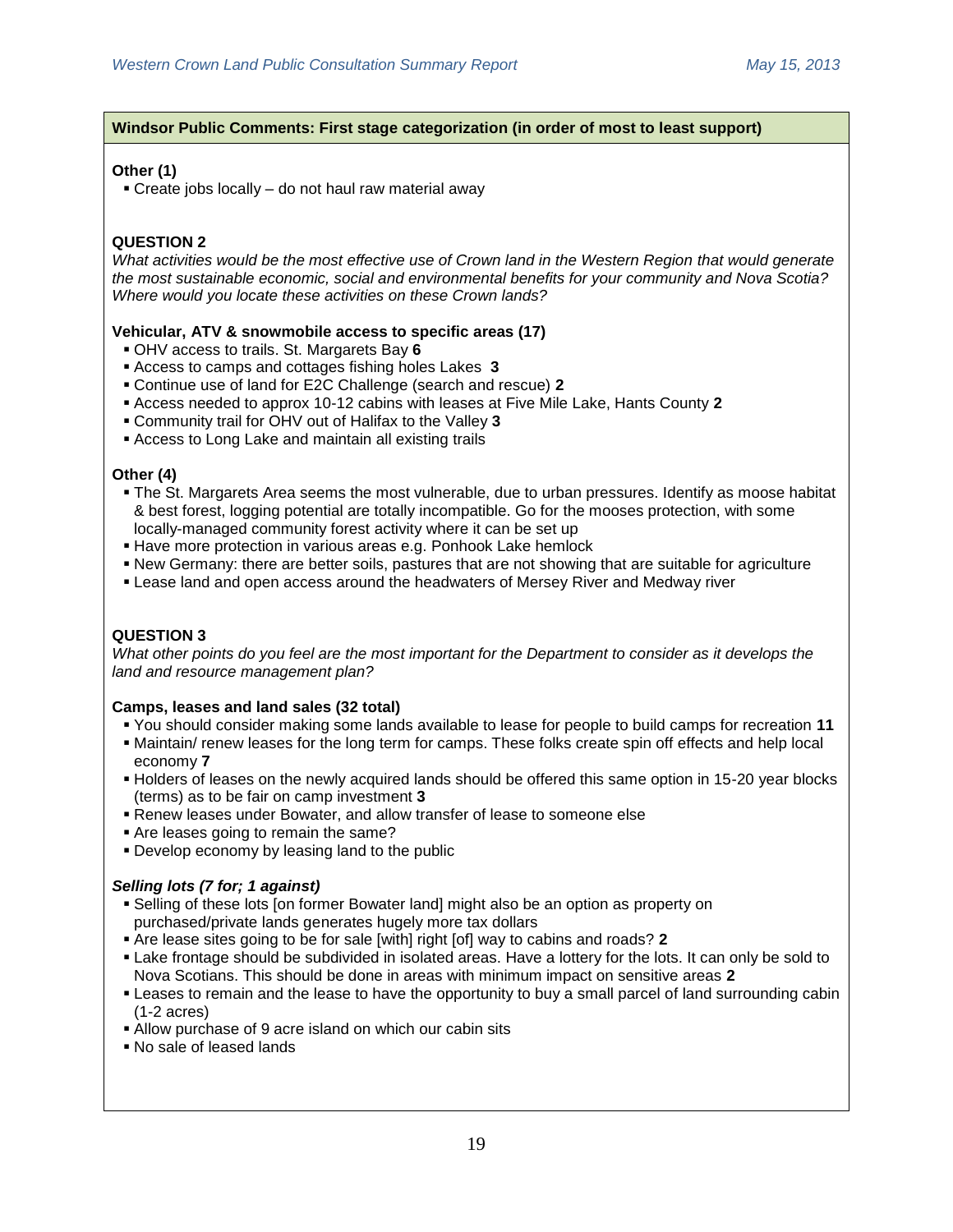**Windsor Public Comments: First stage categorization (in order of most to least support)**

**Other (1)**

- Create jobs locally – do not haul raw material away

**QUESTION 2**

*What activities would be the most effective use of Crown land in the Western Region that would generate the most sustainable economic, social and environmental benefits for your community and Nova Scotia? Where would you locate these activities on these Crown lands?*

**Vehicular, ATV & snowmobile access to specific areas (17)**

- OHV access to trails. St. Margarets Bay **6**
- Access to camps and cottages fishing holes Lakes **3**
- Continue use of land for E2C Challenge (search and rescue) **2**
- Access needed to approx 10-12 cabins with leases at Five Mile Lake, Hants County **2**
- Community trail for OHV out of Halifax to the Valley **3**
- Access to Long Lake and maintain all existing trails

**Other (4)**

- The St. Margarets Area seems the most vulnerable, due to urban pressures. Identify as moose habitat & best forest, logging potential are totally incompatible. Go for the mooses protection, with some locally-managed community forest activity where it can be set up
- Have more protection in various areas e.g. Ponhook Lake hemlock
- New Germany: there are better soils, pastures that are not showing that are suitable for agriculture
- Lease land and open access around the headwaters of Mersey River and Medway river

**QUESTION 3**

*What other points do you feel are the most important for the Department to consider as it develops the land and resource management plan?*

**Camps, leases and land sales (32 total)**

- You should consider making some lands available to lease for people to build camps for recreation **11**
- Maintain/ renew leases for the long term for camps. These folks create spin off effects and help local economy **7**
- Holders of leases on the newly acquired lands should be offered this same option in 15-20 year blocks (terms) as to be fair on camp investment **3**
- Renew leases under Bowater, and allow transfer of lease to someone else
- Are leases going to remain the same?
- Develop economy by leasing land to the public

***Selling lots (7 for; 1 against)***

- Selling of these lots [on former Bowater land] might also be an option as property on purchased/private lands generates hugely more tax dollars
- Are lease sites going to be for sale [with] right [of] way to cabins and roads? **2**
- Lake frontage should be subdivided in isolated areas. Have a lottery for the lots. It can only be sold to Nova Scotians. This should be done in areas with minimum impact on sensitive areas **2**
- Leases to remain and the lease to have the opportunity to buy a small parcel of land surrounding cabin (1-2 acres)
- Allow purchase of 9 acre island on which our cabin sits
- No sale of leased lands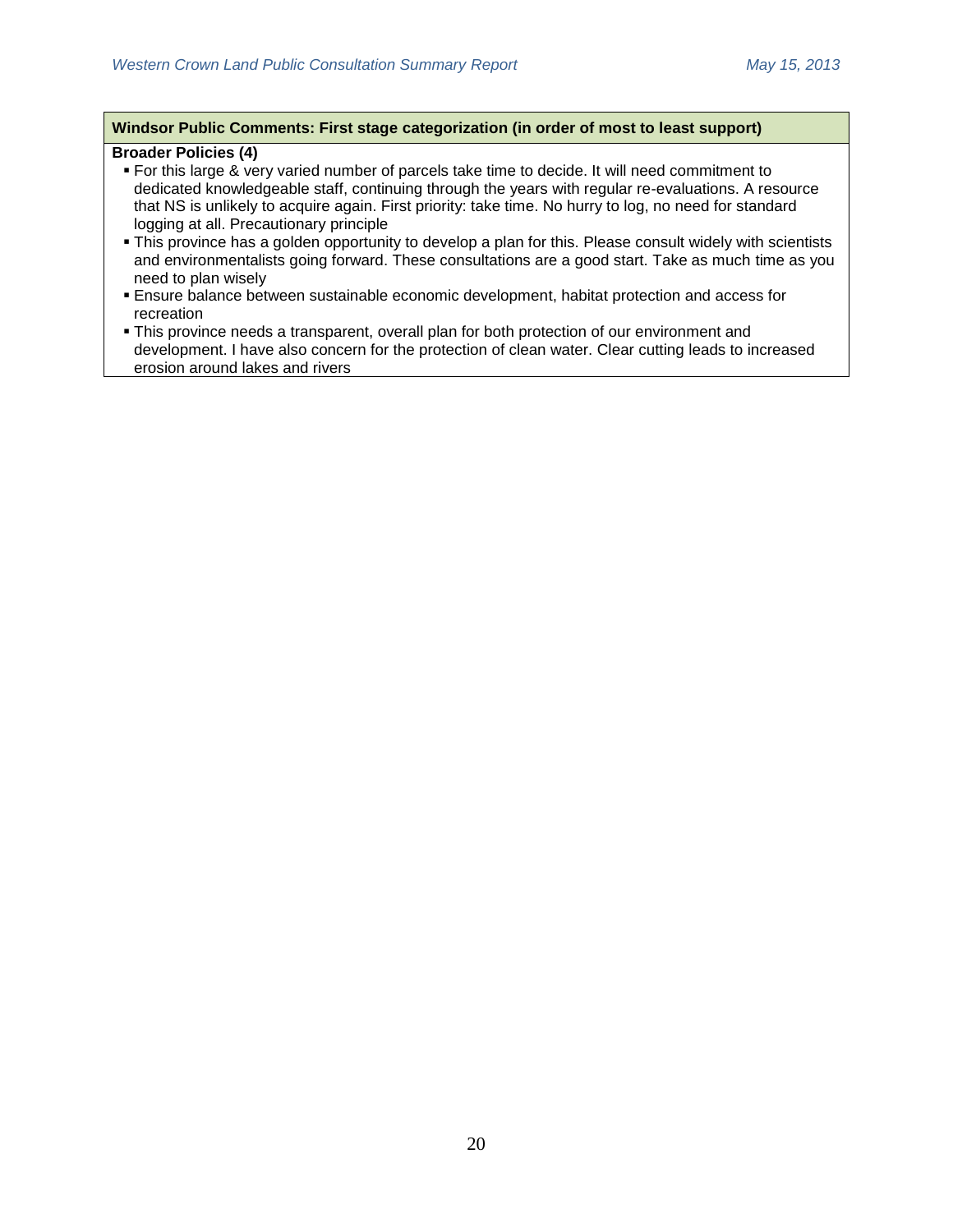**Windsor Public Comments: First stage categorization (in order of most to least support)**

**Broader Policies (4)**

- For this large & very varied number of parcels take time to decide. It will need commitment to dedicated knowledgeable staff, continuing through the years with regular re-evaluations. A resource that NS is unlikely to acquire again. First priority: take time. No hurry to log, no need for standard logging at all. Precautionary principle
- This province has a golden opportunity to develop a plan for this. Please consult widely with scientists and environmentalists going forward. These consultations are a good start. Take as much time as you need to plan wisely
- Ensure balance between sustainable economic development, habitat protection and access for recreation
- This province needs a transparent, overall plan for both protection of our environment and development. I have also concern for the protection of clean water. Clear cutting leads to increased erosion around lakes and rivers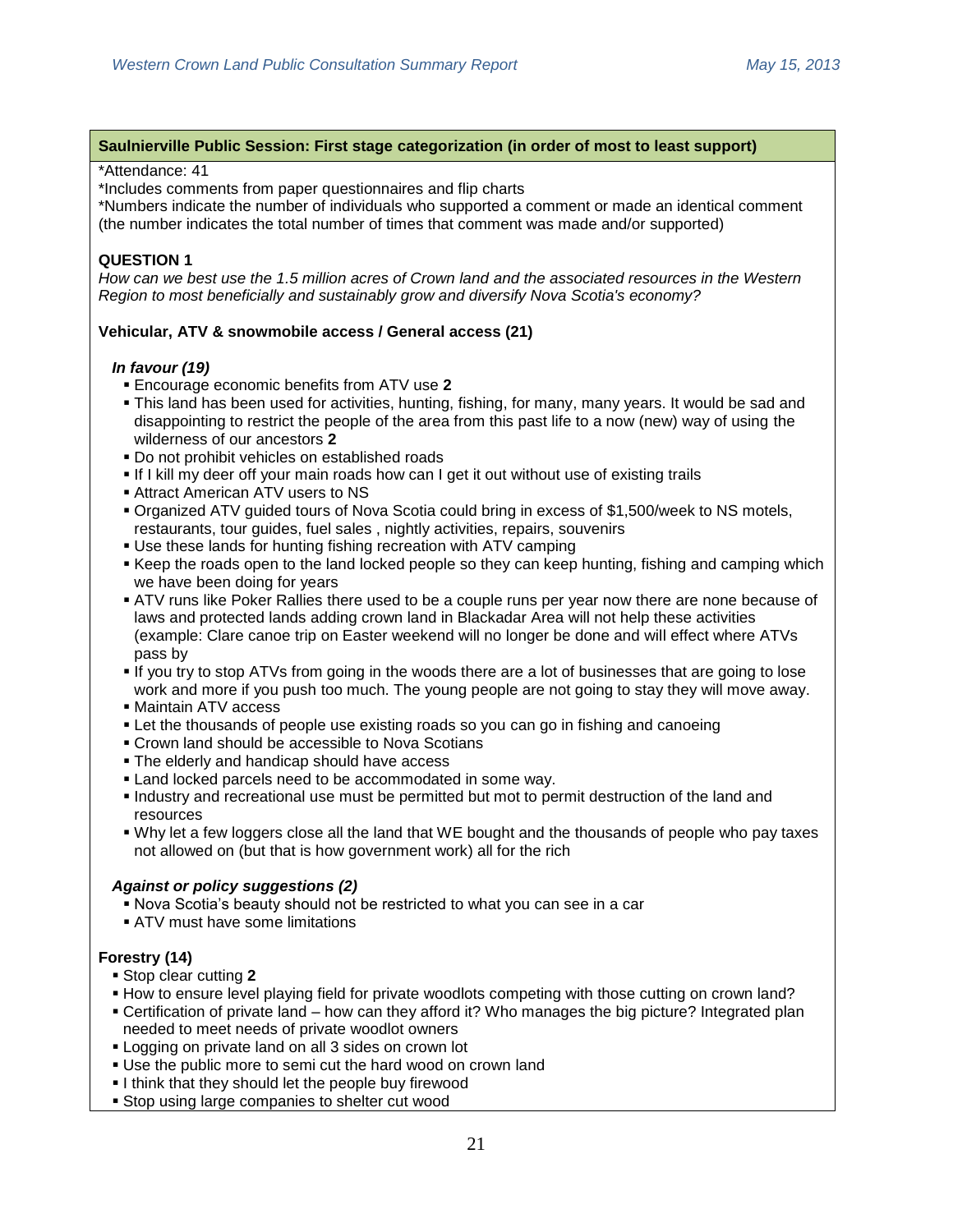**Saulnierville Public Session: First stage categorization (in order of most to least support)**

*Attendance: 41
*Includes comments from paper questionnaires and flip charts
*Numbers indicate the number of individuals who supported a comment or made an identical comment (the number indicates the total number of times that comment was made and/or supported)

**QUESTION 1**

*How can we best use the 1.5 million acres of Crown land and the associated resources in the Western Region to most beneficially and sustainably grow and diversify Nova Scotia's economy?*

**Vehicular, ATV & snowmobile access / General access (21)**

***In favour (19)***

- Encourage economic benefits from ATV use **2**
- This land has been used for activities, hunting, fishing, for many, many years. It would be sad and disappointing to restrict the people of the area from this past life to a now (new) way of using the wilderness of our ancestors **2**
- Do not prohibit vehicles on established roads
- If I kill my deer off your main roads how can I get it out without use of existing trails
- Attract American ATV users to NS
- Organized ATV guided tours of Nova Scotia could bring in excess of $1,500/week to NS motels, restaurants, tour guides, fuel sales , nightly activities, repairs, souvenirs
- Use these lands for hunting fishing recreation with ATV camping
- Keep the roads open to the land locked people so they can keep hunting, fishing and camping which we have been doing for years
- ATV runs like Poker Rallies there used to be a couple runs per year now there are none because of laws and protected lands adding crown land in Blackadar Area will not help these activities (example: Clare canoe trip on Easter weekend will no longer be done and will effect where ATVs pass by
- If you try to stop ATVs from going in the woods there are a lot of businesses that are going to lose work and more if you push too much. The young people are not going to stay they will move away.
- Maintain ATV access
- Let the thousands of people use existing roads so you can go in fishing and canoeing
- Crown land should be accessible to Nova Scotians
- The elderly and handicap should have access
- Land locked parcels need to be accommodated in some way.
- Industry and recreational use must be permitted but mot to permit destruction of the land and resources
- Why let a few loggers close all the land that WE bought and the thousands of people who pay taxes not allowed on (but that is how government work) all for the rich

***Against or policy suggestions (2)***

- Nova Scotia's beauty should not be restricted to what you can see in a car
- ATV must have some limitations

**Forestry (14)**

- Stop clear cutting **2**
- How to ensure level playing field for private woodlots competing with those cutting on crown land?
- Certification of private land – how can they afford it? Who manages the big picture? Integrated plan needed to meet needs of private woodlot owners
- Logging on private land on all 3 sides on crown lot
- Use the public more to semi cut the hard wood on crown land
- I think that they should let the people buy firewood
- Stop using large companies to shelter cut wood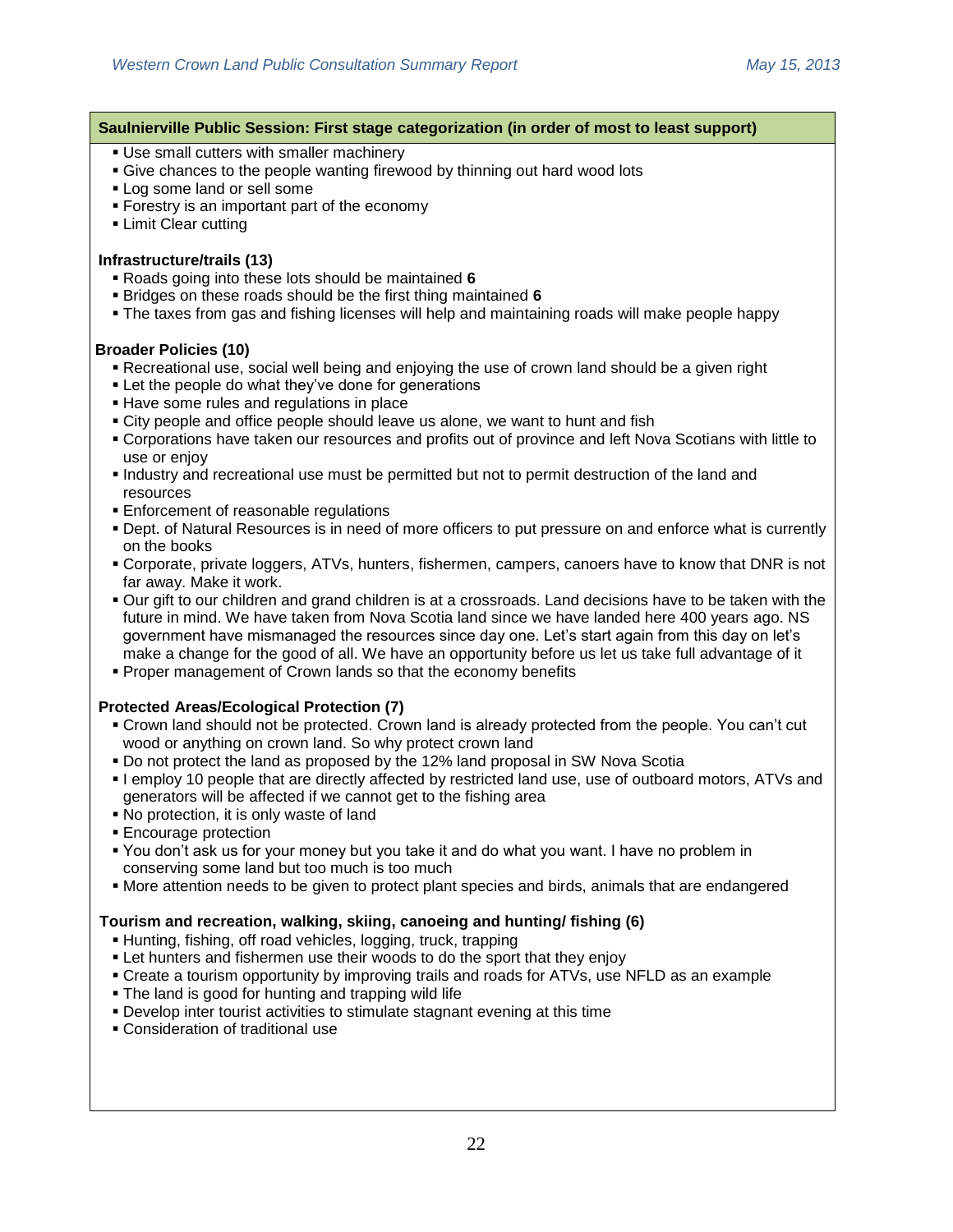**Saulnierville Public Session: First stage categorization (in order of most to least support)**

- Use small cutters with smaller machinery
- Give chances to the people wanting firewood by thinning out hard wood lots
- Log some land or sell some
- Forestry is an important part of the economy
- Limit Clear cutting

**Infrastructure/trails (13)**

- Roads going into these lots should be maintained **6**
- Bridges on these roads should be the first thing maintained **6**
- The taxes from gas and fishing licenses will help and maintaining roads will make people happy

**Broader Policies (10)**

- Recreational use, social well being and enjoying the use of crown land should be a given right
- Let the people do what they've done for generations
- Have some rules and regulations in place
- City people and office people should leave us alone, we want to hunt and fish
- Corporations have taken our resources and profits out of province and left Nova Scotians with little to use or enjoy
- Industry and recreational use must be permitted but not to permit destruction of the land and resources
- Enforcement of reasonable regulations
- Dept. of Natural Resources is in need of more officers to put pressure on and enforce what is currently on the books
- Corporate, private loggers, ATVs, hunters, fishermen, campers, canoers have to know that DNR is not far away. Make it work.
- Our gift to our children and grand children is at a crossroads. Land decisions have to be taken with the future in mind. We have taken from Nova Scotia land since we have landed here 400 years ago. NS government have mismanaged the resources since day one. Let's start again from this day on let's make a change for the good of all. We have an opportunity before us let us take full advantage of it
- Proper management of Crown lands so that the economy benefits

**Protected Areas/Ecological Protection (7)**

- Crown land should not be protected. Crown land is already protected from the people. You can't cut wood or anything on crown land. So why protect crown land
- Do not protect the land as proposed by the 12% land proposal in SW Nova Scotia
- I employ 10 people that are directly affected by restricted land use, use of outboard motors, ATVs and generators will be affected if we cannot get to the fishing area
- No protection, it is only waste of land
- Encourage protection
- You don't ask us for your money but you take it and do what you want. I have no problem in conserving some land but too much is too much
- More attention needs to be given to protect plant species and birds, animals that are endangered

**Tourism and recreation, walking, skiing, canoeing and hunting/ fishing (6)**

- Hunting, fishing, off road vehicles, logging, truck, trapping
- Let hunters and fishermen use their woods to do the sport that they enjoy
- Create a tourism opportunity by improving trails and roads for ATVs, use NFLD as an example
- The land is good for hunting and trapping wild life
- Develop inter tourist activities to stimulate stagnant evening at this time
- Consideration of traditional use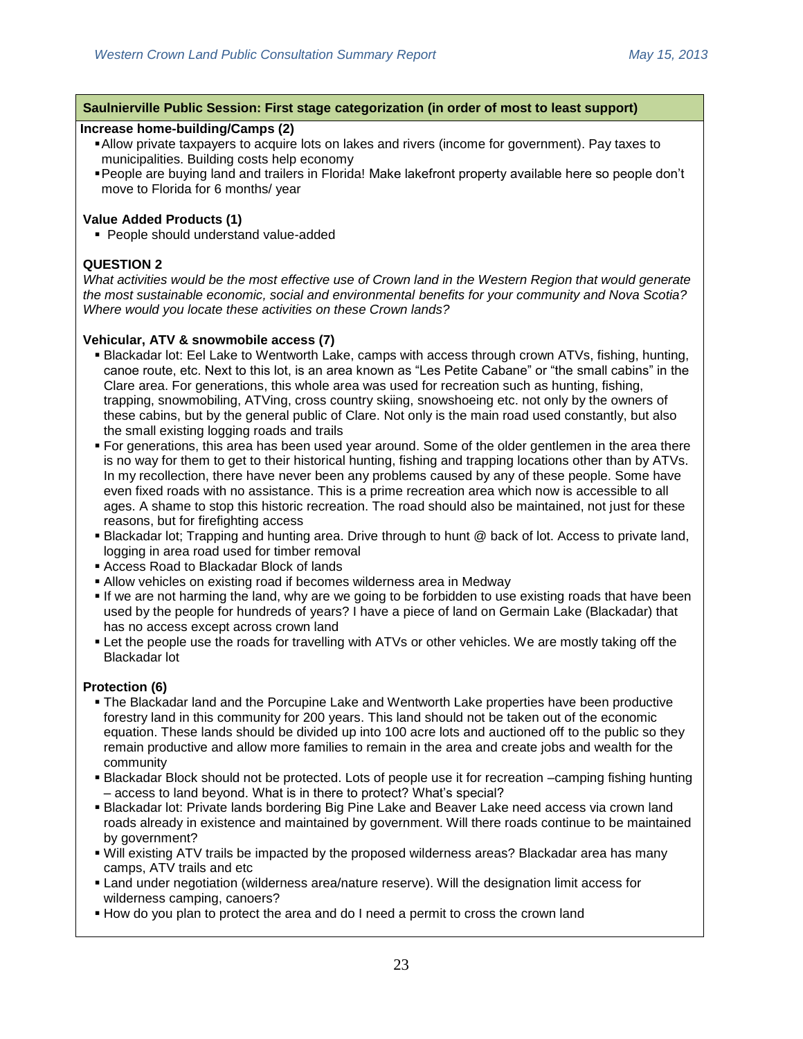**Saulnierville Public Session: First stage categorization (in order of most to least support)**

**Increase home-building/Camps (2)**

- Allow private taxpayers to acquire lots on lakes and rivers (income for government). Pay taxes to municipalities. Building costs help economy
- People are buying land and trailers in Florida! Make lakefront property available here so people don't move to Florida for 6 months/ year

**Value Added Products (1)**

- People should understand value-added

**QUESTION 2**

*What activities would be the most effective use of Crown land in the Western Region that would generate the most sustainable economic, social and environmental benefits for your community and Nova Scotia? Where would you locate these activities on these Crown lands?*

**Vehicular, ATV & snowmobile access (7)**

- Blackadar lot: Eel Lake to Wentworth Lake, camps with access through crown ATVs, fishing, hunting, canoe route, etc. Next to this lot, is an area known as "Les Petite Cabane" or "the small cabins" in the Clare area. For generations, this whole area was used for recreation such as hunting, fishing, trapping, snowmobiling, ATVing, cross country skiing, snowshoeing etc. not only by the owners of these cabins, but by the general public of Clare. Not only is the main road used constantly, but also the small existing logging roads and trails
- For generations, this area has been used year around. Some of the older gentlemen in the area there is no way for them to get to their historical hunting, fishing and trapping locations other than by ATVs. In my recollection, there have never been any problems caused by any of these people. Some have even fixed roads with no assistance. This is a prime recreation area which now is accessible to all ages. A shame to stop this historic recreation. The road should also be maintained, not just for these reasons, but for firefighting access
- Blackadar lot; Trapping and hunting area. Drive through to hunt @ back of lot. Access to private land, logging in area road used for timber removal
- Access Road to Blackadar Block of lands
- Allow vehicles on existing road if becomes wilderness area in Medway
- If we are not harming the land, why are we going to be forbidden to use existing roads that have been used by the people for hundreds of years? I have a piece of land on Germain Lake (Blackadar) that has no access except across crown land
- Let the people use the roads for travelling with ATVs or other vehicles. We are mostly taking off the Blackadar lot

**Protection (6)**

- The Blackadar land and the Porcupine Lake and Wentworth Lake properties have been productive forestry land in this community for 200 years. This land should not be taken out of the economic equation. These lands should be divided up into 100 acre lots and auctioned off to the public so they remain productive and allow more families to remain in the area and create jobs and wealth for the community
- Blackadar Block should not be protected. Lots of people use it for recreation –camping fishing hunting – access to land beyond. What is in there to protect? What's special?
- Blackadar lot: Private lands bordering Big Pine Lake and Beaver Lake need access via crown land roads already in existence and maintained by government. Will there roads continue to be maintained by government?
- Will existing ATV trails be impacted by the proposed wilderness areas? Blackadar area has many camps, ATV trails and etc
- Land under negotiation (wilderness area/nature reserve). Will the designation limit access for wilderness camping, canoers?
- How do you plan to protect the area and do I need a permit to cross the crown land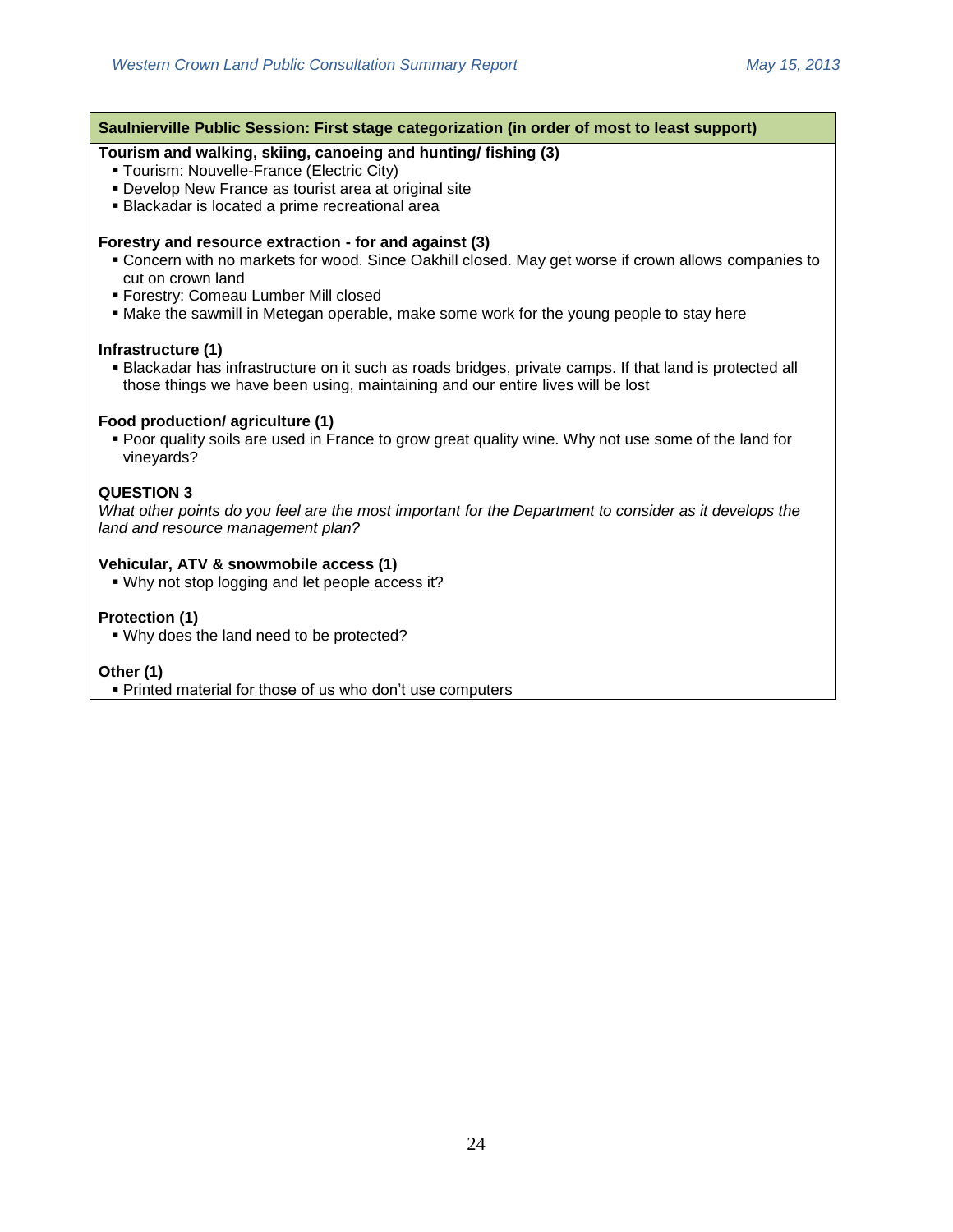**Saulnierville Public Session: First stage categorization (in order of most to least support)**

**Tourism and walking, skiing, canoeing and hunting/ fishing (3)**

- Tourism: Nouvelle-France (Electric City)
- Develop New France as tourist area at original site
- Blackadar is located a prime recreational area

**Forestry and resource extraction - for and against (3)**

- Concern with no markets for wood. Since Oakhill closed. May get worse if crown allows companies to cut on crown land
- Forestry: Comeau Lumber Mill closed
- Make the sawmill in Metegan operable, make some work for the young people to stay here

**Infrastructure (1)**

- Blackadar has infrastructure on it such as roads bridges, private camps. If that land is protected all those things we have been using, maintaining and our entire lives will be lost

**Food production/ agriculture (1)**

- Poor quality soils are used in France to grow great quality wine. Why not use some of the land for vineyards?

**QUESTION 3**

*What other points do you feel are the most important for the Department to consider as it develops the land and resource management plan?*

**Vehicular, ATV & snowmobile access (1)**

- Why not stop logging and let people access it?

**Protection (1)**

- Why does the land need to be protected?

**Other (1)**

- Printed material for those of us who don't use computers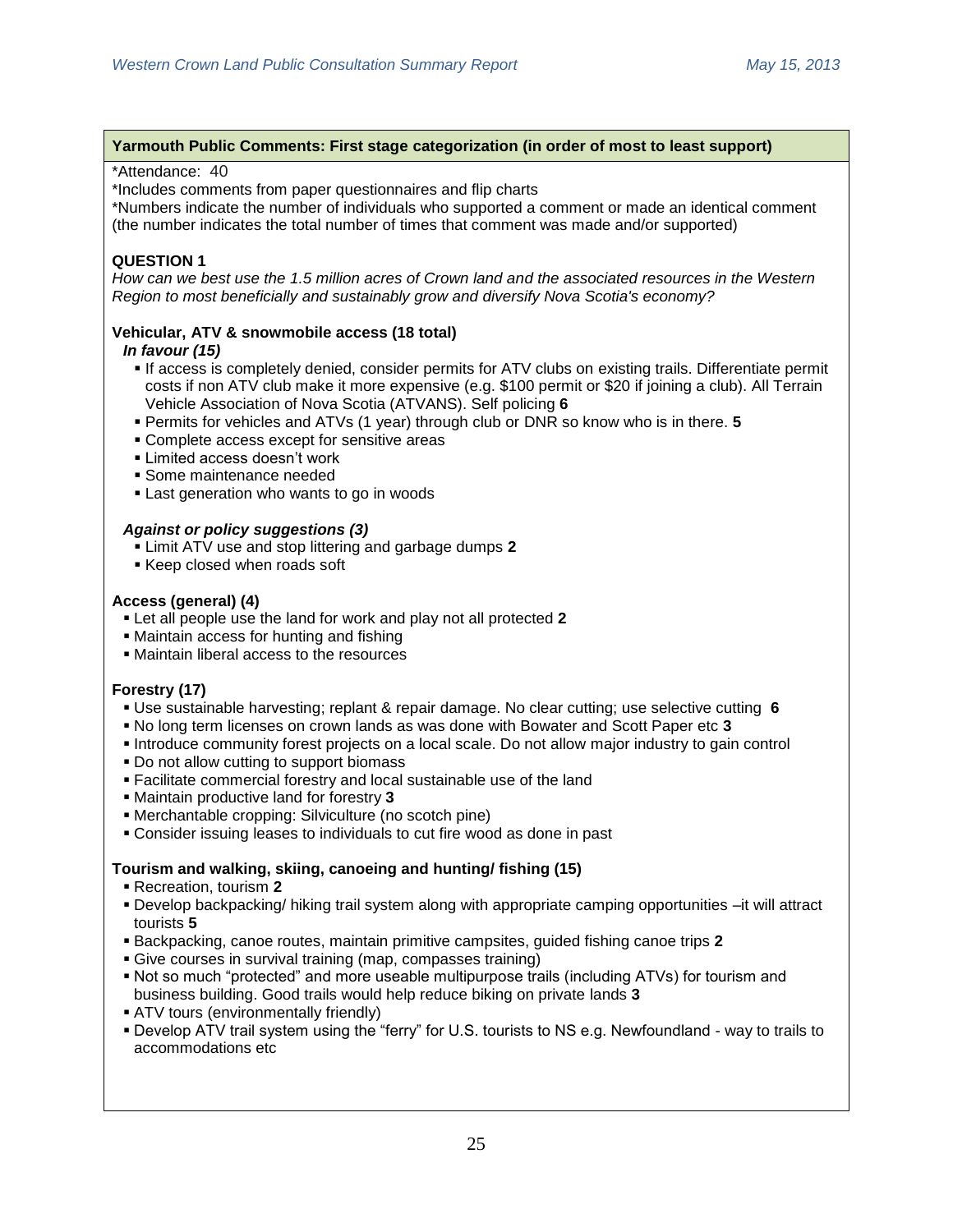### Yarmouth Public Comments: First stage categorization (in order of most to least support)

*Attendance: 40

*Includes comments from paper questionnaires and flip charts

*Numbers indicate the number of individuals who supported a comment or made an identical comment (the number indicates the total number of times that comment was made and/or supported)

**QUESTION 1**

*How can we best use the 1.5 million acres of Crown land and the associated resources in the Western Region to most beneficially and sustainably grow and diversify Nova Scotia's economy?*

**Vehicular, ATV & snowmobile access (18 total)**

***In favour (15)***

- If access is completely denied, consider permits for ATV clubs on existing trails. Differentiate permit costs if non ATV club make it more expensive (e.g. $100 permit or $20 if joining a club). All Terrain Vehicle Association of Nova Scotia (ATVANS). Self policing **6**
- Permits for vehicles and ATVs (1 year) through club or DNR so know who is in there. **5**
- Complete access except for sensitive areas
- Limited access doesn't work
- Some maintenance needed
- Last generation who wants to go in woods

***Against or policy suggestions (3)***

- Limit ATV use and stop littering and garbage dumps **2**
- Keep closed when roads soft

**Access (general) (4)**

- Let all people use the land for work and play not all protected **2**
- Maintain access for hunting and fishing
- Maintain liberal access to the resources

**Forestry (17)**

- Use sustainable harvesting; replant & repair damage. No clear cutting; use selective cutting **6**
- No long term licenses on crown lands as was done with Bowater and Scott Paper etc **3**
- Introduce community forest projects on a local scale. Do not allow major industry to gain control
- Do not allow cutting to support biomass
- Facilitate commercial forestry and local sustainable use of the land
- Maintain productive land for forestry **3**
- Merchantable cropping: Silviculture (no scotch pine)
- Consider issuing leases to individuals to cut fire wood as done in past

**Tourism and walking, skiing, canoeing and hunting/ fishing (15)**

- Recreation, tourism **2**
- Develop backpacking/ hiking trail system along with appropriate camping opportunities –it will attract tourists **5**
- Backpacking, canoe routes, maintain primitive campsites, guided fishing canoe trips **2**
- Give courses in survival training (map, compasses training)
- Not so much "protected" and more useable multipurpose trails (including ATVs) for tourism and business building. Good trails would help reduce biking on private lands **3**
- ATV tours (environmentally friendly)
- Develop ATV trail system using the "ferry" for U.S. tourists to NS e.g. Newfoundland - way to trails to accommodations etc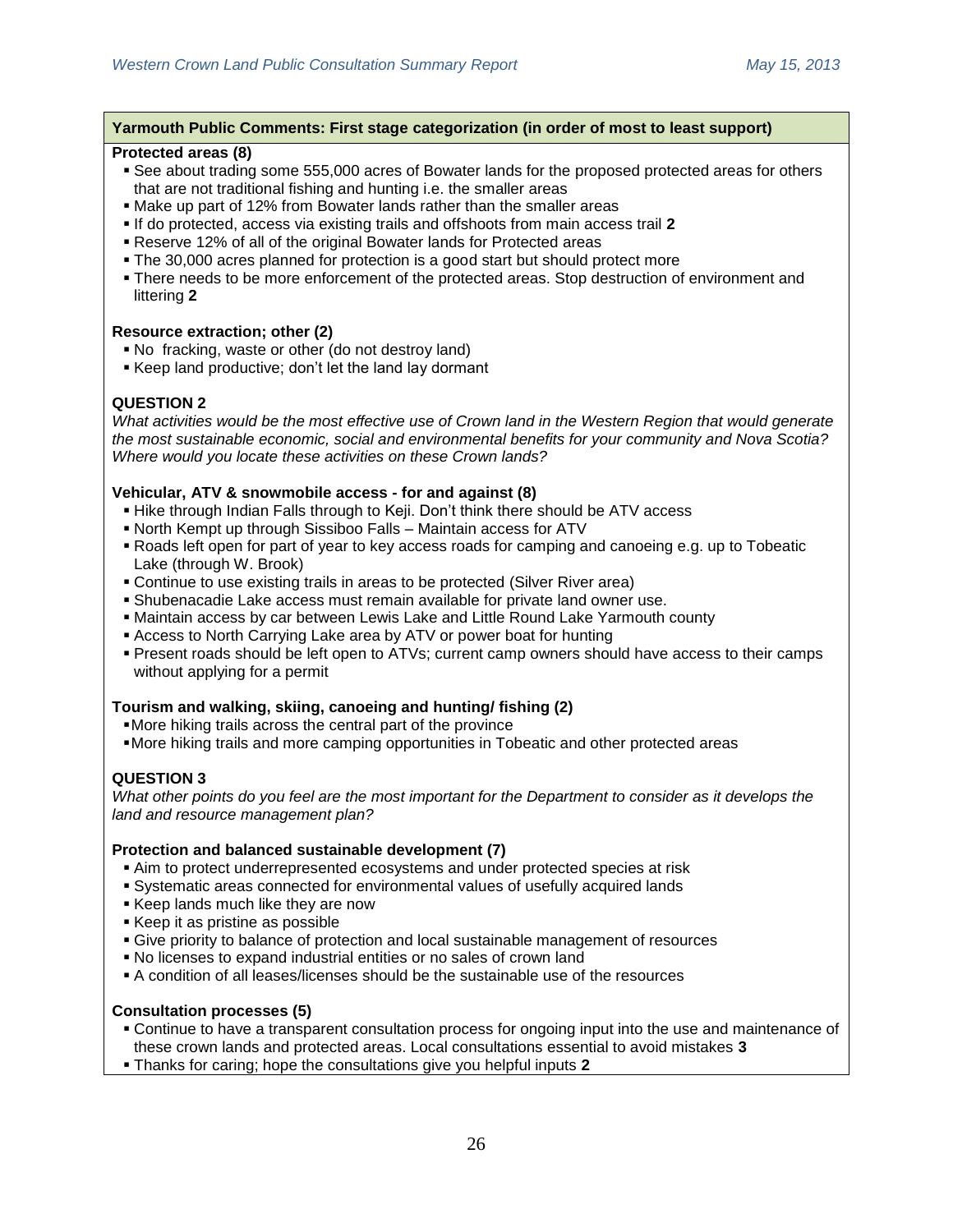**Yarmouth Public Comments: First stage categorization (in order of most to least support)**

**Protected areas (8)**

- See about trading some 555,000 acres of Bowater lands for the proposed protected areas for others that are not traditional fishing and hunting i.e. the smaller areas
- Make up part of 12% from Bowater lands rather than the smaller areas
- If do protected, access via existing trails and offshoots from main access trail **2**
- Reserve 12% of all of the original Bowater lands for Protected areas
- The 30,000 acres planned for protection is a good start but should protect more
- There needs to be more enforcement of the protected areas. Stop destruction of environment and littering **2**

**Resource extraction; other (2)**

- No fracking, waste or other (do not destroy land)
- Keep land productive; don't let the land lay dormant

**QUESTION 2**

*What activities would be the most effective use of Crown land in the Western Region that would generate the most sustainable economic, social and environmental benefits for your community and Nova Scotia? Where would you locate these activities on these Crown lands?*

**Vehicular, ATV & snowmobile access - for and against (8)**

- Hike through Indian Falls through to Keji. Don't think there should be ATV access
- North Kempt up through Sissiboo Falls – Maintain access for ATV
- Roads left open for part of year to key access roads for camping and canoeing e.g. up to Tobeatic Lake (through W. Brook)
- Continue to use existing trails in areas to be protected (Silver River area)
- Shubenacadie Lake access must remain available for private land owner use.
- Maintain access by car between Lewis Lake and Little Round Lake Yarmouth county
- Access to North Carrying Lake area by ATV or power boat for hunting
- Present roads should be left open to ATVs; current camp owners should have access to their camps without applying for a permit

**Tourism and walking, skiing, canoeing and hunting/ fishing (2)**

- More hiking trails across the central part of the province
- More hiking trails and more camping opportunities in Tobeatic and other protected areas

**QUESTION 3**

*What other points do you feel are the most important for the Department to consider as it develops the land and resource management plan?*

**Protection and balanced sustainable development (7)**

- Aim to protect underrepresented ecosystems and under protected species at risk
- Systematic areas connected for environmental values of usefully acquired lands
- Keep lands much like they are now
- Keep it as pristine as possible
- Give priority to balance of protection and local sustainable management of resources
- No licenses to expand industrial entities or no sales of crown land
- A condition of all leases/licenses should be the sustainable use of the resources

**Consultation processes (5)**

- Continue to have a transparent consultation process for ongoing input into the use and maintenance of these crown lands and protected areas. Local consultations essential to avoid mistakes **3**
- Thanks for caring; hope the consultations give you helpful inputs **2**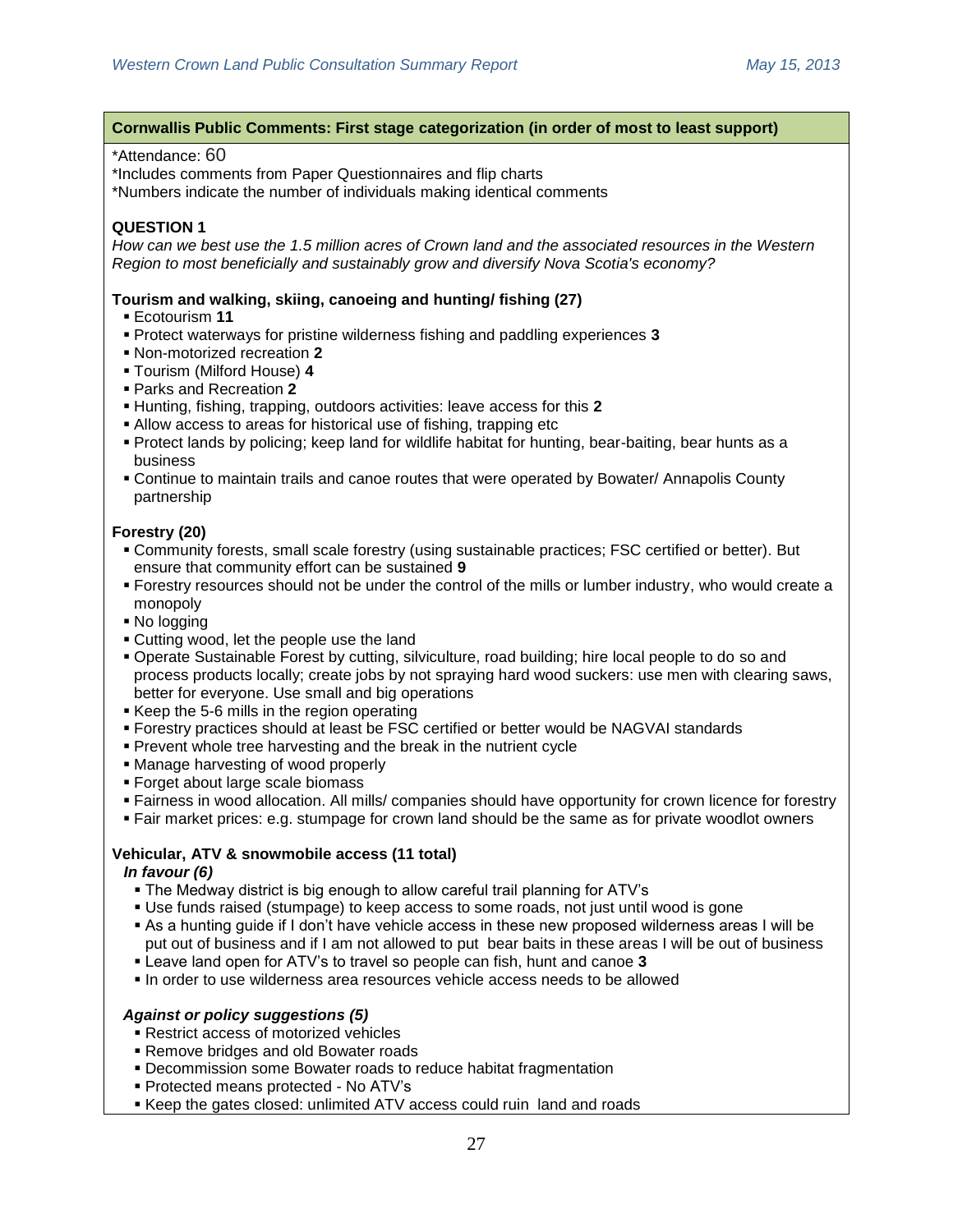**Cornwallis Public Comments: First stage categorization (in order of most to least support)**

*Attendance: 60
*Includes comments from Paper Questionnaires and flip charts
*Numbers indicate the number of individuals making identical comments

**QUESTION 1**

*How can we best use the 1.5 million acres of Crown land and the associated resources in the Western Region to most beneficially and sustainably grow and diversify Nova Scotia's economy?*

**Tourism and walking, skiing, canoeing and hunting/ fishing (27)**

- Ecotourism **11**
- Protect waterways for pristine wilderness fishing and paddling experiences **3**
- Non-motorized recreation **2**
- Tourism (Milford House) **4**
- Parks and Recreation **2**
- Hunting, fishing, trapping, outdoors activities: leave access for this **2**
- Allow access to areas for historical use of fishing, trapping etc
- Protect lands by policing; keep land for wildlife habitat for hunting, bear-baiting, bear hunts as a business
- Continue to maintain trails and canoe routes that were operated by Bowater/ Annapolis County partnership

**Forestry (20)**

- Community forests, small scale forestry (using sustainable practices; FSC certified or better). But ensure that community effort can be sustained **9**
- Forestry resources should not be under the control of the mills or lumber industry, who would create a monopoly
- No logging
- Cutting wood, let the people use the land
- Operate Sustainable Forest by cutting, silviculture, road building; hire local people to do so and process products locally; create jobs by not spraying hard wood suckers: use men with clearing saws, better for everyone. Use small and big operations
- Keep the 5-6 mills in the region operating
- Forestry practices should at least be FSC certified or better would be NAGVAI standards
- Prevent whole tree harvesting and the break in the nutrient cycle
- Manage harvesting of wood properly
- Forget about large scale biomass
- Fairness in wood allocation. All mills/ companies should have opportunity for crown licence for forestry
- Fair market prices: e.g. stumpage for crown land should be the same as for private woodlot owners

**Vehicular, ATV & snowmobile access (11 total)**

***In favour (6)***

- The Medway district is big enough to allow careful trail planning for ATV's
- Use funds raised (stumpage) to keep access to some roads, not just until wood is gone
- As a hunting guide if I don't have vehicle access in these new proposed wilderness areas I will be put out of business and if I am not allowed to put bear baits in these areas I will be out of business
- Leave land open for ATV's to travel so people can fish, hunt and canoe **3**
- In order to use wilderness area resources vehicle access needs to be allowed

***Against or policy suggestions (5)***

- Restrict access of motorized vehicles
- Remove bridges and old Bowater roads
- Decommission some Bowater roads to reduce habitat fragmentation
- Protected means protected - No ATV's
- Keep the gates closed: unlimited ATV access could ruin land and roads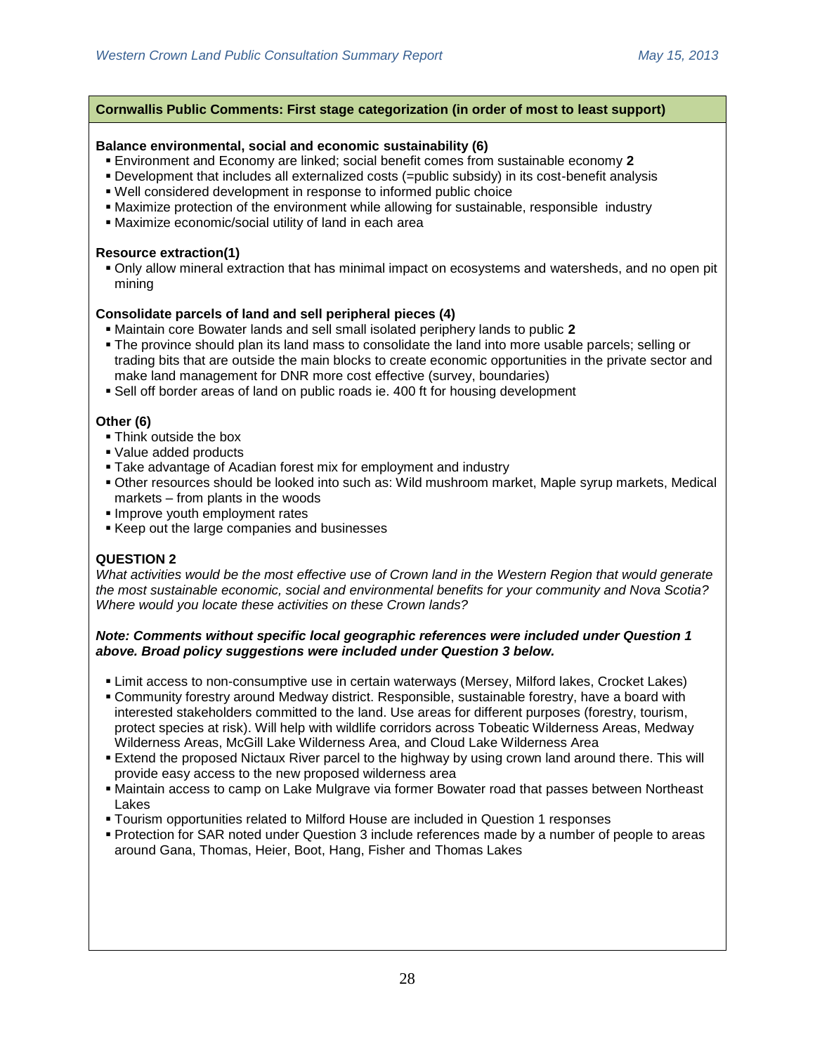**Cornwallis Public Comments: First stage categorization (in order of most to least support)**

**Balance environmental, social and economic sustainability (6)**

- Environment and Economy are linked; social benefit comes from sustainable economy **2**
- Development that includes all externalized costs (=public subsidy) in its cost-benefit analysis
- Well considered development in response to informed public choice
- Maximize protection of the environment while allowing for sustainable, responsible industry
- Maximize economic/social utility of land in each area

**Resource extraction(1)**

- Only allow mineral extraction that has minimal impact on ecosystems and watersheds, and no open pit mining

**Consolidate parcels of land and sell peripheral pieces (4)**

- Maintain core Bowater lands and sell small isolated periphery lands to public **2**
- The province should plan its land mass to consolidate the land into more usable parcels; selling or trading bits that are outside the main blocks to create economic opportunities in the private sector and make land management for DNR more cost effective (survey, boundaries)
- Sell off border areas of land on public roads ie. 400 ft for housing development

**Other (6)**

- Think outside the box
- Value added products
- Take advantage of Acadian forest mix for employment and industry
- Other resources should be looked into such as: Wild mushroom market, Maple syrup markets, Medical markets – from plants in the woods
- Improve youth employment rates
- Keep out the large companies and businesses

**QUESTION 2**

*What activities would be the most effective use of Crown land in the Western Region that would generate the most sustainable economic, social and environmental benefits for your community and Nova Scotia? Where would you locate these activities on these Crown lands?*

***Note: Comments without specific local geographic references were included under Question 1 above. Broad policy suggestions were included under Question 3 below.***

- Limit access to non-consumptive use in certain waterways (Mersey, Milford lakes, Crocket Lakes)
- Community forestry around Medway district. Responsible, sustainable forestry, have a board with interested stakeholders committed to the land. Use areas for different purposes (forestry, tourism, protect species at risk). Will help with wildlife corridors across Tobeatic Wilderness Areas, Medway Wilderness Areas, McGill Lake Wilderness Area, and Cloud Lake Wilderness Area
- Extend the proposed Nictaux River parcel to the highway by using crown land around there. This will provide easy access to the new proposed wilderness area
- Maintain access to camp on Lake Mulgrave via former Bowater road that passes between Northeast Lakes
- Tourism opportunities related to Milford House are included in Question 1 responses
- Protection for SAR noted under Question 3 include references made by a number of people to areas around Gana, Thomas, Heier, Boot, Hang, Fisher and Thomas Lakes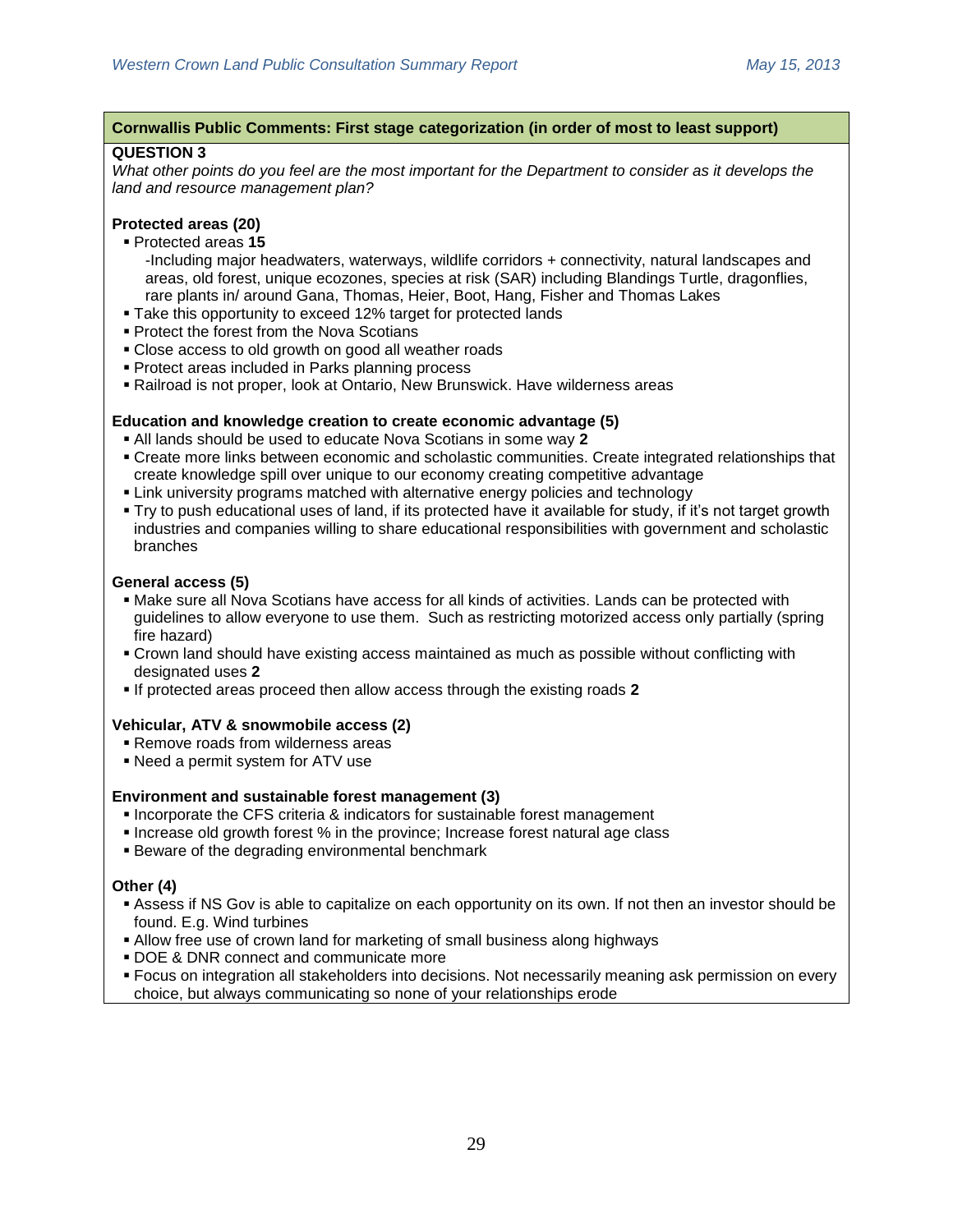**Cornwallis Public Comments: First stage categorization (in order of most to least support)**

**QUESTION 3**

*What other points do you feel are the most important for the Department to consider as it develops the land and resource management plan?*

**Protected areas (20)**

- Protected areas **15**
  -Including major headwaters, waterways, wildlife corridors + connectivity, natural landscapes and areas, old forest, unique ecozones, species at risk (SAR) including Blandings Turtle, dragonflies, rare plants in/ around Gana, Thomas, Heier, Boot, Hang, Fisher and Thomas Lakes
- Take this opportunity to exceed 12% target for protected lands
- Protect the forest from the Nova Scotians
- Close access to old growth on good all weather roads
- Protect areas included in Parks planning process
- Railroad is not proper, look at Ontario, New Brunswick. Have wilderness areas

**Education and knowledge creation to create economic advantage (5)**

- All lands should be used to educate Nova Scotians in some way **2**
- Create more links between economic and scholastic communities. Create integrated relationships that create knowledge spill over unique to our economy creating competitive advantage
- Link university programs matched with alternative energy policies and technology
- Try to push educational uses of land, if its protected have it available for study, if it's not target growth industries and companies willing to share educational responsibilities with government and scholastic branches

**General access (5)**

- Make sure all Nova Scotians have access for all kinds of activities. Lands can be protected with guidelines to allow everyone to use them. Such as restricting motorized access only partially (spring fire hazard)
- Crown land should have existing access maintained as much as possible without conflicting with designated uses **2**
- If protected areas proceed then allow access through the existing roads **2**

**Vehicular, ATV & snowmobile access (2)**

- Remove roads from wilderness areas
- Need a permit system for ATV use

**Environment and sustainable forest management (3)**

- Incorporate the CFS criteria & indicators for sustainable forest management
- Increase old growth forest % in the province; Increase forest natural age class
- Beware of the degrading environmental benchmark

**Other (4)**

- Assess if NS Gov is able to capitalize on each opportunity on its own. If not then an investor should be found. E.g. Wind turbines
- Allow free use of crown land for marketing of small business along highways
- DOE & DNR connect and communicate more
- Focus on integration all stakeholders into decisions. Not necessarily meaning ask permission on every choice, but always communicating so none of your relationships erode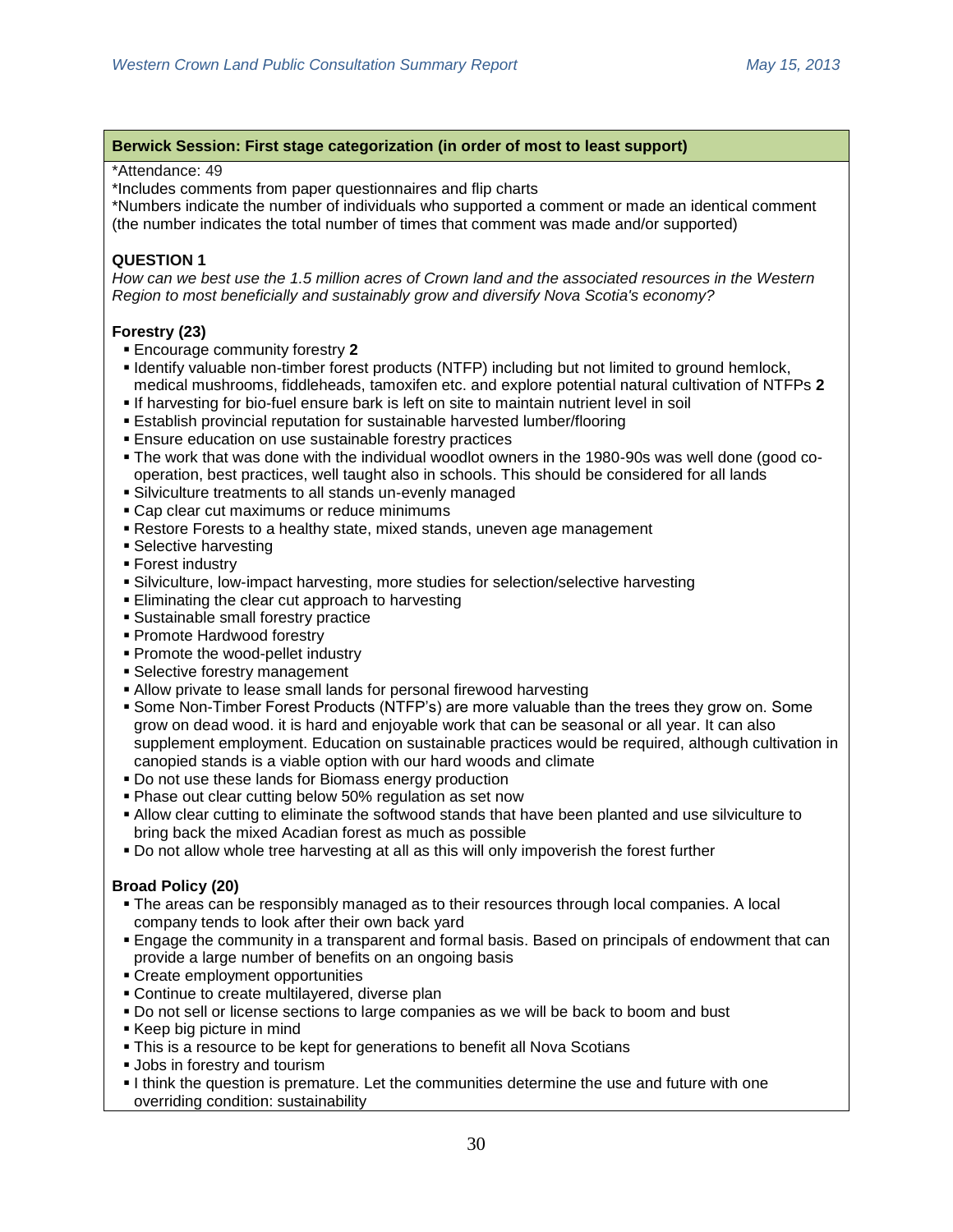**Berwick Session: First stage categorization (in order of most to least support)**

*Attendance: 49
*Includes comments from paper questionnaires and flip charts
*Numbers indicate the number of individuals who supported a comment or made an identical comment (the number indicates the total number of times that comment was made and/or supported)

**QUESTION 1**

*How can we best use the 1.5 million acres of Crown land and the associated resources in the Western Region to most beneficially and sustainably grow and diversify Nova Scotia's economy?*

**Forestry (23)**

- Encourage community forestry **2**
- Identify valuable non-timber forest products (NTFP) including but not limited to ground hemlock, medical mushrooms, fiddleheads, tamoxifen etc. and explore potential natural cultivation of NTFPs **2**
- If harvesting for bio-fuel ensure bark is left on site to maintain nutrient level in soil
- Establish provincial reputation for sustainable harvested lumber/flooring
- Ensure education on use sustainable forestry practices
- The work that was done with the individual woodlot owners in the 1980-90s was well done (good co-operation, best practices, well taught also in schools. This should be considered for all lands
- Silviculture treatments to all stands un-evenly managed
- Cap clear cut maximums or reduce minimums
- Restore Forests to a healthy state, mixed stands, uneven age management
- Selective harvesting
- Forest industry
- Silviculture, low-impact harvesting, more studies for selection/selective harvesting
- Eliminating the clear cut approach to harvesting
- Sustainable small forestry practice
- Promote Hardwood forestry
- Promote the wood-pellet industry
- Selective forestry management
- Allow private to lease small lands for personal firewood harvesting
- Some Non-Timber Forest Products (NTFP's) are more valuable than the trees they grow on. Some grow on dead wood. it is hard and enjoyable work that can be seasonal or all year. It can also supplement employment. Education on sustainable practices would be required, although cultivation in canopied stands is a viable option with our hard woods and climate
- Do not use these lands for Biomass energy production
- Phase out clear cutting below 50% regulation as set now
- Allow clear cutting to eliminate the softwood stands that have been planted and use silviculture to bring back the mixed Acadian forest as much as possible
- Do not allow whole tree harvesting at all as this will only impoverish the forest further

**Broad Policy (20)**

- The areas can be responsibly managed as to their resources through local companies. A local company tends to look after their own back yard
- Engage the community in a transparent and formal basis. Based on principals of endowment that can provide a large number of benefits on an ongoing basis
- Create employment opportunities
- Continue to create multilayered, diverse plan
- Do not sell or license sections to large companies as we will be back to boom and bust
- Keep big picture in mind
- This is a resource to be kept for generations to benefit all Nova Scotians
- Jobs in forestry and tourism
- I think the question is premature. Let the communities determine the use and future with one overriding condition: sustainability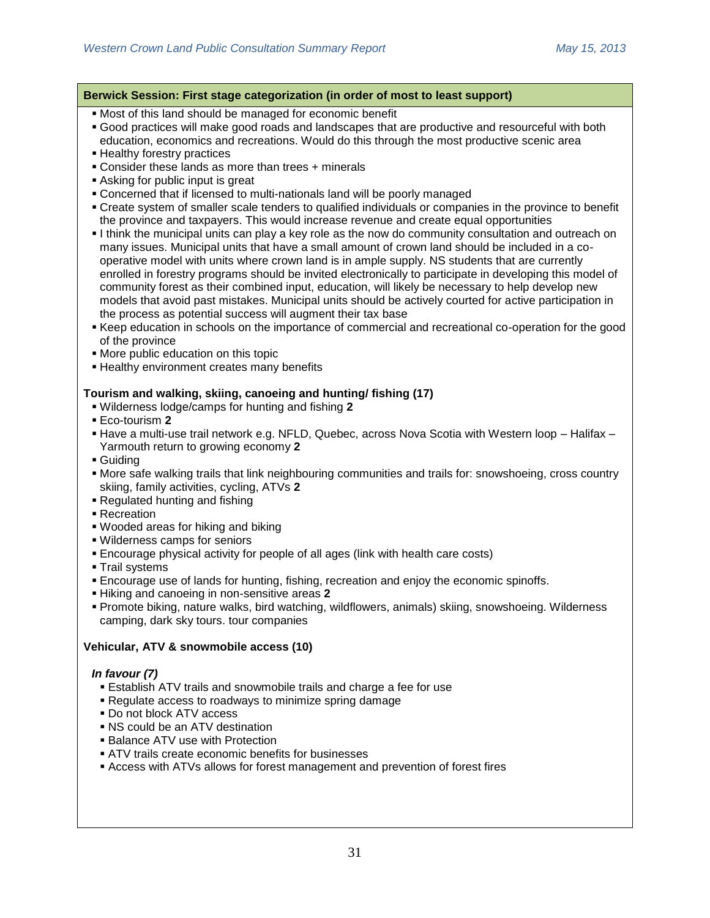**Berwick Session: First stage categorization (in order of most to least support)**

- Most of this land should be managed for economic benefit
- Good practices will make good roads and landscapes that are productive and resourceful with both education, economics and recreations. Would do this through the most productive scenic area
- Healthy forestry practices
- Consider these lands as more than trees + minerals
- Asking for public input is great
- Concerned that if licensed to multi-nationals land will be poorly managed
- Create system of smaller scale tenders to qualified individuals or companies in the province to benefit the province and taxpayers. This would increase revenue and create equal opportunities
- I think the municipal units can play a key role as the now do community consultation and outreach on many issues. Municipal units that have a small amount of crown land should be included in a co-operative model with units where crown land is in ample supply. NS students that are currently enrolled in forestry programs should be invited electronically to participate in developing this model of community forest as their combined input, education, will likely be necessary to help develop new models that avoid past mistakes. Municipal units should be actively courted for active participation in the process as potential success will augment their tax base
- Keep education in schools on the importance of commercial and recreational co-operation for the good of the province
- More public education on this topic
- Healthy environment creates many benefits

**Tourism and walking, skiing, canoeing and hunting/ fishing (17)**

- Wilderness lodge/camps for hunting and fishing **2**
- Eco-tourism **2**
- Have a multi-use trail network e.g. NFLD, Quebec, across Nova Scotia with Western loop – Halifax – Yarmouth return to growing economy **2**
- Guiding
- More safe walking trails that link neighbouring communities and trails for: snowshoeing, cross country skiing, family activities, cycling, ATVs **2**
- Regulated hunting and fishing
- Recreation
- Wooded areas for hiking and biking
- Wilderness camps for seniors
- Encourage physical activity for people of all ages (link with health care costs)
- Trail systems
- Encourage use of lands for hunting, fishing, recreation and enjoy the economic spinoffs.
- Hiking and canoeing in non-sensitive areas **2**
- Promote biking, nature walks, bird watching, wildflowers, animals) skiing, snowshoeing. Wilderness camping, dark sky tours. tour companies

**Vehicular, ATV & snowmobile access (10)**

***In favour (7)***

- Establish ATV trails and snowmobile trails and charge a fee for use
- Regulate access to roadways to minimize spring damage
- Do not block ATV access
- NS could be an ATV destination
- Balance ATV use with Protection
- ATV trails create economic benefits for businesses
- Access with ATVs allows for forest management and prevention of forest fires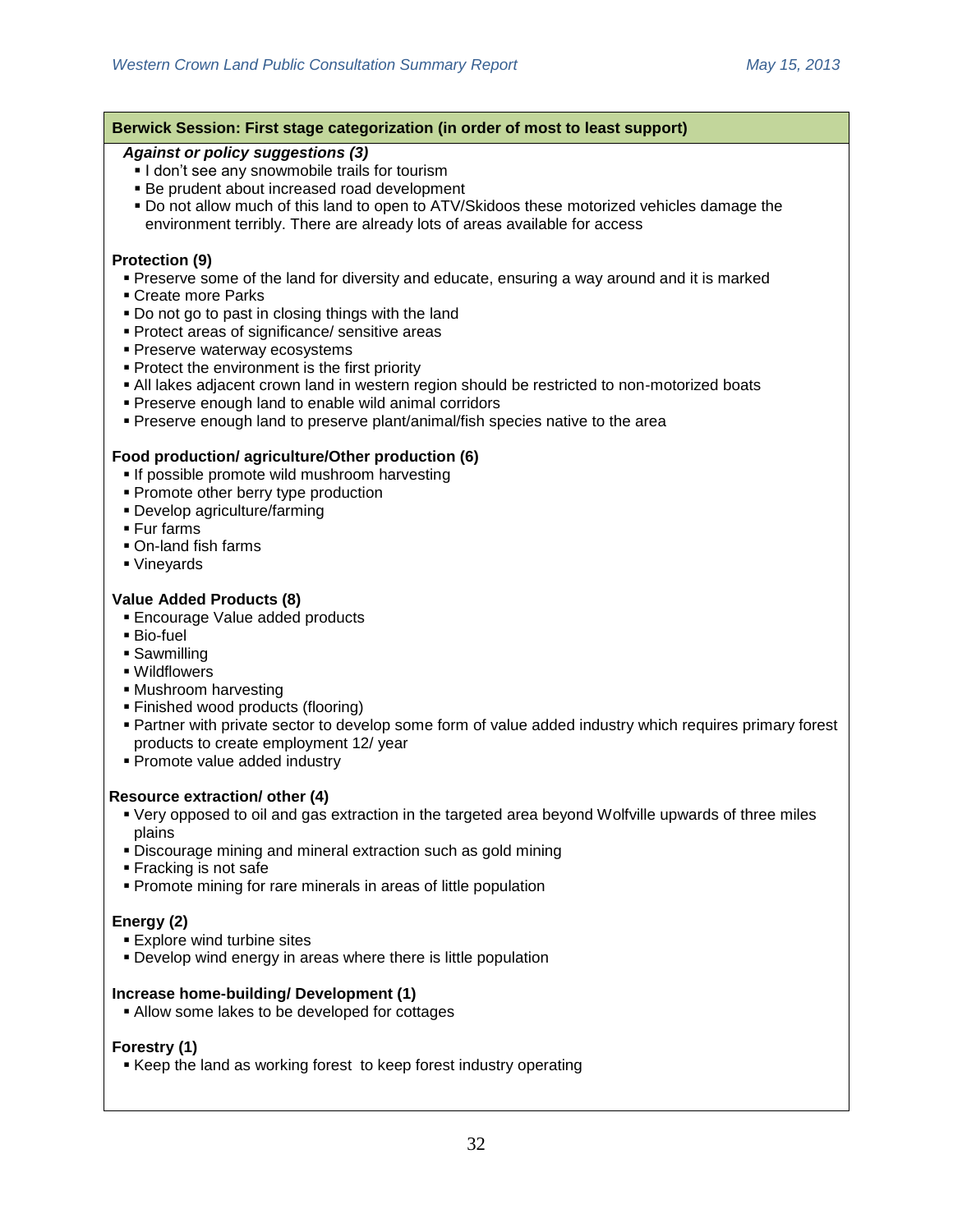## Berwick Session: First stage categorization (in order of most to least support)

***Against or policy suggestions (3)***

- I don't see any snowmobile trails for tourism
- Be prudent about increased road development
- Do not allow much of this land to open to ATV/Skidoos these motorized vehicles damage the environment terribly. There are already lots of areas available for access

**Protection (9)**

- Preserve some of the land for diversity and educate, ensuring a way around and it is marked
- Create more Parks
- Do not go to past in closing things with the land
- Protect areas of significance/ sensitive areas
- Preserve waterway ecosystems
- Protect the environment is the first priority
- All lakes adjacent crown land in western region should be restricted to non-motorized boats
- Preserve enough land to enable wild animal corridors
- Preserve enough land to preserve plant/animal/fish species native to the area

**Food production/ agriculture/Other production (6)**

- If possible promote wild mushroom harvesting
- Promote other berry type production
- Develop agriculture/farming
- Fur farms
- On-land fish farms
- Vineyards

**Value Added Products (8)**

- Encourage Value added products
- Bio-fuel
- Sawmilling
- Wildflowers
- Mushroom harvesting
- Finished wood products (flooring)
- Partner with private sector to develop some form of value added industry which requires primary forest products to create employment 12/ year
- Promote value added industry

**Resource extraction/ other (4)**

- Very opposed to oil and gas extraction in the targeted area beyond Wolfville upwards of three miles plains
- Discourage mining and mineral extraction such as gold mining
- Fracking is not safe
- Promote mining for rare minerals in areas of little population

**Energy (2)**

- Explore wind turbine sites
- Develop wind energy in areas where there is little population

**Increase home-building/ Development (1)**

- Allow some lakes to be developed for cottages

**Forestry (1)**

- Keep the land as working forest to keep forest industry operating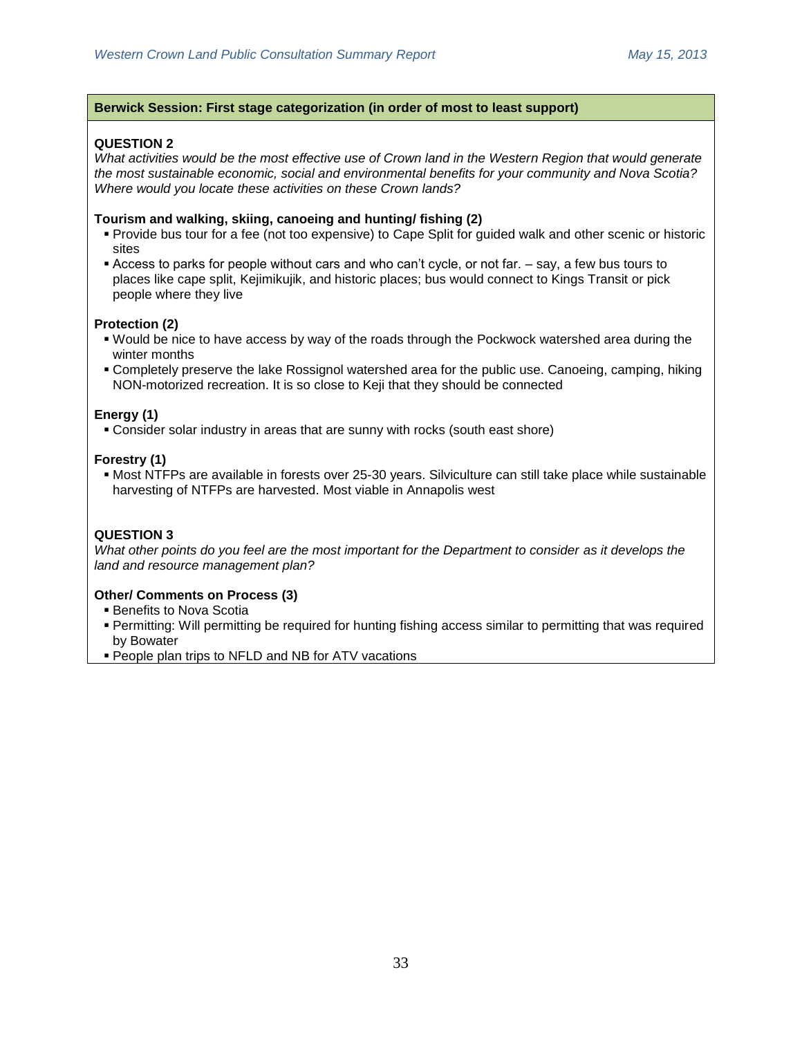**Berwick Session: First stage categorization (in order of most to least support)**

**QUESTION 2**

*What activities would be the most effective use of Crown land in the Western Region that would generate the most sustainable economic, social and environmental benefits for your community and Nova Scotia? Where would you locate these activities on these Crown lands?*

**Tourism and walking, skiing, canoeing and hunting/ fishing (2)**

- Provide bus tour for a fee (not too expensive) to Cape Split for guided walk and other scenic or historic sites
- Access to parks for people without cars and who can't cycle, or not far. – say, a few bus tours to places like cape split, Kejimikujik, and historic places; bus would connect to Kings Transit or pick people where they live

**Protection (2)**

- Would be nice to have access by way of the roads through the Pockwock watershed area during the winter months
- Completely preserve the lake Rossignol watershed area for the public use. Canoeing, camping, hiking NON-motorized recreation. It is so close to Keji that they should be connected

**Energy (1)**

- Consider solar industry in areas that are sunny with rocks (south east shore)

**Forestry (1)**

- Most NTFPs are available in forests over 25-30 years. Silviculture can still take place while sustainable harvesting of NTFPs are harvested. Most viable in Annapolis west

**QUESTION 3**

*What other points do you feel are the most important for the Department to consider as it develops the land and resource management plan?*

**Other/ Comments on Process (3)**

- Benefits to Nova Scotia
- Permitting: Will permitting be required for hunting fishing access similar to permitting that was required by Bowater
- People plan trips to NFLD and NB for ATV vacations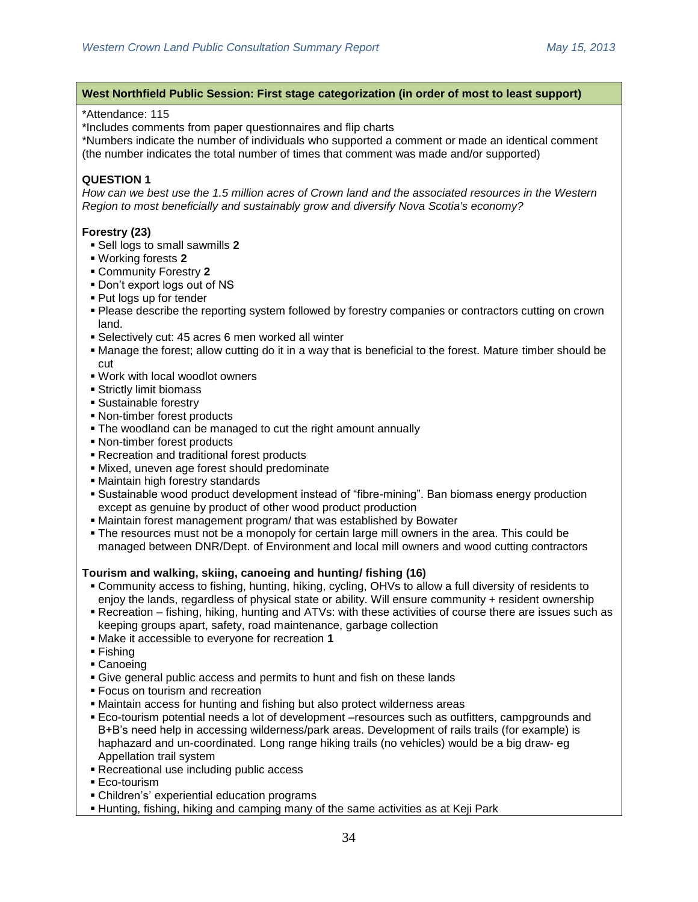## West Northfield Public Session: First stage categorization (in order of most to least support)

*Attendance: 115

*Includes comments from paper questionnaires and flip charts

*Numbers indicate the number of individuals who supported a comment or made an identical comment (the number indicates the total number of times that comment was made and/or supported)

**QUESTION 1**

*How can we best use the 1.5 million acres of Crown land and the associated resources in the Western Region to most beneficially and sustainably grow and diversify Nova Scotia's economy?*

**Forestry (23)**

- Sell logs to small sawmills **2**
- Working forests **2**
- Community Forestry **2**
- Don't export logs out of NS
- Put logs up for tender
- Please describe the reporting system followed by forestry companies or contractors cutting on crown land.
- Selectively cut: 45 acres 6 men worked all winter
- Manage the forest; allow cutting do it in a way that is beneficial to the forest. Mature timber should be cut
- Work with local woodlot owners
- Strictly limit biomass
- Sustainable forestry
- Non-timber forest products
- The woodland can be managed to cut the right amount annually
- Non-timber forest products
- Recreation and traditional forest products
- Mixed, uneven age forest should predominate
- Maintain high forestry standards
- Sustainable wood product development instead of "fibre-mining". Ban biomass energy production except as genuine by product of other wood product production
- Maintain forest management program/ that was established by Bowater
- The resources must not be a monopoly for certain large mill owners in the area. This could be managed between DNR/Dept. of Environment and local mill owners and wood cutting contractors

**Tourism and walking, skiing, canoeing and hunting/ fishing (16)**

- Community access to fishing, hunting, hiking, cycling, OHVs to allow a full diversity of residents to enjoy the lands, regardless of physical state or ability. Will ensure community + resident ownership
- Recreation – fishing, hiking, hunting and ATVs: with these activities of course there are issues such as keeping groups apart, safety, road maintenance, garbage collection
- Make it accessible to everyone for recreation **1**
- Fishing
- Canoeing
- Give general public access and permits to hunt and fish on these lands
- Focus on tourism and recreation
- Maintain access for hunting and fishing but also protect wilderness areas
- Eco-tourism potential needs a lot of development –resources such as outfitters, campgrounds and B+B's need help in accessing wilderness/park areas. Development of rails trails (for example) is haphazard and un-coordinated. Long range hiking trails (no vehicles) would be a big draw- eg Appellation trail system
- Recreational use including public access
- Eco-tourism
- Children's' experiential education programs
- Hunting, fishing, hiking and camping many of the same activities as at Keji Park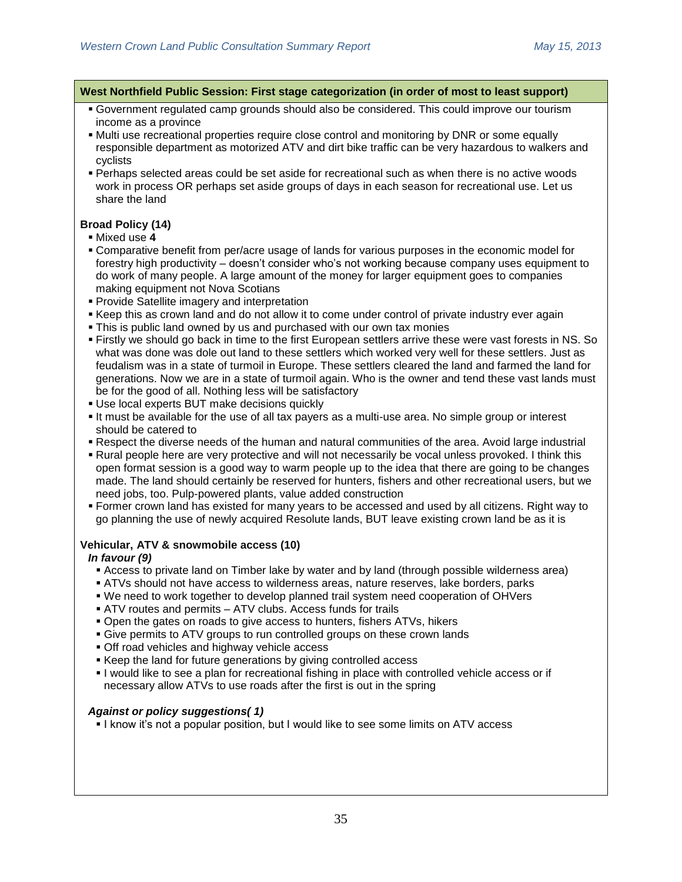**West Northfield Public Session: First stage categorization (in order of most to least support)**

- Government regulated camp grounds should also be considered. This could improve our tourism income as a province
- Multi use recreational properties require close control and monitoring by DNR or some equally responsible department as motorized ATV and dirt bike traffic can be very hazardous to walkers and cyclists
- Perhaps selected areas could be set aside for recreational such as when there is no active woods work in process OR perhaps set aside groups of days in each season for recreational use. Let us share the land

**Broad Policy (14)**

- Mixed use **4**
- Comparative benefit from per/acre usage of lands for various purposes in the economic model for forestry high productivity – doesn't consider who's not working because company uses equipment to do work of many people. A large amount of the money for larger equipment goes to companies making equipment not Nova Scotians
- Provide Satellite imagery and interpretation
- Keep this as crown land and do not allow it to come under control of private industry ever again
- This is public land owned by us and purchased with our own tax monies
- Firstly we should go back in time to the first European settlers arrive these were vast forests in NS. So what was done was dole out land to these settlers which worked very well for these settlers. Just as feudalism was in a state of turmoil in Europe. These settlers cleared the land and farmed the land for generations. Now we are in a state of turmoil again. Who is the owner and tend these vast lands must be for the good of all. Nothing less will be satisfactory
- Use local experts BUT make decisions quickly
- It must be available for the use of all tax payers as a multi-use area. No simple group or interest should be catered to
- Respect the diverse needs of the human and natural communities of the area. Avoid large industrial
- Rural people here are very protective and will not necessarily be vocal unless provoked. I think this open format session is a good way to warm people up to the idea that there are going to be changes made. The land should certainly be reserved for hunters, fishers and other recreational users, but we need jobs, too. Pulp-powered plants, value added construction
- Former crown land has existed for many years to be accessed and used by all citizens. Right way to go planning the use of newly acquired Resolute lands, BUT leave existing crown land be as it is

**Vehicular, ATV & snowmobile access (10)**

***In favour (9)***

- Access to private land on Timber lake by water and by land (through possible wilderness area)
- ATVs should not have access to wilderness areas, nature reserves, lake borders, parks
- We need to work together to develop planned trail system need cooperation of OHVers
- ATV routes and permits – ATV clubs. Access funds for trails
- Open the gates on roads to give access to hunters, fishers ATVs, hikers
- Give permits to ATV groups to run controlled groups on these crown lands
- Off road vehicles and highway vehicle access
- Keep the land for future generations by giving controlled access
- I would like to see a plan for recreational fishing in place with controlled vehicle access or if necessary allow ATVs to use roads after the first is out in the spring

***Against or policy suggestions( 1)***

- I know it's not a popular position, but I would like to see some limits on ATV access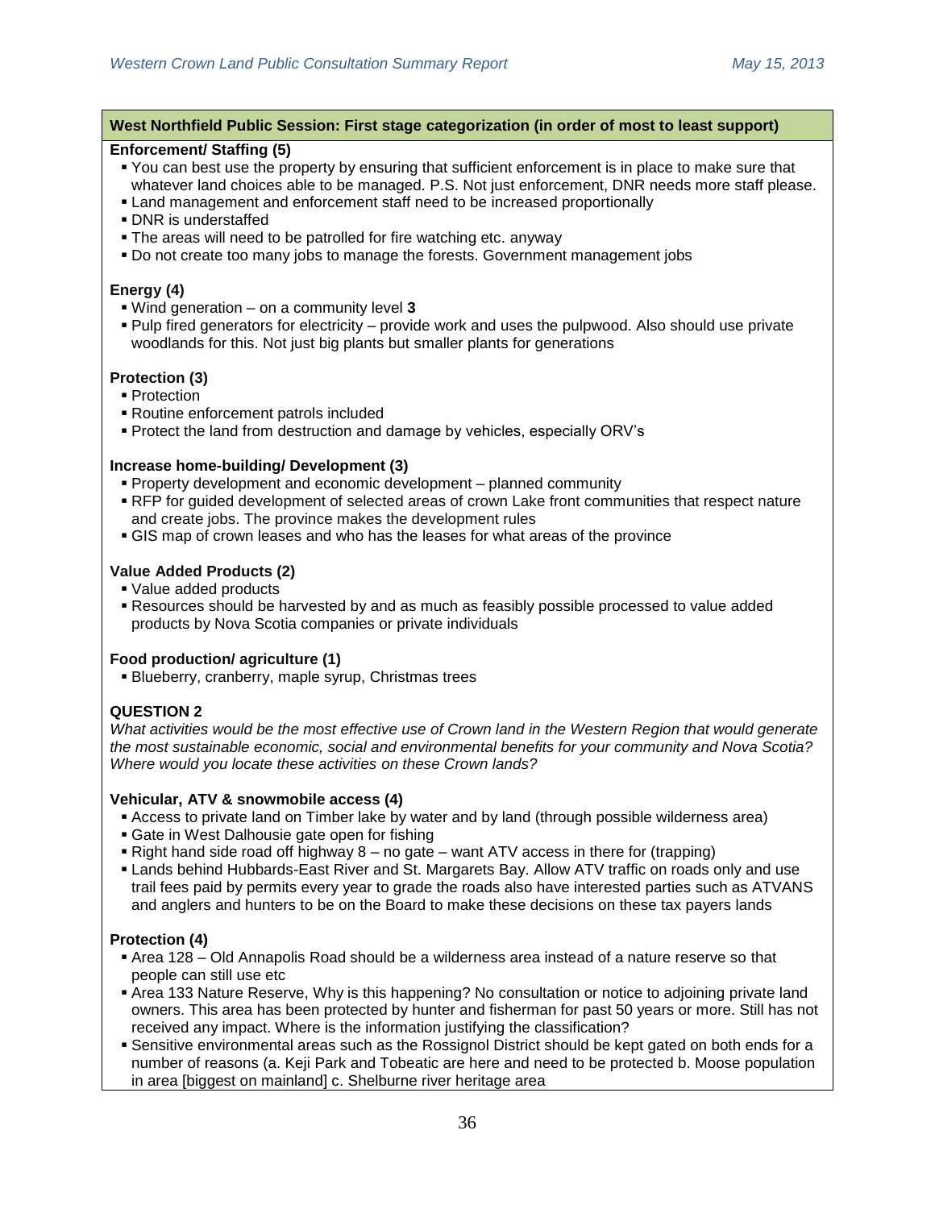**West Northfield Public Session: First stage categorization (in order of most to least support)**

**Enforcement/ Staffing (5)**

- You can best use the property by ensuring that sufficient enforcement is in place to make sure that whatever land choices able to be managed. P.S. Not just enforcement, DNR needs more staff please.
- Land management and enforcement staff need to be increased proportionally
- DNR is understaffed
- The areas will need to be patrolled for fire watching etc. anyway
- Do not create too many jobs to manage the forests. Government management jobs

**Energy (4)**

- Wind generation – on a community level **3**
- Pulp fired generators for electricity – provide work and uses the pulpwood. Also should use private woodlands for this. Not just big plants but smaller plants for generations

**Protection (3)**

- Protection
- Routine enforcement patrols included
- Protect the land from destruction and damage by vehicles, especially ORV's

**Increase home-building/ Development (3)**

- Property development and economic development – planned community
- RFP for guided development of selected areas of crown Lake front communities that respect nature and create jobs. The province makes the development rules
- GIS map of crown leases and who has the leases for what areas of the province

**Value Added Products (2)**

- Value added products
- Resources should be harvested by and as much as feasibly possible processed to value added products by Nova Scotia companies or private individuals

**Food production/ agriculture (1)**

- Blueberry, cranberry, maple syrup, Christmas trees

**QUESTION 2**

*What activities would be the most effective use of Crown land in the Western Region that would generate the most sustainable economic, social and environmental benefits for your community and Nova Scotia? Where would you locate these activities on these Crown lands?*

**Vehicular, ATV & snowmobile access (4)**

- Access to private land on Timber lake by water and by land (through possible wilderness area)
- Gate in West Dalhousie gate open for fishing
- Right hand side road off highway 8 – no gate – want ATV access in there for (trapping)
- Lands behind Hubbards-East River and St. Margarets Bay. Allow ATV traffic on roads only and use trail fees paid by permits every year to grade the roads also have interested parties such as ATVANS and anglers and hunters to be on the Board to make these decisions on these tax payers lands

**Protection (4)**

- Area 128 – Old Annapolis Road should be a wilderness area instead of a nature reserve so that people can still use etc
- Area 133 Nature Reserve, Why is this happening? No consultation or notice to adjoining private land owners. This area has been protected by hunter and fisherman for past 50 years or more. Still has not received any impact. Where is the information justifying the classification?
- Sensitive environmental areas such as the Rossignol District should be kept gated on both ends for a number of reasons (a. Keji Park and Tobeatic are here and need to be protected b. Moose population in area [biggest on mainland] c. Shelburne river heritage area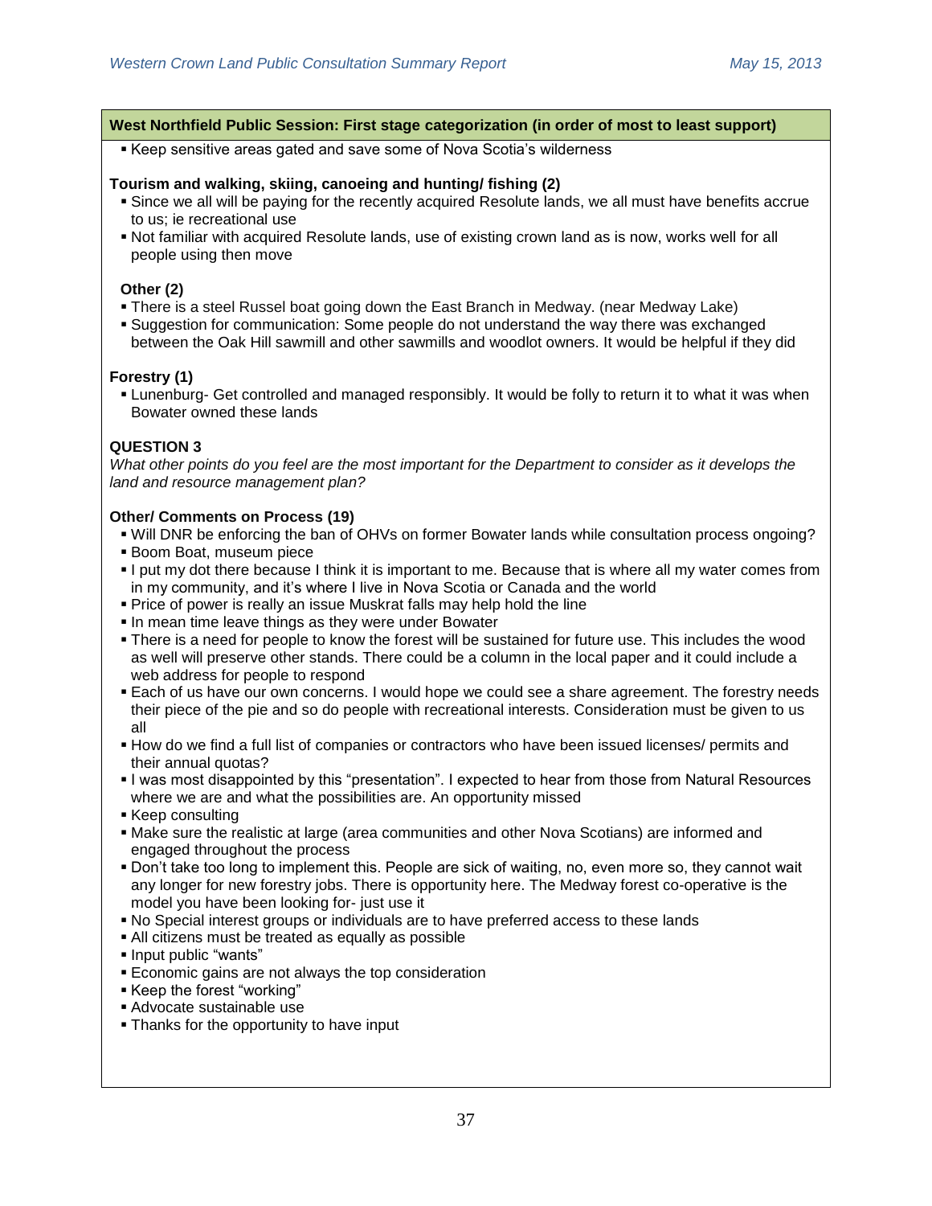**West Northfield Public Session: First stage categorization (in order of most to least support)**

- Keep sensitive areas gated and save some of Nova Scotia's wilderness

**Tourism and walking, skiing, canoeing and hunting/ fishing (2)**

- Since we all will be paying for the recently acquired Resolute lands, we all must have benefits accrue to us; ie recreational use
- Not familiar with acquired Resolute lands, use of existing crown land as is now, works well for all people using then move

**Other (2)**

- There is a steel Russel boat going down the East Branch in Medway. (near Medway Lake)
- Suggestion for communication: Some people do not understand the way there was exchanged between the Oak Hill sawmill and other sawmills and woodlot owners. It would be helpful if they did

**Forestry (1)**

- Lunenburg- Get controlled and managed responsibly. It would be folly to return it to what it was when Bowater owned these lands

**QUESTION 3**

*What other points do you feel are the most important for the Department to consider as it develops the land and resource management plan?*

**Other/ Comments on Process (19)**

- Will DNR be enforcing the ban of OHVs on former Bowater lands while consultation process ongoing?
- Boom Boat, museum piece
- I put my dot there because I think it is important to me. Because that is where all my water comes from in my community, and it's where I live in Nova Scotia or Canada and the world
- Price of power is really an issue Muskrat falls may help hold the line
- In mean time leave things as they were under Bowater
- There is a need for people to know the forest will be sustained for future use. This includes the wood as well will preserve other stands. There could be a column in the local paper and it could include a web address for people to respond
- Each of us have our own concerns. I would hope we could see a share agreement. The forestry needs their piece of the pie and so do people with recreational interests. Consideration must be given to us all
- How do we find a full list of companies or contractors who have been issued licenses/ permits and their annual quotas?
- I was most disappointed by this "presentation". I expected to hear from those from Natural Resources where we are and what the possibilities are. An opportunity missed
- Keep consulting
- Make sure the realistic at large (area communities and other Nova Scotians) are informed and engaged throughout the process
- Don't take too long to implement this. People are sick of waiting, no, even more so, they cannot wait any longer for new forestry jobs. There is opportunity here. The Medway forest co-operative is the model you have been looking for- just use it
- No Special interest groups or individuals are to have preferred access to these lands
- All citizens must be treated as equally as possible
- Input public "wants"
- Economic gains are not always the top consideration
- Keep the forest "working"
- Advocate sustainable use
- Thanks for the opportunity to have input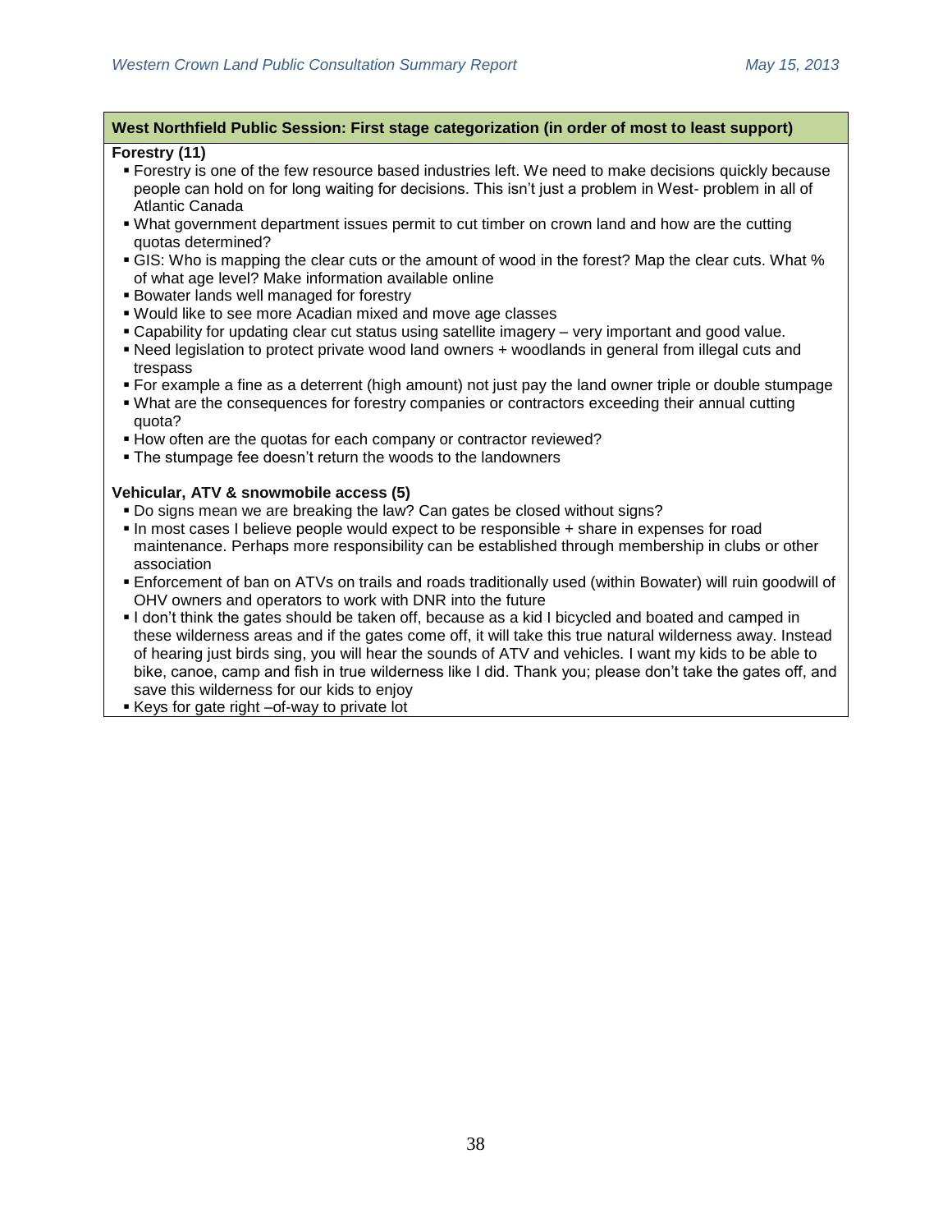**West Northfield Public Session: First stage categorization (in order of most to least support)**

**Forestry (11)**

- Forestry is one of the few resource based industries left. We need to make decisions quickly because people can hold on for long waiting for decisions. This isn't just a problem in West- problem in all of Atlantic Canada
- What government department issues permit to cut timber on crown land and how are the cutting quotas determined?
- GIS: Who is mapping the clear cuts or the amount of wood in the forest? Map the clear cuts. What % of what age level? Make information available online
- Bowater lands well managed for forestry
- Would like to see more Acadian mixed and move age classes
- Capability for updating clear cut status using satellite imagery – very important and good value.
- Need legislation to protect private wood land owners + woodlands in general from illegal cuts and trespass
- For example a fine as a deterrent (high amount) not just pay the land owner triple or double stumpage
- What are the consequences for forestry companies or contractors exceeding their annual cutting quota?
- How often are the quotas for each company or contractor reviewed?
- The stumpage fee doesn't return the woods to the landowners

**Vehicular, ATV & snowmobile access (5)**

- Do signs mean we are breaking the law? Can gates be closed without signs?
- In most cases I believe people would expect to be responsible + share in expenses for road maintenance. Perhaps more responsibility can be established through membership in clubs or other association
- Enforcement of ban on ATVs on trails and roads traditionally used (within Bowater) will ruin goodwill of OHV owners and operators to work with DNR into the future
- I don't think the gates should be taken off, because as a kid I bicycled and boated and camped in these wilderness areas and if the gates come off, it will take this true natural wilderness away. Instead of hearing just birds sing, you will hear the sounds of ATV and vehicles. I want my kids to be able to bike, canoe, camp and fish in true wilderness like I did. Thank you; please don't take the gates off, and save this wilderness for our kids to enjoy
- Keys for gate right –of-way to private lot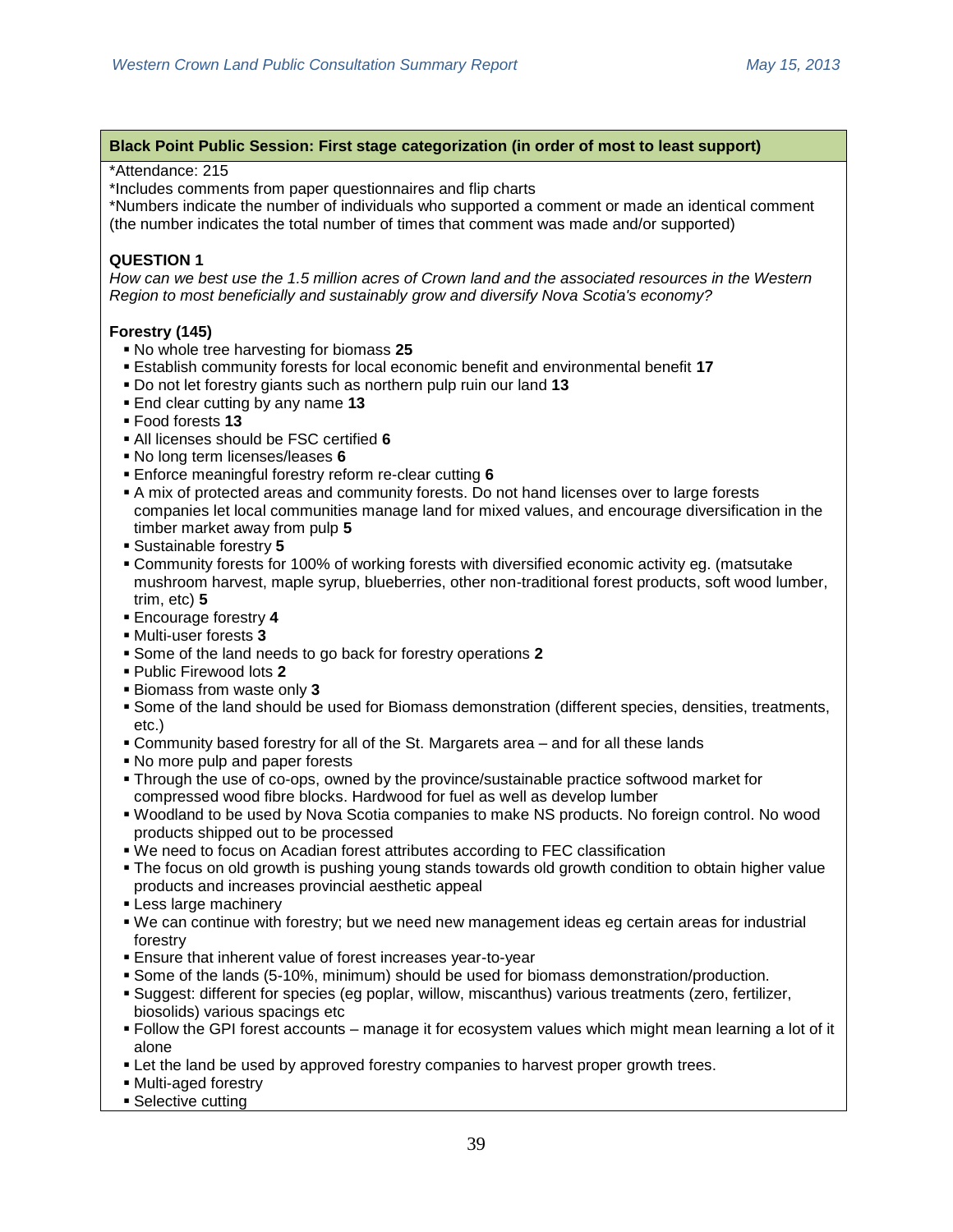### Black Point Public Session: First stage categorization (in order of most to least support)

*Attendance: 215
*Includes comments from paper questionnaires and flip charts
*Numbers indicate the number of individuals who supported a comment or made an identical comment (the number indicates the total number of times that comment was made and/or supported)

**QUESTION 1**

*How can we best use the 1.5 million acres of Crown land and the associated resources in the Western Region to most beneficially and sustainably grow and diversify Nova Scotia's economy?*

**Forestry (145)**

- No whole tree harvesting for biomass **25**
- Establish community forests for local economic benefit and environmental benefit **17**
- Do not let forestry giants such as northern pulp ruin our land **13**
- End clear cutting by any name **13**
- Food forests **13**
- All licenses should be FSC certified **6**
- No long term licenses/leases **6**
- Enforce meaningful forestry reform re-clear cutting **6**
- A mix of protected areas and community forests. Do not hand licenses over to large forests companies let local communities manage land for mixed values, and encourage diversification in the timber market away from pulp **5**
- Sustainable forestry **5**
- Community forests for 100% of working forests with diversified economic activity eg. (matsutake mushroom harvest, maple syrup, blueberries, other non-traditional forest products, soft wood lumber, trim, etc) **5**
- Encourage forestry **4**
- Multi-user forests **3**
- Some of the land needs to go back for forestry operations **2**
- Public Firewood lots **2**
- Biomass from waste only **3**
- Some of the land should be used for Biomass demonstration (different species, densities, treatments, etc.)
- Community based forestry for all of the St. Margarets area – and for all these lands
- No more pulp and paper forests
- Through the use of co-ops, owned by the province/sustainable practice softwood market for compressed wood fibre blocks. Hardwood for fuel as well as develop lumber
- Woodland to be used by Nova Scotia companies to make NS products. No foreign control. No wood products shipped out to be processed
- We need to focus on Acadian forest attributes according to FEC classification
- The focus on old growth is pushing young stands towards old growth condition to obtain higher value products and increases provincial aesthetic appeal
- Less large machinery
- We can continue with forestry; but we need new management ideas eg certain areas for industrial forestry
- Ensure that inherent value of forest increases year-to-year
- Some of the lands (5-10%, minimum) should be used for biomass demonstration/production.
- Suggest: different for species (eg poplar, willow, miscanthus) various treatments (zero, fertilizer, biosolids) various spacings etc
- Follow the GPI forest accounts – manage it for ecosystem values which might mean learning a lot of it alone
- Let the land be used by approved forestry companies to harvest proper growth trees.
- Multi-aged forestry
- Selective cutting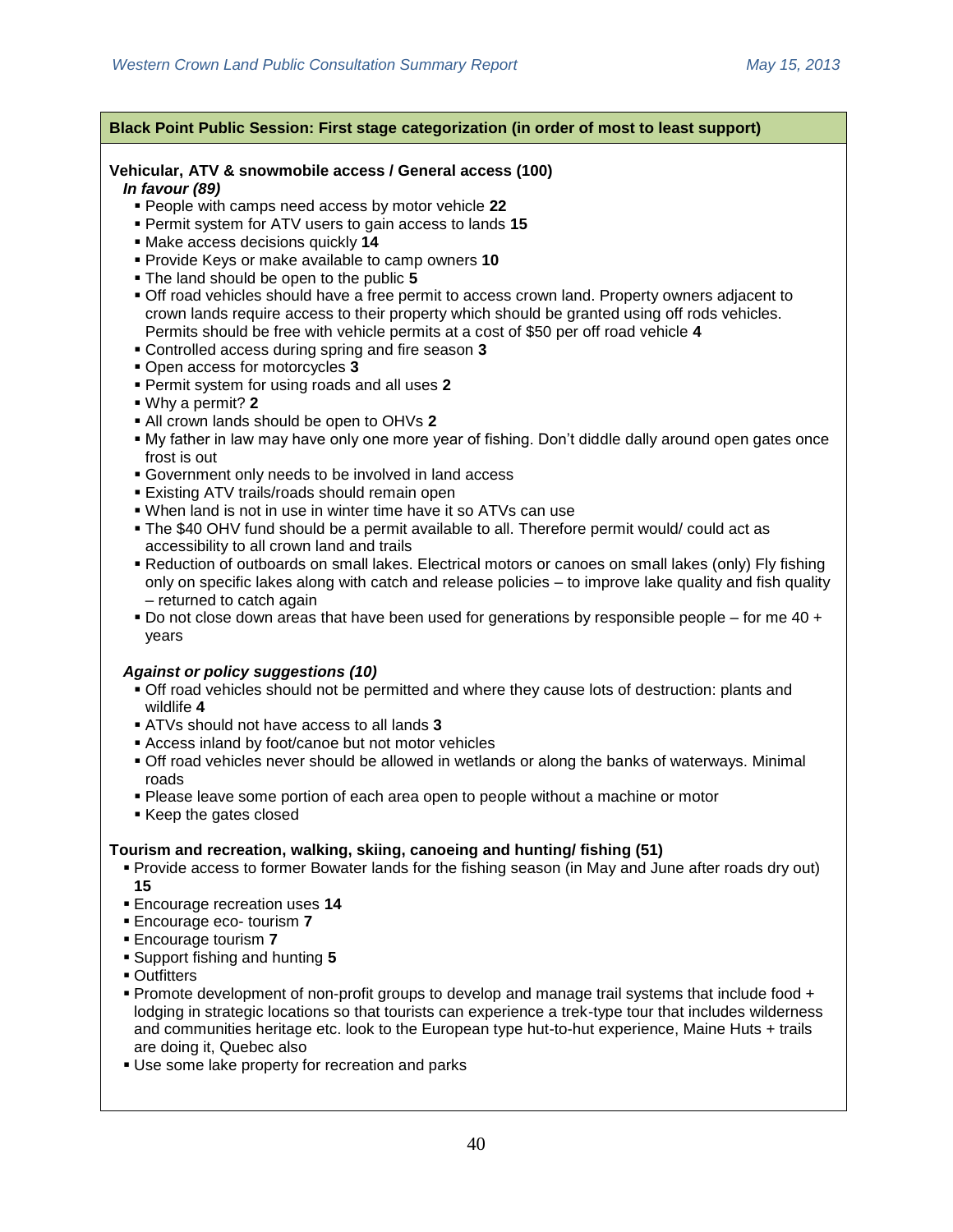**Black Point Public Session: First stage categorization (in order of most to least support)**

**Vehicular, ATV & snowmobile access / General access (100)**

***In favour (89)***

- People with camps need access by motor vehicle **22**
- Permit system for ATV users to gain access to lands **15**
- Make access decisions quickly **14**
- Provide Keys or make available to camp owners **10**
- The land should be open to the public **5**
- Off road vehicles should have a free permit to access crown land. Property owners adjacent to crown lands require access to their property which should be granted using off rods vehicles. Permits should be free with vehicle permits at a cost of $50 per off road vehicle **4**
- Controlled access during spring and fire season **3**
- Open access for motorcycles **3**
- Permit system for using roads and all uses **2**
- Why a permit? **2**
- All crown lands should be open to OHVs **2**
- My father in law may have only one more year of fishing. Don't diddle dally around open gates once frost is out
- Government only needs to be involved in land access
- Existing ATV trails/roads should remain open
- When land is not in use in winter time have it so ATVs can use
- The $40 OHV fund should be a permit available to all. Therefore permit would/ could act as accessibility to all crown land and trails
- Reduction of outboards on small lakes. Electrical motors or canoes on small lakes (only) Fly fishing only on specific lakes along with catch and release policies – to improve lake quality and fish quality – returned to catch again
- Do not close down areas that have been used for generations by responsible people – for me 40 + years

***Against or policy suggestions (10)***

- Off road vehicles should not be permitted and where they cause lots of destruction: plants and wildlife **4**
- ATVs should not have access to all lands **3**
- Access inland by foot/canoe but not motor vehicles
- Off road vehicles never should be allowed in wetlands or along the banks of waterways. Minimal roads
- Please leave some portion of each area open to people without a machine or motor
- Keep the gates closed

**Tourism and recreation, walking, skiing, canoeing and hunting/ fishing (51)**

- Provide access to former Bowater lands for the fishing season (in May and June after roads dry out) **15**
- Encourage recreation uses **14**
- Encourage eco- tourism **7**
- Encourage tourism **7**
- Support fishing and hunting **5**
- Outfitters
- Promote development of non-profit groups to develop and manage trail systems that include food + lodging in strategic locations so that tourists can experience a trek-type tour that includes wilderness and communities heritage etc. look to the European type hut-to-hut experience, Maine Huts + trails are doing it, Quebec also
- Use some lake property for recreation and parks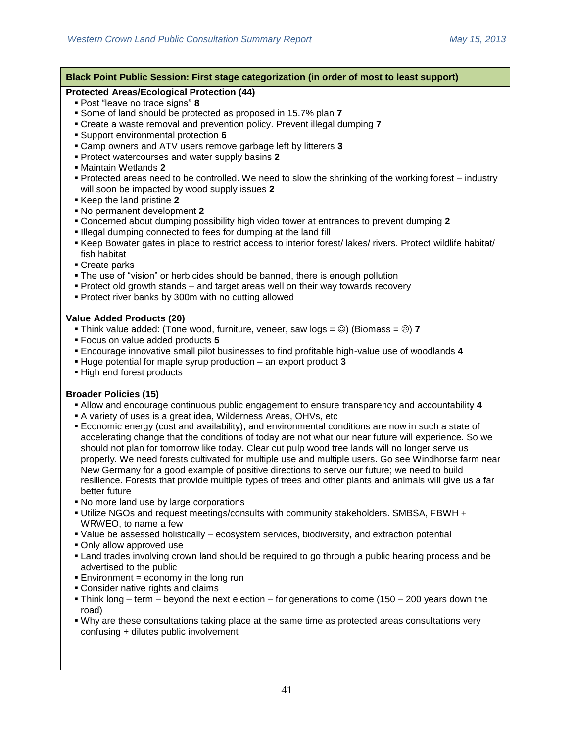### Black Point Public Session: First stage categorization (in order of most to least support)

**Protected Areas/Ecological Protection (44)**

- Post "leave no trace signs" **8**
- Some of land should be protected as proposed in 15.7% plan **7**
- Create a waste removal and prevention policy. Prevent illegal dumping **7**
- Support environmental protection **6**
- Camp owners and ATV users remove garbage left by litterers **3**
- Protect watercourses and water supply basins **2**
- Maintain Wetlands **2**
- Protected areas need to be controlled. We need to slow the shrinking of the working forest – industry will soon be impacted by wood supply issues **2**
- Keep the land pristine **2**
- No permanent development **2**
- Concerned about dumping possibility high video tower at entrances to prevent dumping **2**
- Illegal dumping connected to fees for dumping at the land fill
- Keep Bowater gates in place to restrict access to interior forest/ lakes/ rivers. Protect wildlife habitat/ fish habitat
- Create parks
- The use of "vision" or herbicides should be banned, there is enough pollution
- Protect old growth stands – and target areas well on their way towards recovery
- Protect river banks by 300m with no cutting allowed

**Value Added Products (20)**

- Think value added: (Tone wood, furniture, veneer, saw logs = ☺) (Biomass = ☹) **7**
- Focus on value added products **5**
- Encourage innovative small pilot businesses to find profitable high-value use of woodlands **4**
- Huge potential for maple syrup production – an export product **3**
- High end forest products

**Broader Policies (15)**

- Allow and encourage continuous public engagement to ensure transparency and accountability **4**
- A variety of uses is a great idea, Wilderness Areas, OHVs, etc
- Economic energy (cost and availability), and environmental conditions are now in such a state of accelerating change that the conditions of today are not what our near future will experience. So we should not plan for tomorrow like today. Clear cut pulp wood tree lands will no longer serve us properly. We need forests cultivated for multiple use and multiple users. Go see Windhorse farm near New Germany for a good example of positive directions to serve our future; we need to build resilience. Forests that provide multiple types of trees and other plants and animals will give us a far better future
- No more land use by large corporations
- Utilize NGOs and request meetings/consults with community stakeholders. SMBSA, FBWH + WRWEO, to name a few
- Value be assessed holistically – ecosystem services, biodiversity, and extraction potential
- Only allow approved use
- Land trades involving crown land should be required to go through a public hearing process and be advertised to the public
- Environment = economy in the long run
- Consider native rights and claims
- Think long – term – beyond the next election – for generations to come (150 – 200 years down the road)
- Why are these consultations taking place at the same time as protected areas consultations very confusing + dilutes public involvement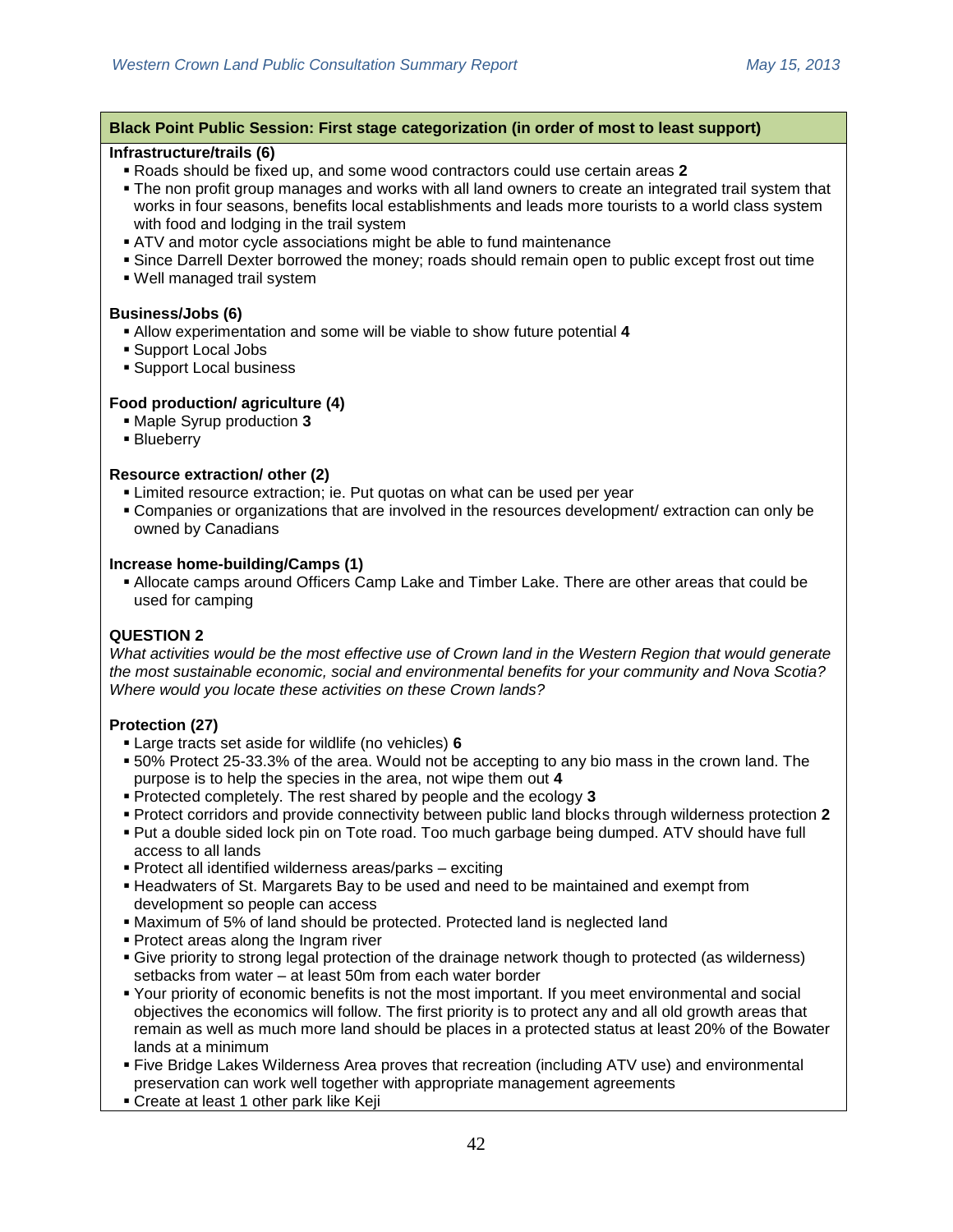**Black Point Public Session: First stage categorization (in order of most to least support)**

**Infrastructure/trails (6)**

- Roads should be fixed up, and some wood contractors could use certain areas **2**
- The non profit group manages and works with all land owners to create an integrated trail system that works in four seasons, benefits local establishments and leads more tourists to a world class system with food and lodging in the trail system
- ATV and motor cycle associations might be able to fund maintenance
- Since Darrell Dexter borrowed the money; roads should remain open to public except frost out time
- Well managed trail system

**Business/Jobs (6)**

- Allow experimentation and some will be viable to show future potential **4**
- Support Local Jobs
- Support Local business

**Food production/ agriculture (4)**

- Maple Syrup production **3**
- Blueberry

**Resource extraction/ other (2)**

- Limited resource extraction; ie. Put quotas on what can be used per year
- Companies or organizations that are involved in the resources development/ extraction can only be owned by Canadians

**Increase home-building/Camps (1)**

- Allocate camps around Officers Camp Lake and Timber Lake. There are other areas that could be used for camping

**QUESTION 2**

*What activities would be the most effective use of Crown land in the Western Region that would generate the most sustainable economic, social and environmental benefits for your community and Nova Scotia? Where would you locate these activities on these Crown lands?*

**Protection (27)**

- Large tracts set aside for wildlife (no vehicles) **6**
- 50% Protect 25-33.3% of the area. Would not be accepting to any bio mass in the crown land. The purpose is to help the species in the area, not wipe them out **4**
- Protected completely. The rest shared by people and the ecology **3**
- Protect corridors and provide connectivity between public land blocks through wilderness protection **2**
- Put a double sided lock pin on Tote road. Too much garbage being dumped. ATV should have full access to all lands
- Protect all identified wilderness areas/parks – exciting
- Headwaters of St. Margarets Bay to be used and need to be maintained and exempt from development so people can access
- Maximum of 5% of land should be protected. Protected land is neglected land
- Protect areas along the Ingram river
- Give priority to strong legal protection of the drainage network though to protected (as wilderness) setbacks from water – at least 50m from each water border
- Your priority of economic benefits is not the most important. If you meet environmental and social objectives the economics will follow. The first priority is to protect any and all old growth areas that remain as well as much more land should be places in a protected status at least 20% of the Bowater lands at a minimum
- Five Bridge Lakes Wilderness Area proves that recreation (including ATV use) and environmental preservation can work well together with appropriate management agreements
- Create at least 1 other park like Keji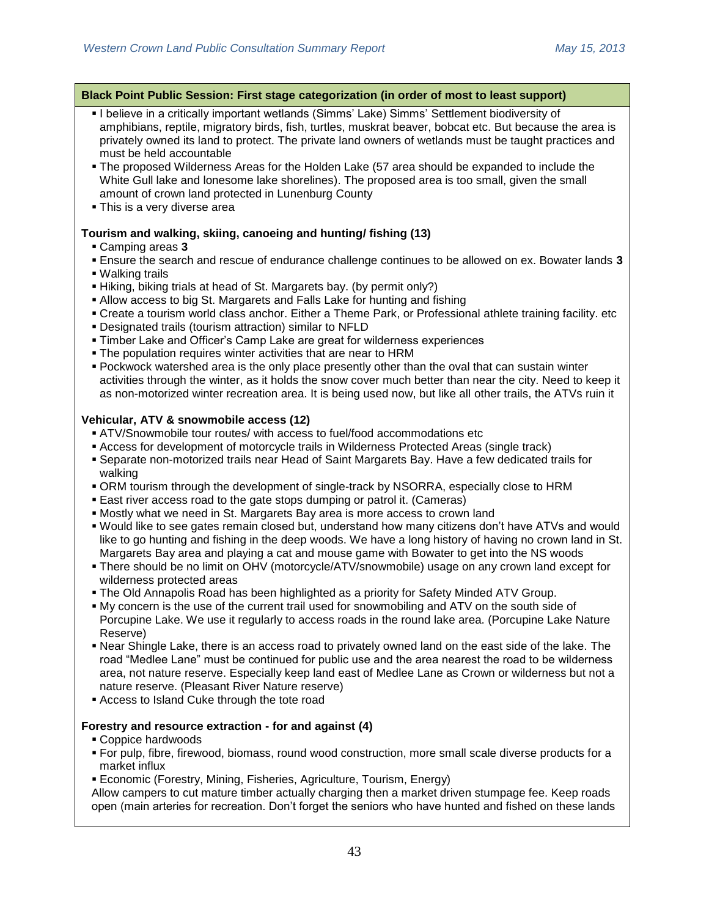**Black Point Public Session: First stage categorization (in order of most to least support)**

- I believe in a critically important wetlands (Simms' Lake) Simms' Settlement biodiversity of amphibians, reptile, migratory birds, fish, turtles, muskrat beaver, bobcat etc. But because the area is privately owned its land to protect. The private land owners of wetlands must be taught practices and must be held accountable
- The proposed Wilderness Areas for the Holden Lake (57 area should be expanded to include the White Gull lake and lonesome lake shorelines). The proposed area is too small, given the small amount of crown land protected in Lunenburg County
- This is a very diverse area

**Tourism and walking, skiing, canoeing and hunting/ fishing (13)**

- Camping areas **3**
- Ensure the search and rescue of endurance challenge continues to be allowed on ex. Bowater lands **3**
- Walking trails
- Hiking, biking trials at head of St. Margarets bay. (by permit only?)
- Allow access to big St. Margarets and Falls Lake for hunting and fishing
- Create a tourism world class anchor. Either a Theme Park, or Professional athlete training facility. etc
- Designated trails (tourism attraction) similar to NFLD
- Timber Lake and Officer's Camp Lake are great for wilderness experiences
- The population requires winter activities that are near to HRM
- Pockwock watershed area is the only place presently other than the oval that can sustain winter activities through the winter, as it holds the snow cover much better than near the city. Need to keep it as non-motorized winter recreation area. It is being used now, but like all other trails, the ATVs ruin it

**Vehicular, ATV & snowmobile access (12)**

- ATV/Snowmobile tour routes/ with access to fuel/food accommodations etc
- Access for development of motorcycle trails in Wilderness Protected Areas (single track)
- Separate non-motorized trails near Head of Saint Margarets Bay. Have a few dedicated trails for walking
- ORM tourism through the development of single-track by NSORRA, especially close to HRM
- East river access road to the gate stops dumping or patrol it. (Cameras)
- Mostly what we need in St. Margarets Bay area is more access to crown land
- Would like to see gates remain closed but, understand how many citizens don't have ATVs and would like to go hunting and fishing in the deep woods. We have a long history of having no crown land in St. Margarets Bay area and playing a cat and mouse game with Bowater to get into the NS woods
- There should be no limit on OHV (motorcycle/ATV/snowmobile) usage on any crown land except for wilderness protected areas
- The Old Annapolis Road has been highlighted as a priority for Safety Minded ATV Group.
- My concern is the use of the current trail used for snowmobiling and ATV on the south side of Porcupine Lake. We use it regularly to access roads in the round lake area. (Porcupine Lake Nature Reserve)
- Near Shingle Lake, there is an access road to privately owned land on the east side of the lake. The road "Medlee Lane" must be continued for public use and the area nearest the road to be wilderness area, not nature reserve. Especially keep land east of Medlee Lane as Crown or wilderness but not a nature reserve. (Pleasant River Nature reserve)
- Access to Island Cuke through the tote road

**Forestry and resource extraction - for and against (4)**

- Coppice hardwoods
- For pulp, fibre, firewood, biomass, round wood construction, more small scale diverse products for a market influx
- Economic (Forestry, Mining, Fisheries, Agriculture, Tourism, Energy)

Allow campers to cut mature timber actually charging then a market driven stumpage fee. Keep roads open (main arteries for recreation. Don't forget the seniors who have hunted and fished on these lands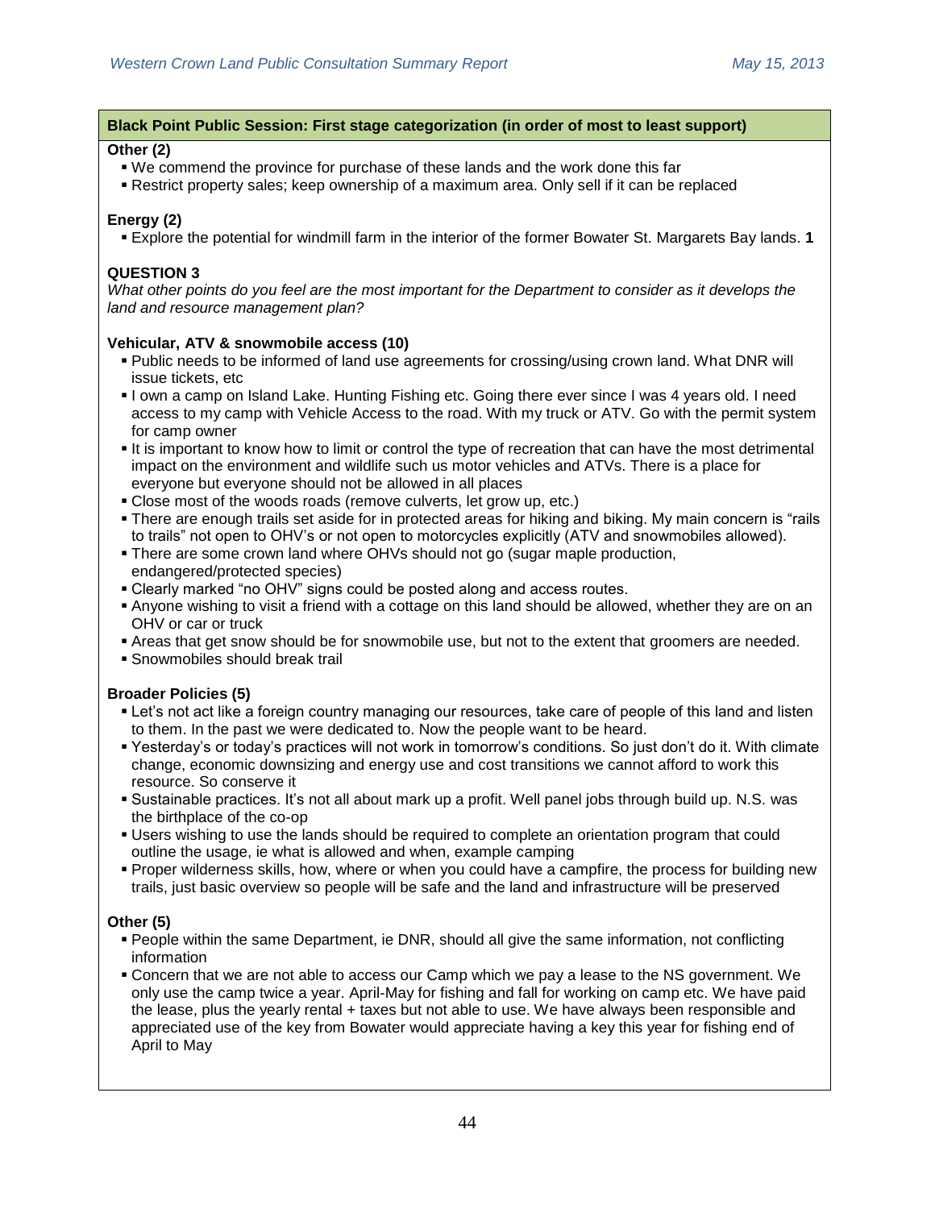**Black Point Public Session: First stage categorization (in order of most to least support)**

**Other (2)**

- We commend the province for purchase of these lands and the work done this far
- Restrict property sales; keep ownership of a maximum area. Only sell if it can be replaced

**Energy (2)**

- Explore the potential for windmill farm in the interior of the former Bowater St. Margarets Bay lands. **1**

**QUESTION 3**

*What other points do you feel are the most important for the Department to consider as it develops the land and resource management plan?*

**Vehicular, ATV & snowmobile access (10)**

- Public needs to be informed of land use agreements for crossing/using crown land. What DNR will issue tickets, etc
- I own a camp on Island Lake. Hunting Fishing etc. Going there ever since I was 4 years old. I need access to my camp with Vehicle Access to the road. With my truck or ATV. Go with the permit system for camp owner
- It is important to know how to limit or control the type of recreation that can have the most detrimental impact on the environment and wildlife such us motor vehicles and ATVs. There is a place for everyone but everyone should not be allowed in all places
- Close most of the woods roads (remove culverts, let grow up, etc.)
- There are enough trails set aside for in protected areas for hiking and biking. My main concern is "rails to trails" not open to OHV's or not open to motorcycles explicitly (ATV and snowmobiles allowed).
- There are some crown land where OHVs should not go (sugar maple production, endangered/protected species)
- Clearly marked "no OHV" signs could be posted along and access routes.
- Anyone wishing to visit a friend with a cottage on this land should be allowed, whether they are on an OHV or car or truck
- Areas that get snow should be for snowmobile use, but not to the extent that groomers are needed.
- Snowmobiles should break trail

**Broader Policies (5)**

- Let's not act like a foreign country managing our resources, take care of people of this land and listen to them. In the past we were dedicated to. Now the people want to be heard.
- Yesterday's or today's practices will not work in tomorrow's conditions. So just don't do it. With climate change, economic downsizing and energy use and cost transitions we cannot afford to work this resource. So conserve it
- Sustainable practices. It's not all about mark up a profit. Well panel jobs through build up. N.S. was the birthplace of the co-op
- Users wishing to use the lands should be required to complete an orientation program that could outline the usage, ie what is allowed and when, example camping
- Proper wilderness skills, how, where or when you could have a campfire, the process for building new trails, just basic overview so people will be safe and the land and infrastructure will be preserved

**Other (5)**

- People within the same Department, ie DNR, should all give the same information, not conflicting information
- Concern that we are not able to access our Camp which we pay a lease to the NS government. We only use the camp twice a year. April-May for fishing and fall for working on camp etc. We have paid the lease, plus the yearly rental + taxes but not able to use. We have always been responsible and appreciated use of the key from Bowater would appreciate having a key this year for fishing end of April to May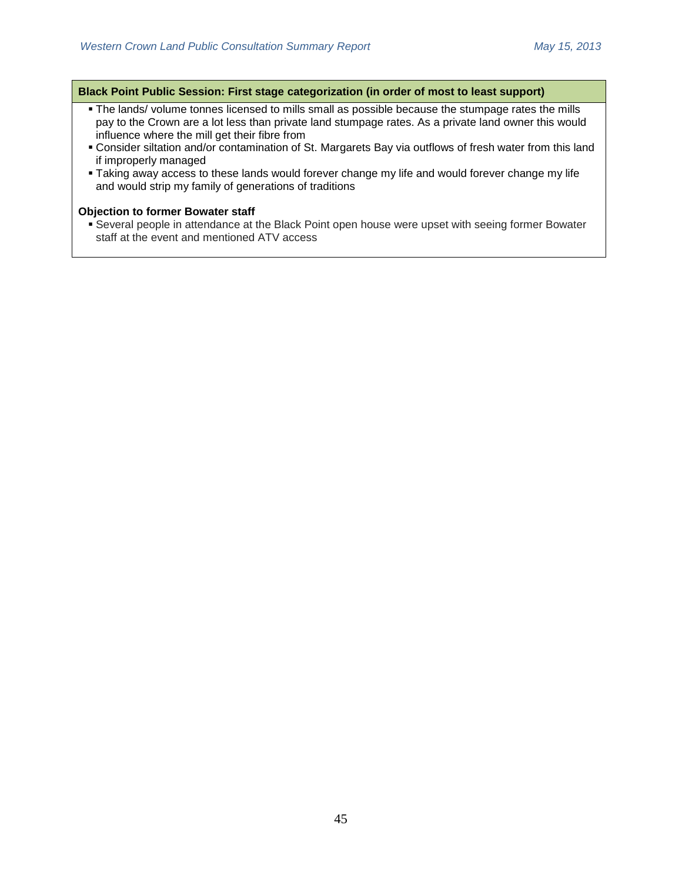**Black Point Public Session: First stage categorization (in order of most to least support)**

- The lands/ volume tonnes licensed to mills small as possible because the stumpage rates the mills pay to the Crown are a lot less than private land stumpage rates. As a private land owner this would influence where the mill get their fibre from
- Consider siltation and/or contamination of St. Margarets Bay via outflows of fresh water from this land if improperly managed
- Taking away access to these lands would forever change my life and would forever change my life and would strip my family of generations of traditions

**Objection to former Bowater staff**

- Several people in attendance at the Black Point open house were upset with seeing former Bowater staff at the event and mentioned ATV access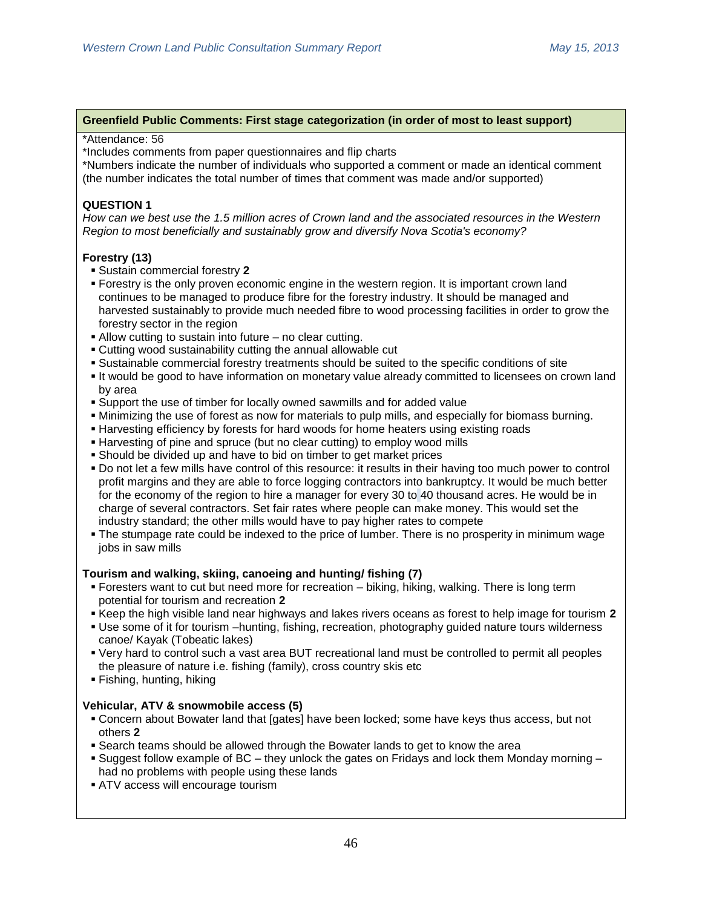**Greenfield Public Comments: First stage categorization (in order of most to least support)**

*Attendance: 56

*Includes comments from paper questionnaires and flip charts

*Numbers indicate the number of individuals who supported a comment or made an identical comment (the number indicates the total number of times that comment was made and/or supported)

**QUESTION 1**

*How can we best use the 1.5 million acres of Crown land and the associated resources in the Western Region to most beneficially and sustainably grow and diversify Nova Scotia's economy?*

**Forestry (13)**

- Sustain commercial forestry **2**
- Forestry is the only proven economic engine in the western region. It is important crown land continues to be managed to produce fibre for the forestry industry. It should be managed and harvested sustainably to provide much needed fibre to wood processing facilities in order to grow the forestry sector in the region
- Allow cutting to sustain into future – no clear cutting.
- Cutting wood sustainability cutting the annual allowable cut
- Sustainable commercial forestry treatments should be suited to the specific conditions of site
- It would be good to have information on monetary value already committed to licensees on crown land by area
- Support the use of timber for locally owned sawmills and for added value
- Minimizing the use of forest as now for materials to pulp mills, and especially for biomass burning.
- Harvesting efficiency by forests for hard woods for home heaters using existing roads
- Harvesting of pine and spruce (but no clear cutting) to employ wood mills
- Should be divided up and have to bid on timber to get market prices
- Do not let a few mills have control of this resource: it results in their having too much power to control profit margins and they are able to force logging contractors into bankruptcy. It would be much better for the economy of the region to hire a manager for every 30 to 40 thousand acres. He would be in charge of several contractors. Set fair rates where people can make money. This would set the industry standard; the other mills would have to pay higher rates to compete
- The stumpage rate could be indexed to the price of lumber. There is no prosperity in minimum wage jobs in saw mills

**Tourism and walking, skiing, canoeing and hunting/ fishing (7)**

- Foresters want to cut but need more for recreation – biking, hiking, walking. There is long term potential for tourism and recreation **2**
- Keep the high visible land near highways and lakes rivers oceans as forest to help image for tourism **2**
- Use some of it for tourism –hunting, fishing, recreation, photography guided nature tours wilderness canoe/ Kayak (Tobeatic lakes)
- Very hard to control such a vast area BUT recreational land must be controlled to permit all peoples the pleasure of nature i.e. fishing (family), cross country skis etc
- Fishing, hunting, hiking

**Vehicular, ATV & snowmobile access (5)**

- Concern about Bowater land that [gates] have been locked; some have keys thus access, but not others **2**
- Search teams should be allowed through the Bowater lands to get to know the area
- Suggest follow example of BC – they unlock the gates on Fridays and lock them Monday morning – had no problems with people using these lands
- ATV access will encourage tourism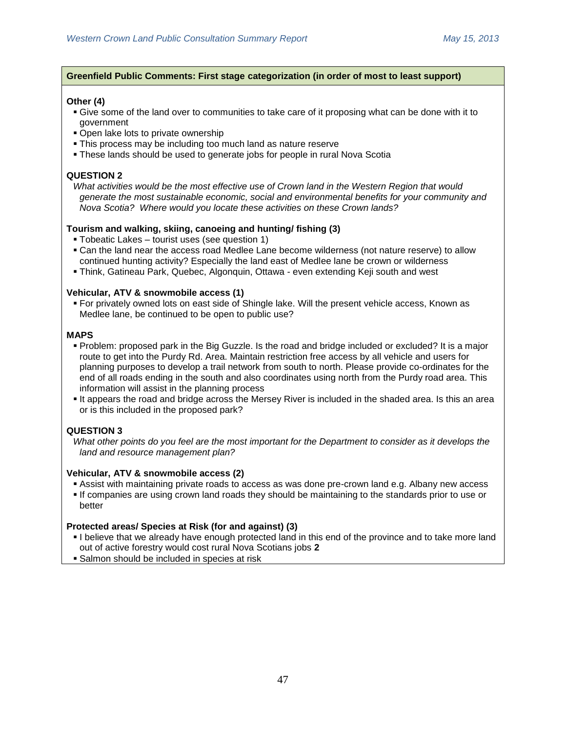**Greenfield Public Comments: First stage categorization (in order of most to least support)**

**Other (4)**

- Give some of the land over to communities to take care of it proposing what can be done with it to government
- Open lake lots to private ownership
- This process may be including too much land as nature reserve
- These lands should be used to generate jobs for people in rural Nova Scotia

**QUESTION 2**

*What activities would be the most effective use of Crown land in the Western Region that would generate the most sustainable economic, social and environmental benefits for your community and Nova Scotia? Where would you locate these activities on these Crown lands?*

**Tourism and walking, skiing, canoeing and hunting/ fishing (3)**

- Tobeatic Lakes – tourist uses (see question 1)
- Can the land near the access road Medlee Lane become wilderness (not nature reserve) to allow continued hunting activity? Especially the land east of Medlee lane be crown or wilderness
- Think, Gatineau Park, Quebec, Algonquin, Ottawa - even extending Keji south and west

**Vehicular, ATV & snowmobile access (1)**

- For privately owned lots on east side of Shingle lake. Will the present vehicle access, Known as Medlee lane, be continued to be open to public use?

**MAPS**

- Problem: proposed park in the Big Guzzle. Is the road and bridge included or excluded? It is a major route to get into the Purdy Rd. Area. Maintain restriction free access by all vehicle and users for planning purposes to develop a trail network from south to north. Please provide co-ordinates for the end of all roads ending in the south and also coordinates using north from the Purdy road area. This information will assist in the planning process
- It appears the road and bridge across the Mersey River is included in the shaded area. Is this an area or is this included in the proposed park?

**QUESTION 3**

*What other points do you feel are the most important for the Department to consider as it develops the land and resource management plan?*

**Vehicular, ATV & snowmobile access (2)**

- Assist with maintaining private roads to access as was done pre-crown land e.g. Albany new access
- If companies are using crown land roads they should be maintaining to the standards prior to use or better

**Protected areas/ Species at Risk (for and against) (3)**

- I believe that we already have enough protected land in this end of the province and to take more land out of active forestry would cost rural Nova Scotians jobs **2**
- Salmon should be included in species at risk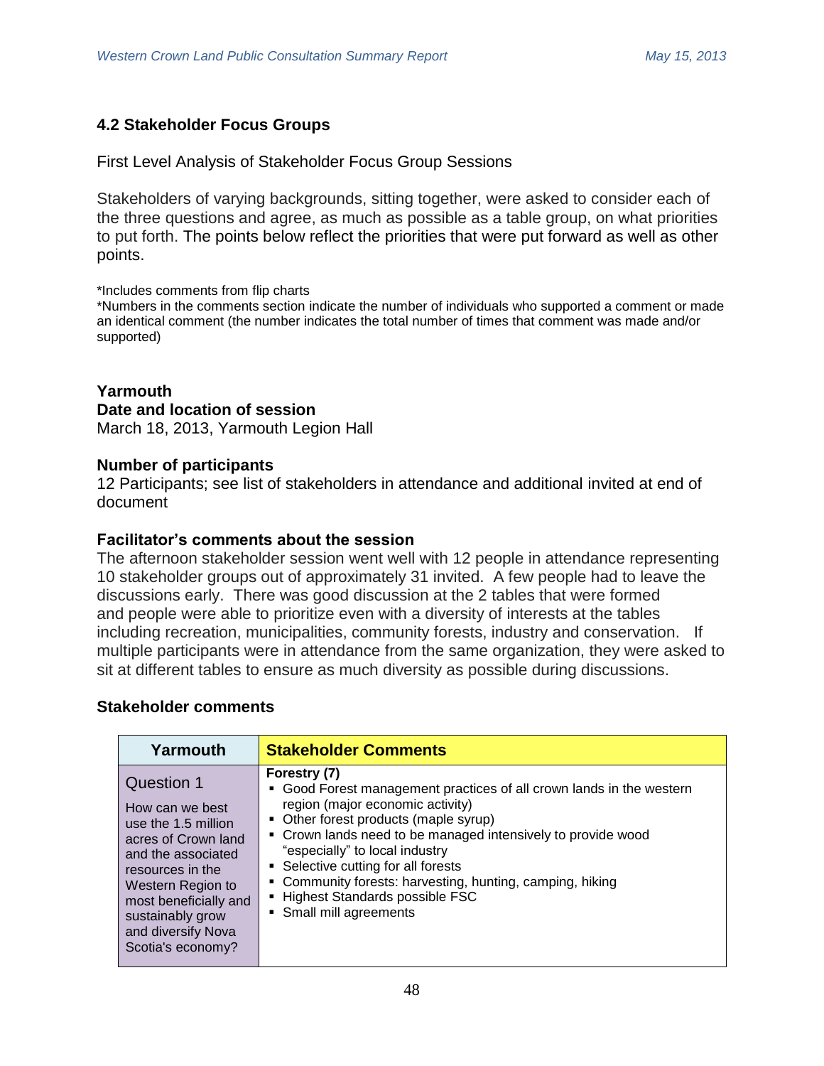## 4.2 Stakeholder Focus Groups

First Level Analysis of Stakeholder Focus Group Sessions

Stakeholders of varying backgrounds, sitting together, were asked to consider each of the three questions and agree, as much as possible as a table group, on what priorities to put forth. The points below reflect the priorities that were put forward as well as other points.

*Includes comments from flip charts
*Numbers in the comments section indicate the number of individuals who supported a comment or made an identical comment (the number indicates the total number of times that comment was made and/or supported)

**Yarmouth**
**Date and location of session**
March 18, 2013, Yarmouth Legion Hall

**Number of participants**
12 Participants; see list of stakeholders in attendance and additional invited at end of document

**Facilitator's comments about the session**
The afternoon stakeholder session went well with 12 people in attendance representing 10 stakeholder groups out of approximately 31 invited. A few people had to leave the discussions early. There was good discussion at the 2 tables that were formed and people were able to prioritize even with a diversity of interests at the tables including recreation, municipalities, community forests, industry and conservation. If multiple participants were in attendance from the same organization, they were asked to sit at different tables to ensure as much diversity as possible during discussions.

**Stakeholder comments**

| Yarmouth | Stakeholder Comments |
|---|---|
| Question 1<br><br>How can we best use the 1.5 million acres of Crown land and the associated resources in the Western Region to most beneficially and sustainably grow and diversify Nova Scotia's economy? | **Forestry (7)**<br>▪ Good Forest management practices of all crown lands in the western region (major economic activity)<br>▪ Other forest products (maple syrup)<br>▪ Crown lands need to be managed intensively to provide wood "especially" to local industry<br>▪ Selective cutting for all forests<br>▪ Community forests: harvesting, hunting, camping, hiking<br>▪ Highest Standards possible FSC<br>▪ Small mill agreements |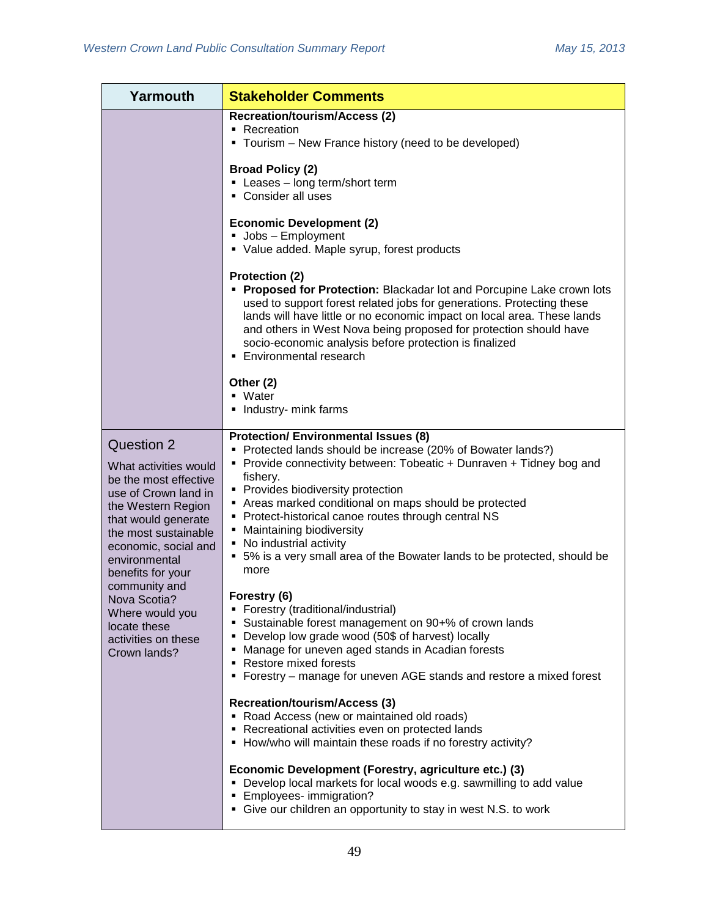| Yarmouth | Stakeholder Comments |
|---|---|
| | **Recreation/tourism/Access (2)**<br>▪ Recreation<br>▪ Tourism – New France history (need to be developed)<br><br>**Broad Policy (2)**<br>▪ Leases – long term/short term<br>▪ Consider all uses<br><br>**Economic Development (2)**<br>▪ Jobs – Employment<br>▪ Value added. Maple syrup, forest products<br><br>**Protection (2)**<br>▪ **Proposed for Protection:** Blackadar lot and Porcupine Lake crown lots used to support forest related jobs for generations. Protecting these lands will have little or no economic impact on local area. These lands and others in West Nova being proposed for protection should have socio-economic analysis before protection is finalized<br>▪ Environmental research<br><br>**Other (2)**<br>▪ Water<br>▪ Industry- mink farms |
| Question 2<br><br>What activities would be the most effective use of Crown land in the Western Region that would generate the most sustainable economic, social and environmental benefits for your community and Nova Scotia? Where would you locate these activities on these Crown lands? | **Protection/ Environmental Issues (8)**<br>▪ Protected lands should be increase (20% of Bowater lands?)<br>▪ Provide connectivity between: Tobeatic + Dunraven + Tidney bog and fishery.<br>▪ Provides biodiversity protection<br>▪ Areas marked conditional on maps should be protected<br>▪ Protect-historical canoe routes through central NS<br>▪ Maintaining biodiversity<br>▪ No industrial activity<br>▪ 5% is a very small area of the Bowater lands to be protected, should be more<br><br>**Forestry (6)**<br>▪ Forestry (traditional/industrial)<br>▪ Sustainable forest management on 90+% of crown lands<br>▪ Develop low grade wood (50$ of harvest) locally<br>▪ Manage for uneven aged stands in Acadian forests<br>▪ Restore mixed forests<br>▪ Forestry – manage for uneven AGE stands and restore a mixed forest<br><br>**Recreation/tourism/Access (3)**<br>▪ Road Access (new or maintained old roads)<br>▪ Recreational activities even on protected lands<br>▪ How/who will maintain these roads if no forestry activity?<br><br>**Economic Development (Forestry, agriculture etc.) (3)**<br>▪ Develop local markets for local woods e.g. sawmilling to add value<br>▪ Employees- immigration?<br>▪ Give our children an opportunity to stay in west N.S. to work |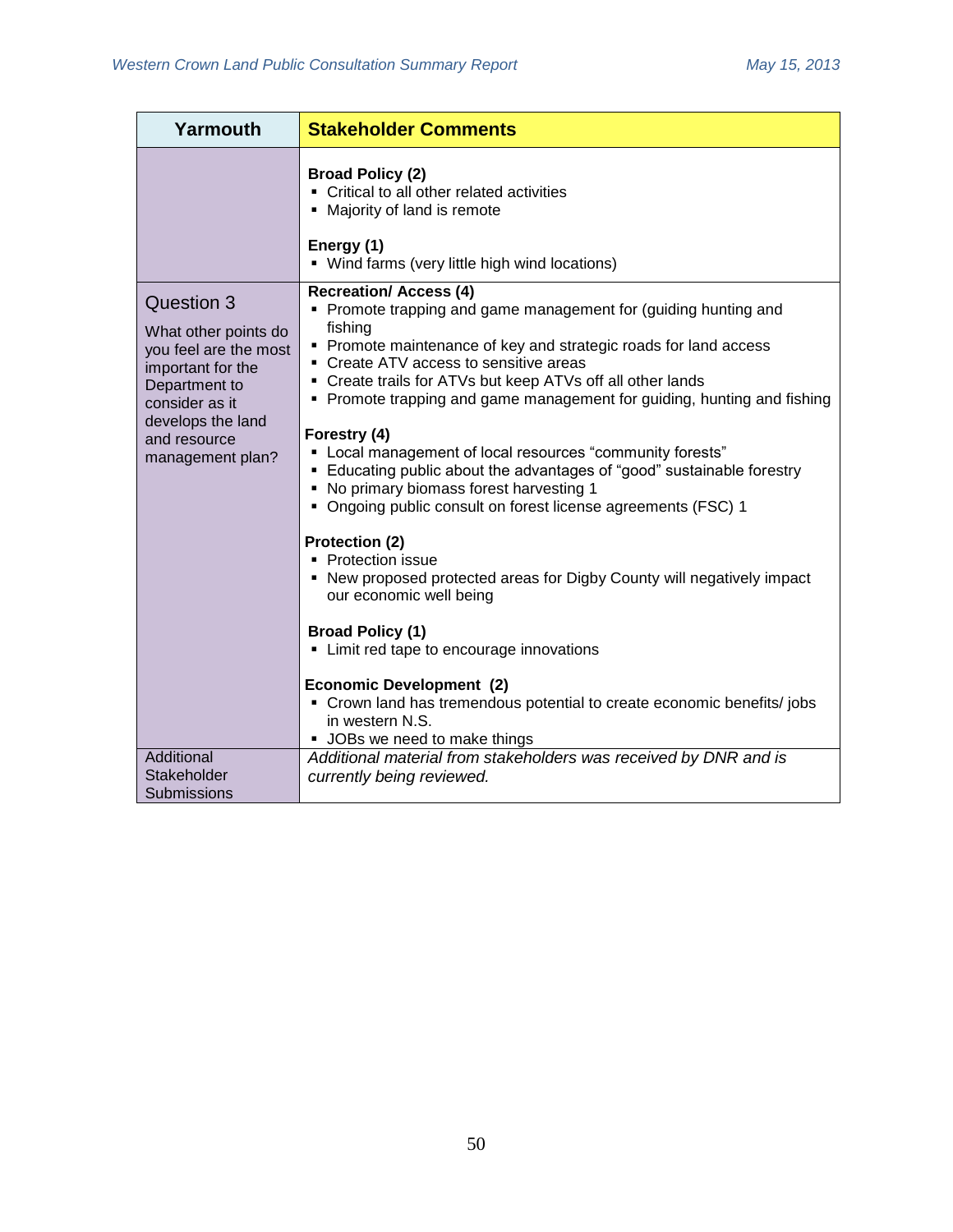| Yarmouth | Stakeholder Comments |
|---|---|
| | **Broad Policy (2)**<br>▪ Critical to all other related activities<br>▪ Majority of land is remote<br><br>**Energy (1)**<br>▪ Wind farms (very little high wind locations) |
| Question 3<br><br>What other points do you feel are the most important for the Department to consider as it develops the land and resource management plan? | **Recreation/ Access (4)**<br>▪ Promote trapping and game management for (guiding hunting and fishing<br>▪ Promote maintenance of key and strategic roads for land access<br>▪ Create ATV access to sensitive areas<br>▪ Create trails for ATVs but keep ATVs off all other lands<br>▪ Promote trapping and game management for guiding, hunting and fishing<br><br>**Forestry (4)**<br>▪ Local management of local resources "community forests"<br>▪ Educating public about the advantages of "good" sustainable forestry<br>▪ No primary biomass forest harvesting 1<br>▪ Ongoing public consult on forest license agreements (FSC) 1<br><br>**Protection (2)**<br>▪ Protection issue<br>▪ New proposed protected areas for Digby County will negatively impact our economic well being<br><br>**Broad Policy (1)**<br>▪ Limit red tape to encourage innovations<br><br>**Economic Development (2)**<br>▪ Crown land has tremendous potential to create economic benefits/ jobs in western N.S.<br>▪ JOBs we need to make things |
| Additional Stakeholder Submissions | *Additional material from stakeholders was received by DNR and is currently being reviewed.* |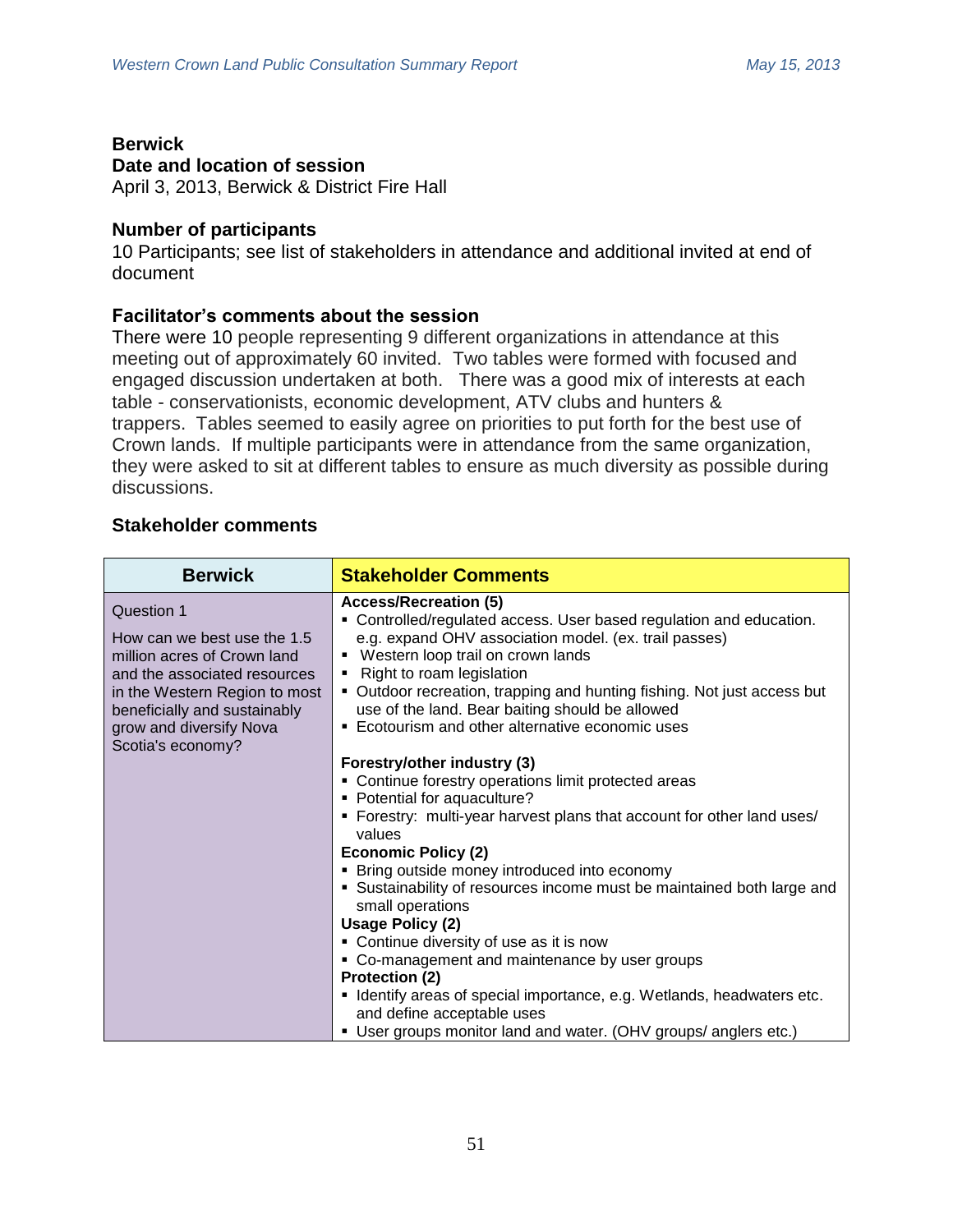**Berwick**

**Date and location of session**

April 3, 2013, Berwick & District Fire Hall

**Number of participants**

10 Participants; see list of stakeholders in attendance and additional invited at end of document

**Facilitator's comments about the session**

There were 10 people representing 9 different organizations in attendance at this meeting out of approximately 60 invited. Two tables were formed with focused and engaged discussion undertaken at both. There was a good mix of interests at each table - conservationists, economic development, ATV clubs and hunters & trappers. Tables seemed to easily agree on priorities to put forth for the best use of Crown lands. If multiple participants were in attendance from the same organization, they were asked to sit at different tables to ensure as much diversity as possible during discussions.

**Stakeholder comments**

| Berwick | Stakeholder Comments |
|---|---|
| Question 1<br><br>How can we best use the 1.5 million acres of Crown land and the associated resources in the Western Region to most beneficially and sustainably grow and diversify Nova Scotia's economy? | **Access/Recreation (5)**<br>▪ Controlled/regulated access. User based regulation and education. e.g. expand OHV association model. (ex. trail passes)<br>▪ Western loop trail on crown lands<br>▪ Right to roam legislation<br>▪ Outdoor recreation, trapping and hunting fishing. Not just access but use of the land. Bear baiting should be allowed<br>▪ Ecotourism and other alternative economic uses<br><br>**Forestry/other industry (3)**<br>▪ Continue forestry operations limit protected areas<br>▪ Potential for aquaculture?<br>▪ Forestry: multi-year harvest plans that account for other land uses/ values<br>**Economic Policy (2)**<br>▪ Bring outside money introduced into economy<br>▪ Sustainability of resources income must be maintained both large and small operations<br>**Usage Policy (2)**<br>▪ Continue diversity of use as it is now<br>▪ Co-management and maintenance by user groups<br>**Protection (2)**<br>▪ Identify areas of special importance, e.g. Wetlands, headwaters etc. and define acceptable uses<br>▪ User groups monitor land and water. (OHV groups/ anglers etc.) |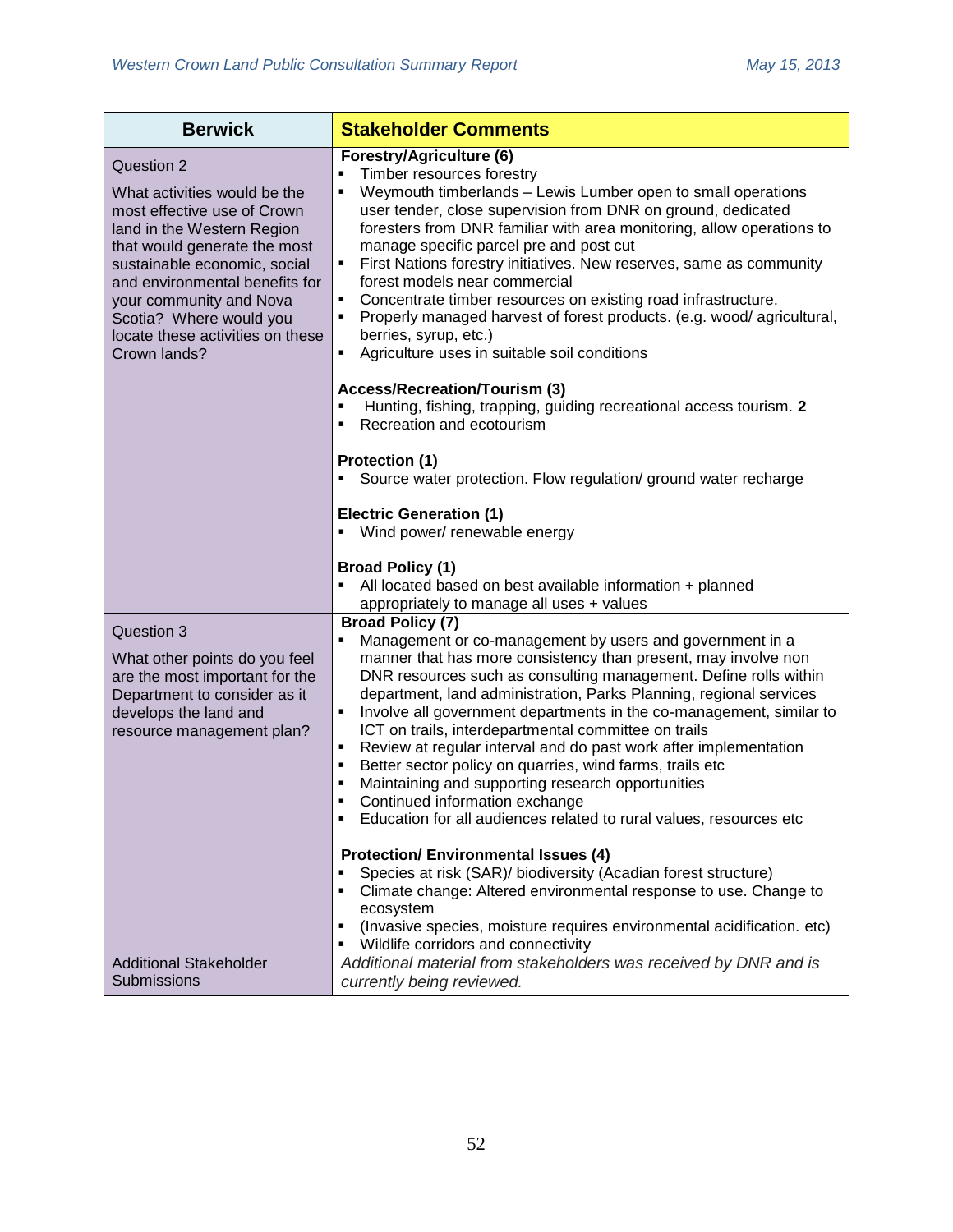| Berwick | Stakeholder Comments |
|---|---|
| Question 2<br><br>What activities would be the most effective use of Crown land in the Western Region that would generate the most sustainable economic, social and environmental benefits for your community and Nova Scotia? Where would you locate these activities on these Crown lands? | **Forestry/Agriculture (6)**<br>▪ Timber resources forestry<br>▪ Weymouth timberlands – Lewis Lumber open to small operations user tender, close supervision from DNR on ground, dedicated foresters from DNR familiar with area monitoring, allow operations to manage specific parcel pre and post cut<br>▪ First Nations forestry initiatives. New reserves, same as community forest models near commercial<br>▪ Concentrate timber resources on existing road infrastructure.<br>▪ Properly managed harvest of forest products. (e.g. wood/ agricultural, berries, syrup, etc.)<br>▪ Agriculture uses in suitable soil conditions<br><br>**Access/Recreation/Tourism (3)**<br>▪ Hunting, fishing, trapping, guiding recreational access tourism. **2**<br>▪ Recreation and ecotourism<br><br>**Protection (1)**<br>▪ Source water protection. Flow regulation/ ground water recharge<br><br>**Electric Generation (1)**<br>▪ Wind power/ renewable energy<br><br>**Broad Policy (1)**<br>▪ All located based on best available information + planned appropriately to manage all uses + values |
| Question 3<br><br>What other points do you feel are the most important for the Department to consider as it develops the land and resource management plan? | **Broad Policy (7)**<br>▪ Management or co-management by users and government in a manner that has more consistency than present, may involve non DNR resources such as consulting management. Define rolls within department, land administration, Parks Planning, regional services<br>▪ Involve all government departments in the co-management, similar to ICT on trails, interdepartmental committee on trails<br>▪ Review at regular interval and do past work after implementation<br>▪ Better sector policy on quarries, wind farms, trails etc<br>▪ Maintaining and supporting research opportunities<br>▪ Continued information exchange<br>▪ Education for all audiences related to rural values, resources etc<br><br>**Protection/ Environmental Issues (4)**<br>▪ Species at risk (SAR)/ biodiversity (Acadian forest structure)<br>▪ Climate change: Altered environmental response to use. Change to ecosystem<br>▪ (Invasive species, moisture requires environmental acidification. etc)<br>▪ Wildlife corridors and connectivity |
| Additional Stakeholder Submissions | *Additional material from stakeholders was received by DNR and is currently being reviewed.* |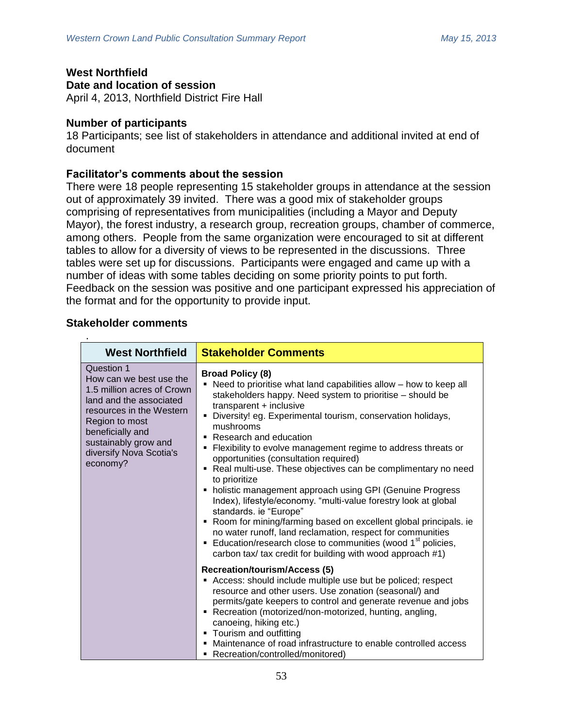**West Northfield**

**Date and location of session**

April 4, 2013, Northfield District Fire Hall

**Number of participants**

18 Participants; see list of stakeholders in attendance and additional invited at end of document

**Facilitator's comments about the session**

There were 18 people representing 15 stakeholder groups in attendance at the session out of approximately 39 invited. There was a good mix of stakeholder groups comprising of representatives from municipalities (including a Mayor and Deputy Mayor), the forest industry, a research group, recreation groups, chamber of commerce, among others. People from the same organization were encouraged to sit at different tables to allow for a diversity of views to be represented in the discussions. Three tables were set up for discussions. Participants were engaged and came up with a number of ideas with some tables deciding on some priority points to put forth. Feedback on the session was positive and one participant expressed his appreciation of the format and for the opportunity to provide input.

**Stakeholder comments**

.

| West Northfield | Stakeholder Comments |
|---|---|
| Question 1<br>How can we best use the 1.5 million acres of Crown land and the associated resources in the Western Region to most beneficially and sustainably grow and diversify Nova Scotia's economy? | **Broad Policy (8)**<br>▪ Need to prioritise what land capabilities allow – how to keep all stakeholders happy. Need system to prioritise – should be transparent + inclusive<br>▪ Diversity! eg. Experimental tourism, conservation holidays, mushrooms<br>▪ Research and education<br>▪ Flexibility to evolve management regime to address threats or opportunities (consultation required)<br>▪ Real multi-use. These objectives can be complimentary no need to prioritize<br>▪ holistic management approach using GPI (Genuine Progress Index), lifestyle/economy. "multi-value forestry look at global standards. ie "Europe"<br>▪ Room for mining/farming based on excellent global principals. ie no water runoff, land reclamation, respect for communities<br>▪ Education/research close to communities (wood 1st policies, carbon tax/ tax credit for building with wood approach #1)<br><br>**Recreation/tourism/Access (5)**<br>▪ Access: should include multiple use but be policed; respect resource and other users. Use zonation (seasonal/) and permits/gate keepers to control and generate revenue and jobs<br>▪ Recreation (motorized/non-motorized, hunting, angling, canoeing, hiking etc.)<br>▪ Tourism and outfitting<br>▪ Maintenance of road infrastructure to enable controlled access<br>▪ Recreation/controlled/monitored) |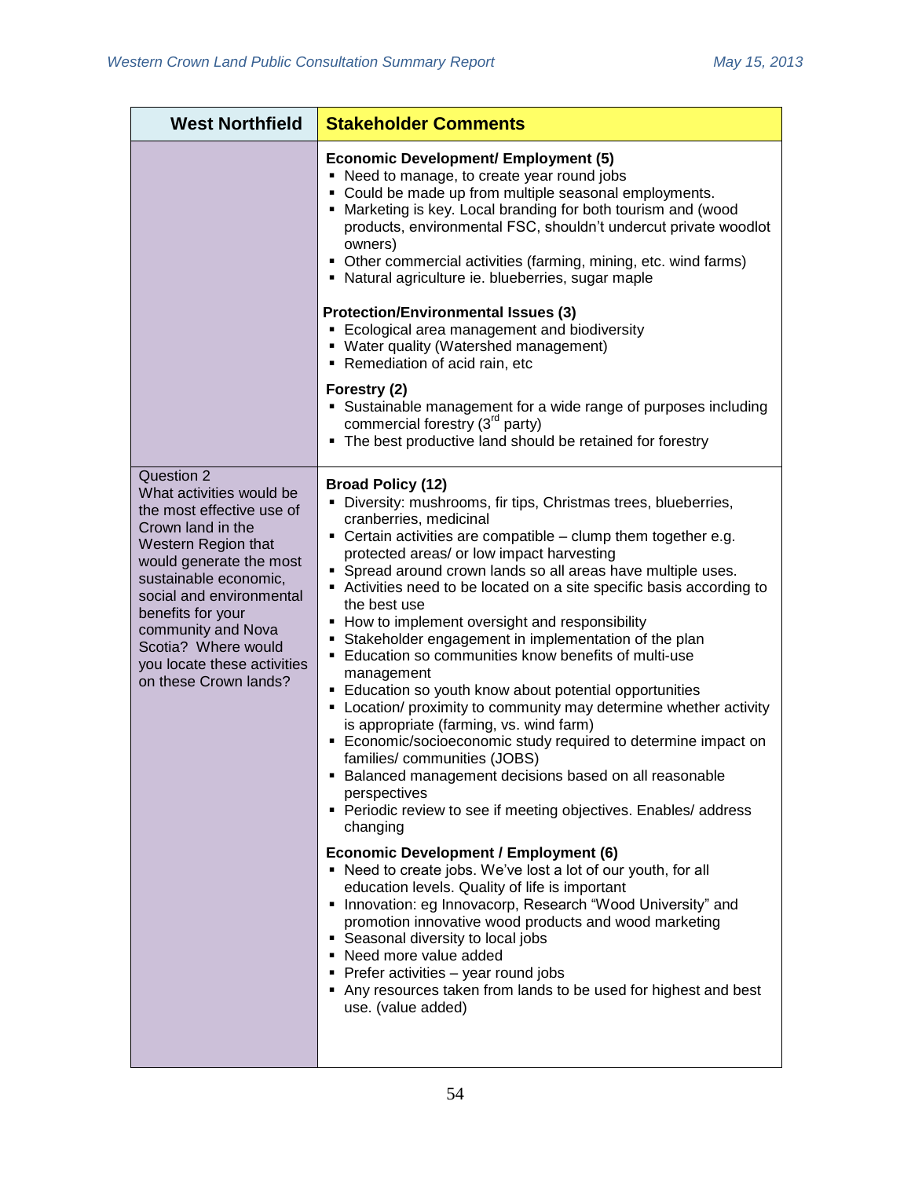| West Northfield | Stakeholder Comments |
|---|---|
| | **Economic Development/ Employment (5)**<br>▪ Need to manage, to create year round jobs<br>▪ Could be made up from multiple seasonal employments.<br>▪ Marketing is key. Local branding for both tourism and (wood products, environmental FSC, shouldn't undercut private woodlot owners)<br>▪ Other commercial activities (farming, mining, etc. wind farms)<br>▪ Natural agriculture ie. blueberries, sugar maple<br><br>**Protection/Environmental Issues (3)**<br>▪ Ecological area management and biodiversity<br>▪ Water quality (Watershed management)<br>▪ Remediation of acid rain, etc<br><br>**Forestry (2)**<br>▪ Sustainable management for a wide range of purposes including commercial forestry (3rd party)<br>▪ The best productive land should be retained for forestry |
| Question 2<br>What activities would be the most effective use of Crown land in the Western Region that would generate the most sustainable economic, social and environmental benefits for your community and Nova Scotia? Where would you locate these activities on these Crown lands? | **Broad Policy (12)**<br>▪ Diversity: mushrooms, fir tips, Christmas trees, blueberries, cranberries, medicinal<br>▪ Certain activities are compatible – clump them together e.g. protected areas/ or low impact harvesting<br>▪ Spread around crown lands so all areas have multiple uses.<br>▪ Activities need to be located on a site specific basis according to the best use<br>▪ How to implement oversight and responsibility<br>▪ Stakeholder engagement in implementation of the plan<br>▪ Education so communities know benefits of multi-use management<br>▪ Education so youth know about potential opportunities<br>▪ Location/ proximity to community may determine whether activity is appropriate (farming, vs. wind farm)<br>▪ Economic/socioeconomic study required to determine impact on families/ communities (JOBS)<br>▪ Balanced management decisions based on all reasonable perspectives<br>▪ Periodic review to see if meeting objectives. Enables/ address changing<br><br>**Economic Development / Employment (6)**<br>▪ Need to create jobs. We've lost a lot of our youth, for all education levels. Quality of life is important<br>▪ Innovation: eg Innovacorp, Research "Wood University" and promotion innovative wood products and wood marketing<br>▪ Seasonal diversity to local jobs<br>▪ Need more value added<br>▪ Prefer activities – year round jobs<br>▪ Any resources taken from lands to be used for highest and best use. (value added) |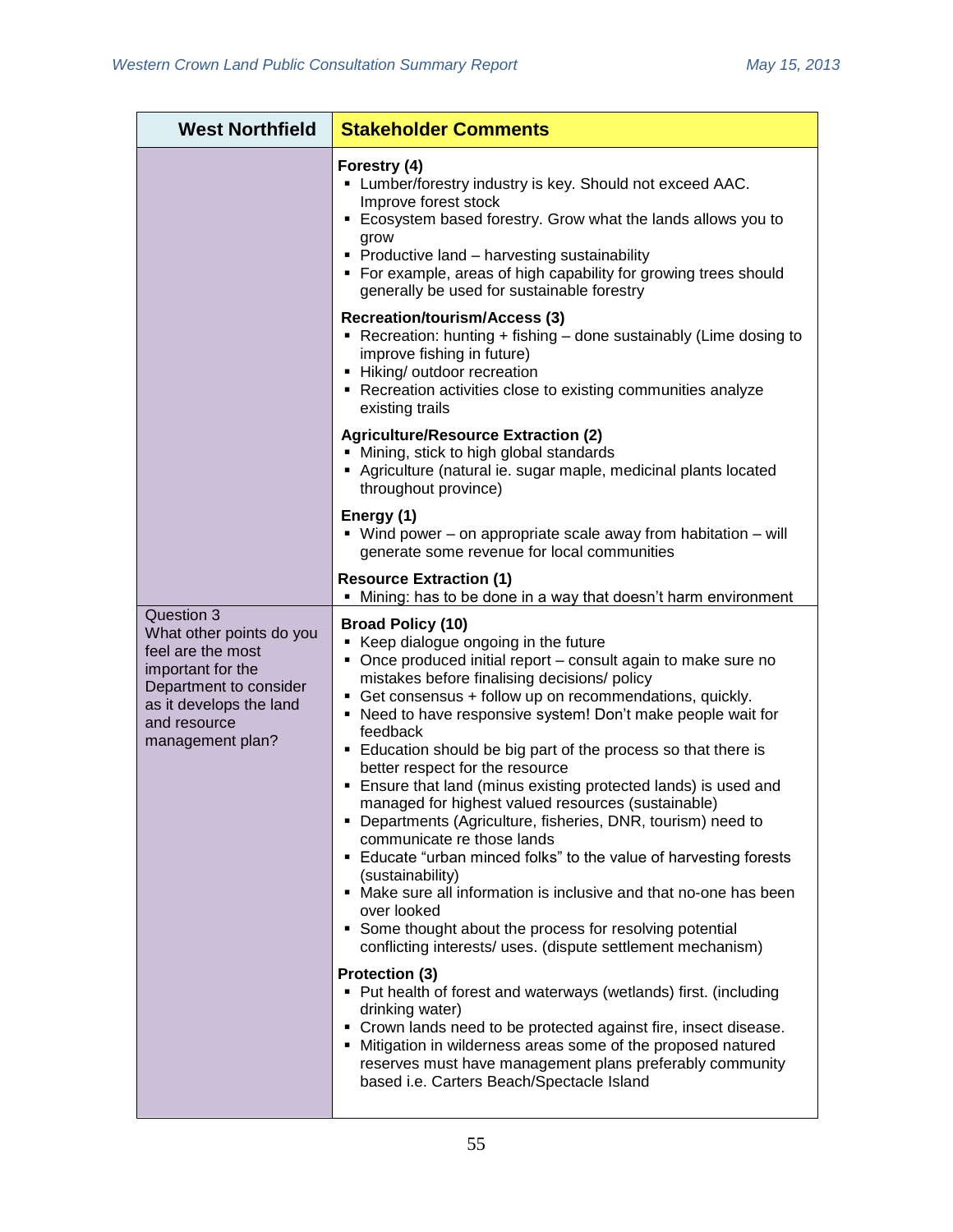| West Northfield | Stakeholder Comments |
| --- | --- |
| | **Forestry (4)**<br>▪ Lumber/forestry industry is key. Should not exceed AAC. Improve forest stock<br>▪ Ecosystem based forestry. Grow what the lands allows you to grow<br>▪ Productive land – harvesting sustainability<br>▪ For example, areas of high capability for growing trees should generally be used for sustainable forestry<br><br>**Recreation/tourism/Access (3)**<br>▪ Recreation: hunting + fishing – done sustainably (Lime dosing to improve fishing in future)<br>▪ Hiking/ outdoor recreation<br>▪ Recreation activities close to existing communities analyze existing trails<br><br>**Agriculture/Resource Extraction (2)**<br>▪ Mining, stick to high global standards<br>▪ Agriculture (natural ie. sugar maple, medicinal plants located throughout province)<br><br>**Energy (1)**<br>▪ Wind power – on appropriate scale away from habitation – will generate some revenue for local communities<br><br>**Resource Extraction (1)**<br>▪ Mining: has to be done in a way that doesn't harm environment |
| Question 3<br>What other points do you feel are the most important for the Department to consider as it develops the land and resource management plan? | **Broad Policy (10)**<br>▪ Keep dialogue ongoing in the future<br>▪ Once produced initial report – consult again to make sure no mistakes before finalising decisions/ policy<br>▪ Get consensus + follow up on recommendations, quickly.<br>▪ Need to have responsive system! Don't make people wait for feedback<br>▪ Education should be big part of the process so that there is better respect for the resource<br>▪ Ensure that land (minus existing protected lands) is used and managed for highest valued resources (sustainable)<br>▪ Departments (Agriculture, fisheries, DNR, tourism) need to communicate re those lands<br>▪ Educate "urban minced folks" to the value of harvesting forests (sustainability)<br>▪ Make sure all information is inclusive and that no-one has been over looked<br>▪ Some thought about the process for resolving potential conflicting interests/ uses. (dispute settlement mechanism)<br><br>**Protection (3)**<br>▪ Put health of forest and waterways (wetlands) first. (including drinking water)<br>▪ Crown lands need to be protected against fire, insect disease.<br>▪ Mitigation in wilderness areas some of the proposed natured reserves must have management plans preferably community based i.e. Carters Beach/Spectacle Island |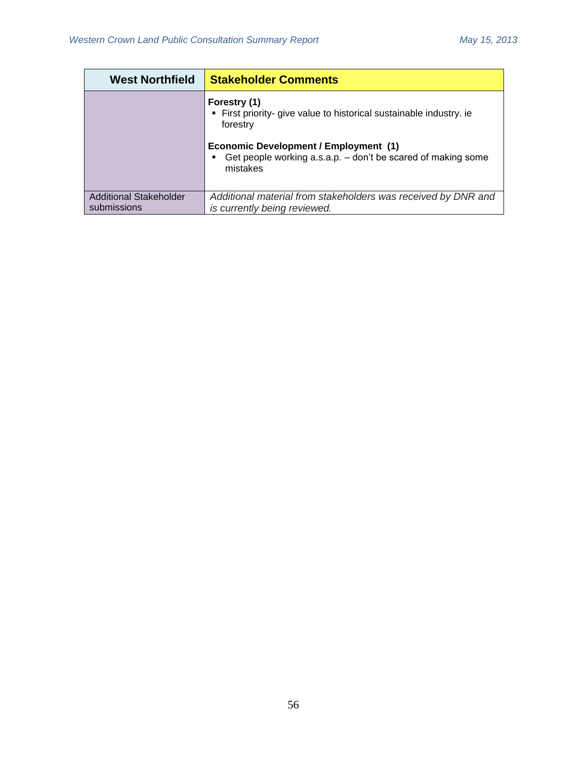| West Northfield | Stakeholder Comments |
|---|---|
| | **Forestry (1)**<br>▪ First priority- give value to historical sustainable industry. ie forestry<br><br>**Economic Development / Employment (1)**<br>▪ Get people working a.s.a.p. – don't be scared of making some mistakes |
| Additional Stakeholder submissions | *Additional material from stakeholders was received by DNR and is currently being reviewed.* |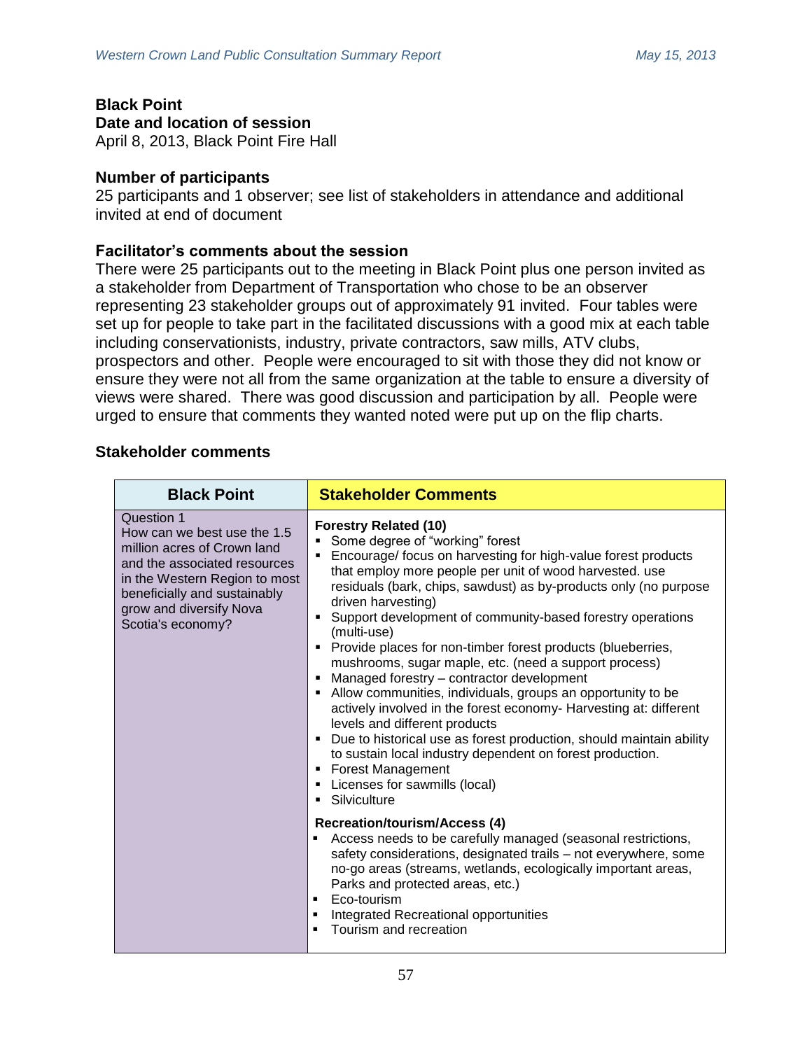**Black Point**
**Date and location of session**
April 8, 2013, Black Point Fire Hall

**Number of participants**
25 participants and 1 observer; see list of stakeholders in attendance and additional invited at end of document

**Facilitator's comments about the session**
There were 25 participants out to the meeting in Black Point plus one person invited as a stakeholder from Department of Transportation who chose to be an observer representing 23 stakeholder groups out of approximately 91 invited. Four tables were set up for people to take part in the facilitated discussions with a good mix at each table including conservationists, industry, private contractors, saw mills, ATV clubs, prospectors and other. People were encouraged to sit with those they did not know or ensure they were not all from the same organization at the table to ensure a diversity of views were shared. There was good discussion and participation by all. People were urged to ensure that comments they wanted noted were put up on the flip charts.

**Stakeholder comments**

| Black Point | Stakeholder Comments |
|---|---|
| Question 1<br>How can we best use the 1.5 million acres of Crown land and the associated resources in the Western Region to most beneficially and sustainably grow and diversify Nova Scotia's economy? | **Forestry Related (10)**<br>▪ Some degree of "working" forest<br>▪ Encourage/ focus on harvesting for high-value forest products that employ more people per unit of wood harvested. use residuals (bark, chips, sawdust) as by-products only (no purpose driven harvesting)<br>▪ Support development of community-based forestry operations (multi-use)<br>▪ Provide places for non-timber forest products (blueberries, mushrooms, sugar maple, etc. (need a support process)<br>▪ Managed forestry – contractor development<br>▪ Allow communities, individuals, groups an opportunity to be actively involved in the forest economy- Harvesting at: different levels and different products<br>▪ Due to historical use as forest production, should maintain ability to sustain local industry dependent on forest production.<br>▪ Forest Management<br>▪ Licenses for sawmills (local)<br>▪ Silviculture<br><br>**Recreation/tourism/Access (4)**<br>▪ Access needs to be carefully managed (seasonal restrictions, safety considerations, designated trails – not everywhere, some no-go areas (streams, wetlands, ecologically important areas, Parks and protected areas, etc.)<br>▪ Eco-tourism<br>▪ Integrated Recreational opportunities<br>▪ Tourism and recreation |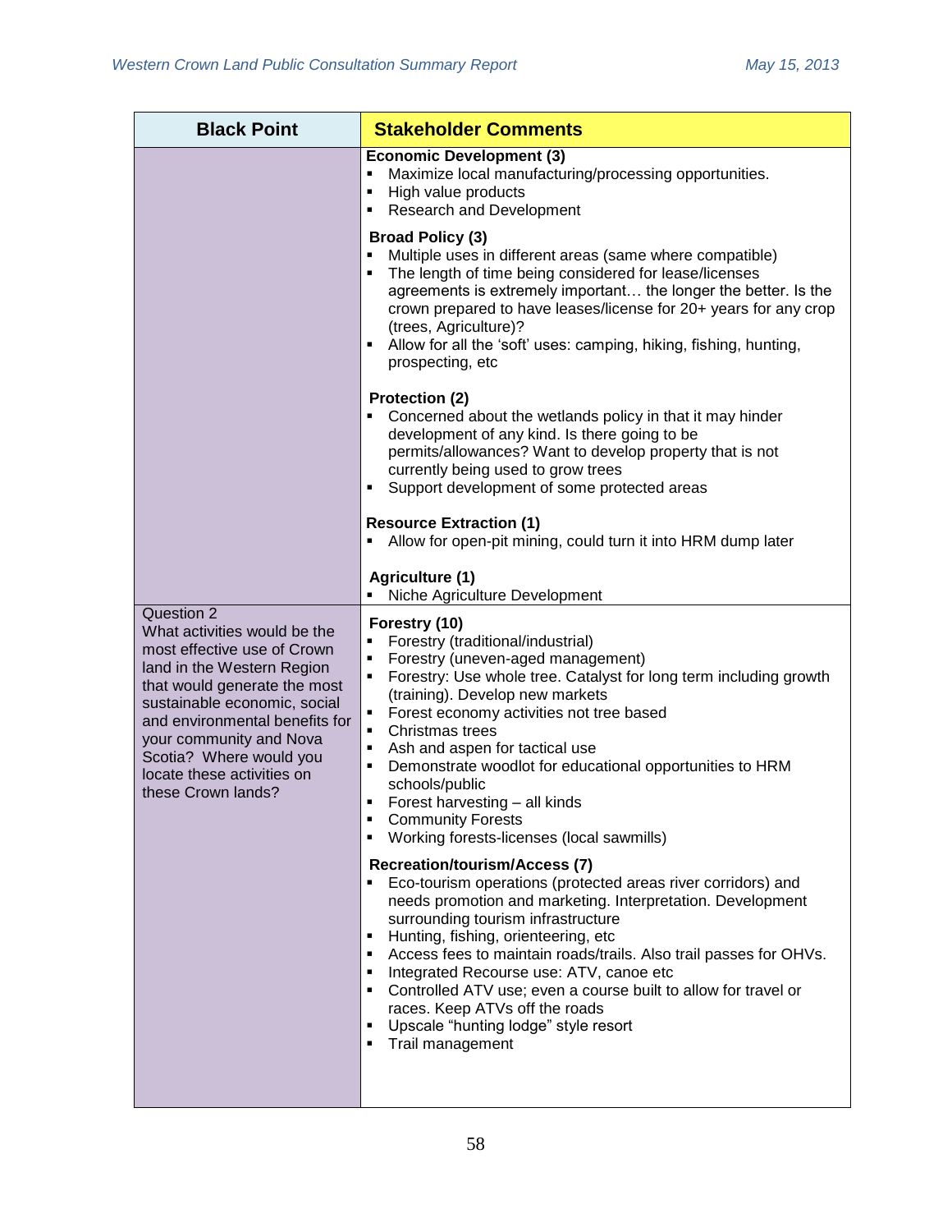| Black Point | Stakeholder Comments |
|---|---|
| | **Economic Development (3)**<br>▪ Maximize local manufacturing/processing opportunities.<br>▪ High value products<br>▪ Research and Development<br><br>**Broad Policy (3)**<br>▪ Multiple uses in different areas (same where compatible)<br>▪ The length of time being considered for lease/licenses agreements is extremely important… the longer the better. Is the crown prepared to have leases/license for 20+ years for any crop (trees, Agriculture)?<br>▪ Allow for all the 'soft' uses: camping, hiking, fishing, hunting, prospecting, etc<br><br>**Protection (2)**<br>▪ Concerned about the wetlands policy in that it may hinder development of any kind. Is there going to be permits/allowances? Want to develop property that is not currently being used to grow trees<br>▪ Support development of some protected areas<br><br>**Resource Extraction (1)**<br>▪ Allow for open-pit mining, could turn it into HRM dump later<br><br>**Agriculture (1)**<br>▪ Niche Agriculture Development |
| Question 2<br>What activities would be the most effective use of Crown land in the Western Region that would generate the most sustainable economic, social and environmental benefits for your community and Nova Scotia? Where would you locate these activities on these Crown lands? | **Forestry (10)**<br>▪ Forestry (traditional/industrial)<br>▪ Forestry (uneven-aged management)<br>▪ Forestry: Use whole tree. Catalyst for long term including growth (training). Develop new markets<br>▪ Forest economy activities not tree based<br>▪ Christmas trees<br>▪ Ash and aspen for tactical use<br>▪ Demonstrate woodlot for educational opportunities to HRM schools/public<br>▪ Forest harvesting – all kinds<br>▪ Community Forests<br>▪ Working forests-licenses (local sawmills)<br><br>**Recreation/tourism/Access (7)**<br>▪ Eco-tourism operations (protected areas river corridors) and needs promotion and marketing. Interpretation. Development surrounding tourism infrastructure<br>▪ Hunting, fishing, orienteering, etc<br>▪ Access fees to maintain roads/trails. Also trail passes for OHVs.<br>▪ Integrated Recourse use: ATV, canoe etc<br>▪ Controlled ATV use; even a course built to allow for travel or races. Keep ATVs off the roads<br>▪ Upscale "hunting lodge" style resort<br>▪ Trail management |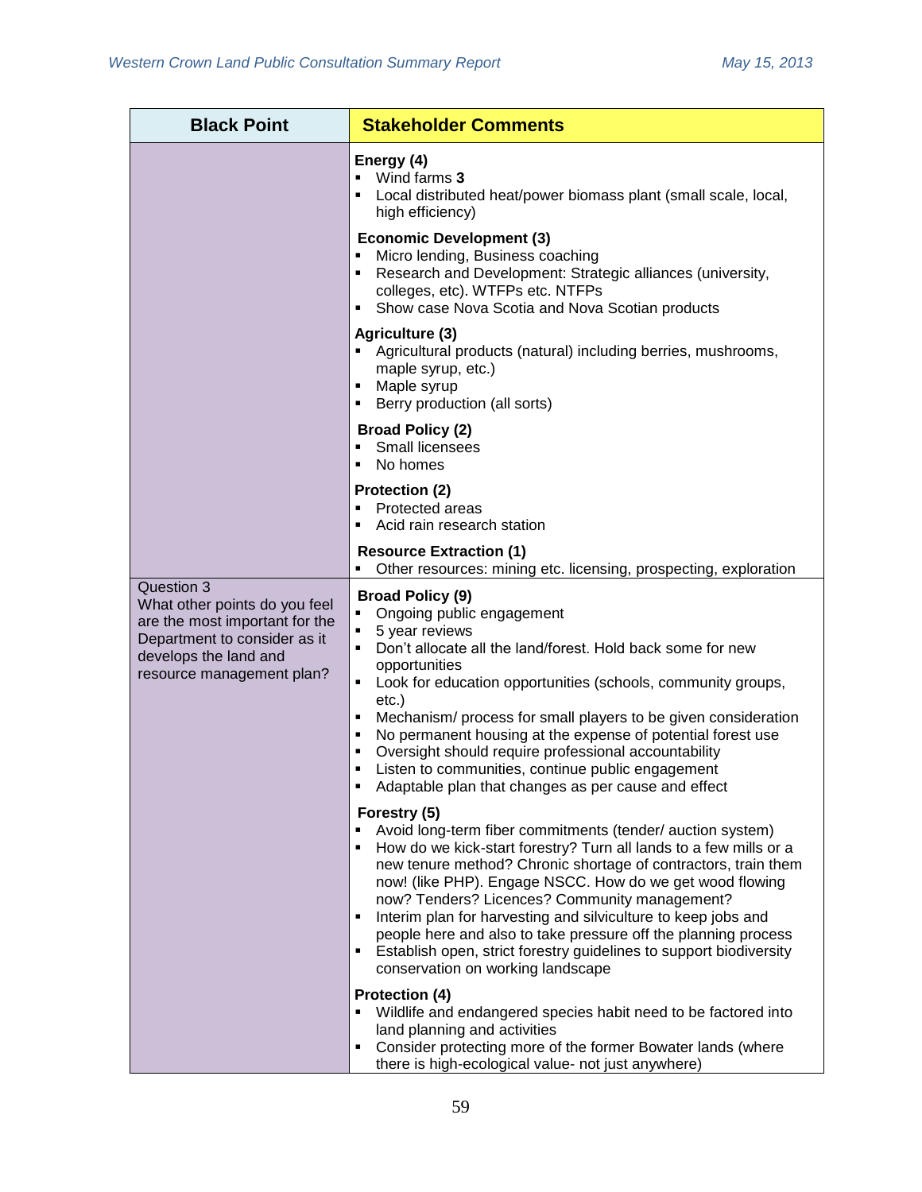| Black Point | Stakeholder Comments |
| --- | --- |
| | **Energy (4)**<br>▪ Wind farms **3**<br>▪ Local distributed heat/power biomass plant (small scale, local, high efficiency)<br><br>**Economic Development (3)**<br>▪ Micro lending, Business coaching<br>▪ Research and Development: Strategic alliances (university, colleges, etc). WTFPs etc. NTFPs<br>▪ Show case Nova Scotia and Nova Scotian products<br><br>**Agriculture (3)**<br>▪ Agricultural products (natural) including berries, mushrooms, maple syrup, etc.)<br>▪ Maple syrup<br>▪ Berry production (all sorts)<br><br>**Broad Policy (2)**<br>▪ Small licensees<br>▪ No homes<br><br>**Protection (2)**<br>▪ Protected areas<br>▪ Acid rain research station<br><br>**Resource Extraction (1)**<br>▪ Other resources: mining etc. licensing, prospecting, exploration |
| Question 3<br>What other points do you feel are the most important for the Department to consider as it develops the land and resource management plan? | **Broad Policy (9)**<br>▪ Ongoing public engagement<br>▪ 5 year reviews<br>▪ Don't allocate all the land/forest. Hold back some for new opportunities<br>▪ Look for education opportunities (schools, community groups, etc.)<br>▪ Mechanism/ process for small players to be given consideration<br>▪ No permanent housing at the expense of potential forest use<br>▪ Oversight should require professional accountability<br>▪ Listen to communities, continue public engagement<br>▪ Adaptable plan that changes as per cause and effect<br><br>**Forestry (5)**<br>▪ Avoid long-term fiber commitments (tender/ auction system)<br>▪ How do we kick-start forestry? Turn all lands to a few mills or a new tenure method? Chronic shortage of contractors, train them now! (like PHP). Engage NSCC. How do we get wood flowing now? Tenders? Licences? Community management?<br>▪ Interim plan for harvesting and silviculture to keep jobs and people here and also to take pressure off the planning process<br>▪ Establish open, strict forestry guidelines to support biodiversity conservation on working landscape<br><br>**Protection (4)**<br>▪ Wildlife and endangered species habit need to be factored into land planning and activities<br>▪ Consider protecting more of the former Bowater lands (where there is high-ecological value- not just anywhere) |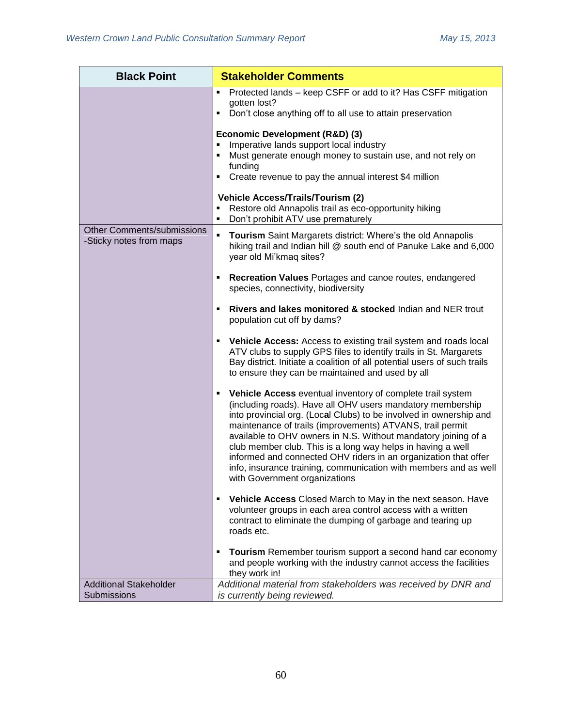| Black Point | Stakeholder Comments |
|---|---|
| | ▪ Protected lands – keep CSFF or add to it? Has CSFF mitigation gotten lost?<br>▪ Don't close anything off to all use to attain preservation<br><br>**Economic Development (R&D) (3)**<br>▪ Imperative lands support local industry<br>▪ Must generate enough money to sustain use, and not rely on funding<br>▪ Create revenue to pay the annual interest $4 million<br><br>**Vehicle Access/Trails/Tourism (2)**<br>▪ Restore old Annapolis trail as eco-opportunity hiking<br>▪ Don't prohibit ATV use prematurely |
| Other Comments/submissions -Sticky notes from maps | ▪ **Tourism** Saint Margarets district: Where's the old Annapolis hiking trail and Indian hill @ south end of Panuke Lake and 6,000 year old Mi'kmaq sites?<br><br>▪ **Recreation Values** Portages and canoe routes, endangered species, connectivity, biodiversity<br><br>▪ **Rivers and lakes monitored & stocked** Indian and NER trout population cut off by dams?<br><br>▪ **Vehicle Access:** Access to existing trail system and roads local ATV clubs to supply GPS files to identify trails in St. Margarets Bay district. Initiate a coalition of all potential users of such trails to ensure they can be maintained and used by all<br><br>▪ **Vehicle Access** eventual inventory of complete trail system (including roads). Have all OHV users mandatory membership into provincial org. (Local Clubs) to be involved in ownership and maintenance of trails (improvements) ATVANS, trail permit available to OHV owners in N.S. Without mandatory joining of a club member club. This is a long way helps in having a well informed and connected OHV riders in an organization that offer info, insurance training, communication with members and as well with Government organizations<br><br>▪ **Vehicle Access** Closed March to May in the next season. Have volunteer groups in each area control access with a written contract to eliminate the dumping of garbage and tearing up roads etc.<br><br>▪ **Tourism** Remember tourism support a second hand car economy and people working with the industry cannot access the facilities they work in! |
| Additional Stakeholder Submissions | *Additional material from stakeholders was received by DNR and is currently being reviewed.* |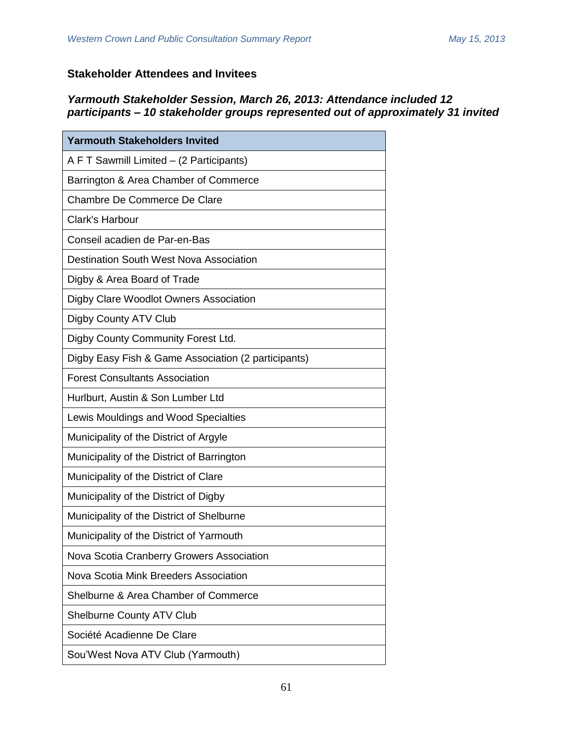## Stakeholder Attendees and Invitees

### *Yarmouth Stakeholder Session, March 26, 2013: Attendance included 12 participants – 10 stakeholder groups represented out of approximately 31 invited*

| Yarmouth Stakeholders Invited |
|---|
| A F T Sawmill Limited – (2 Participants) |
| Barrington & Area Chamber of Commerce |
| Chambre De Commerce De Clare |
| Clark's Harbour |
| Conseil acadien de Par-en-Bas |
| Destination South West Nova Association |
| Digby & Area Board of Trade |
| Digby Clare Woodlot Owners Association |
| Digby County ATV Club |
| Digby County Community Forest Ltd. |
| Digby Easy Fish & Game Association (2 participants) |
| Forest Consultants Association |
| Hurlburt, Austin & Son Lumber Ltd |
| Lewis Mouldings and Wood Specialties |
| Municipality of the District of Argyle |
| Municipality of the District of Barrington |
| Municipality of the District of Clare |
| Municipality of the District of Digby |
| Municipality of the District of Shelburne |
| Municipality of the District of Yarmouth |
| Nova Scotia Cranberry Growers Association |
| Nova Scotia Mink Breeders Association |
| Shelburne & Area Chamber of Commerce |
| Shelburne County ATV Club |
| Société Acadienne De Clare |
| Sou'West Nova ATV Club (Yarmouth) |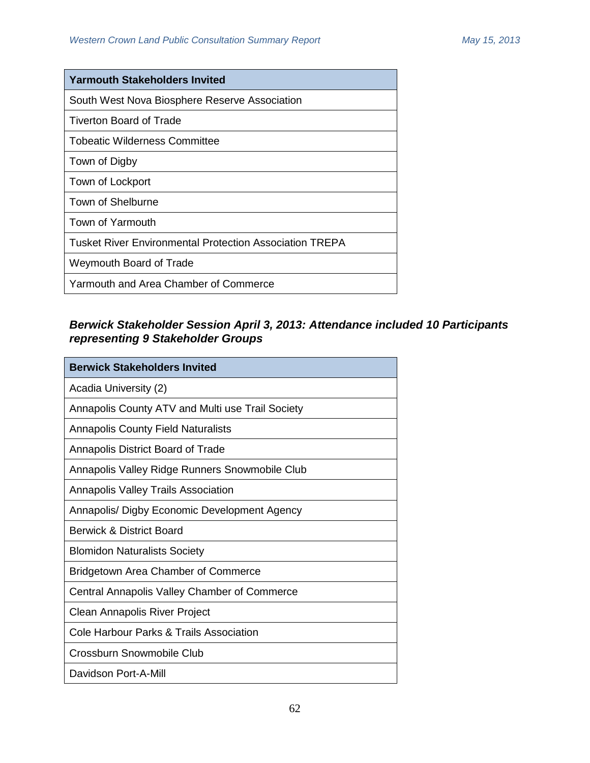| Yarmouth Stakeholders Invited |
| --- |
| South West Nova Biosphere Reserve Association |
| Tiverton Board of Trade |
| Tobeatic Wilderness Committee |
| Town of Digby |
| Town of Lockport |
| Town of Shelburne |
| Town of Yarmouth |
| Tusket River Environmental Protection Association TREPA |
| Weymouth Board of Trade |
| Yarmouth and Area Chamber of Commerce |

### *Berwick Stakeholder Session April 3, 2013: Attendance included 10 Participants representing 9 Stakeholder Groups*

| Berwick Stakeholders Invited |
| --- |
| Acadia University (2) |
| Annapolis County ATV and Multi use Trail Society |
| Annapolis County Field Naturalists |
| Annapolis District Board of Trade |
| Annapolis Valley Ridge Runners Snowmobile Club |
| Annapolis Valley Trails Association |
| Annapolis/ Digby Economic Development Agency |
| Berwick & District Board |
| Blomidon Naturalists Society |
| Bridgetown Area Chamber of Commerce |
| Central Annapolis Valley Chamber of Commerce |
| Clean Annapolis River Project |
| Cole Harbour Parks & Trails Association |
| Crossburn Snowmobile Club |
| Davidson Port-A-Mill |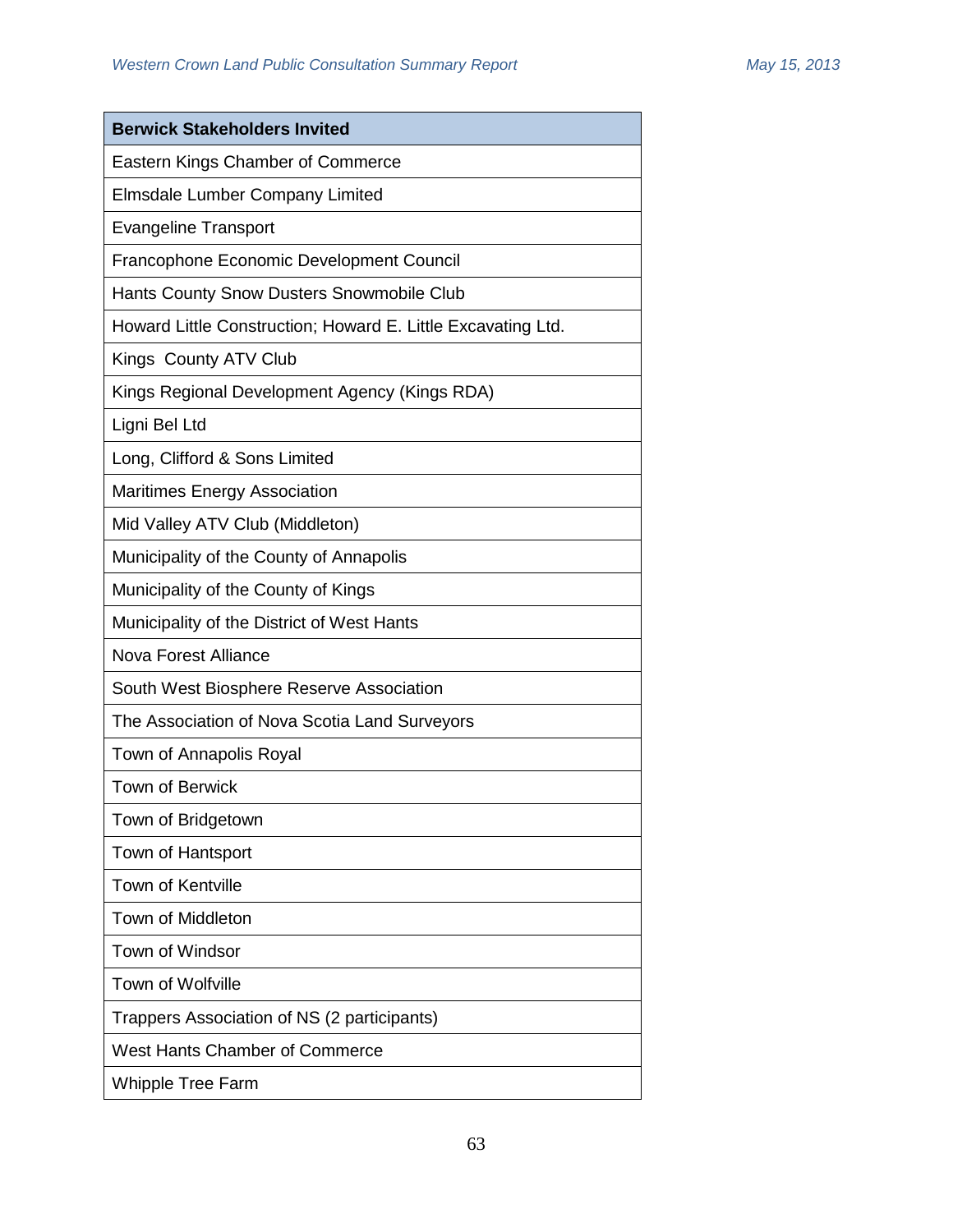| Berwick Stakeholders Invited |
|---|
| Eastern Kings Chamber of Commerce |
| Elmsdale Lumber Company Limited |
| Evangeline Transport |
| Francophone Economic Development Council |
| Hants County Snow Dusters Snowmobile Club |
| Howard Little Construction; Howard E. Little Excavating Ltd. |
| Kings  County ATV Club |
| Kings Regional Development Agency (Kings RDA) |
| Ligni Bel Ltd |
| Long, Clifford & Sons Limited |
| Maritimes Energy Association |
| Mid Valley ATV Club (Middleton) |
| Municipality of the County of Annapolis |
| Municipality of the County of Kings |
| Municipality of the District of West Hants |
| Nova Forest Alliance |
| South West Biosphere Reserve Association |
| The Association of Nova Scotia Land Surveyors |
| Town of Annapolis Royal |
| Town of Berwick |
| Town of Bridgetown |
| Town of Hantsport |
| Town of Kentville |
| Town of Middleton |
| Town of Windsor |
| Town of Wolfville |
| Trappers Association of NS (2 participants) |
| West Hants Chamber of Commerce |
| Whipple Tree Farm |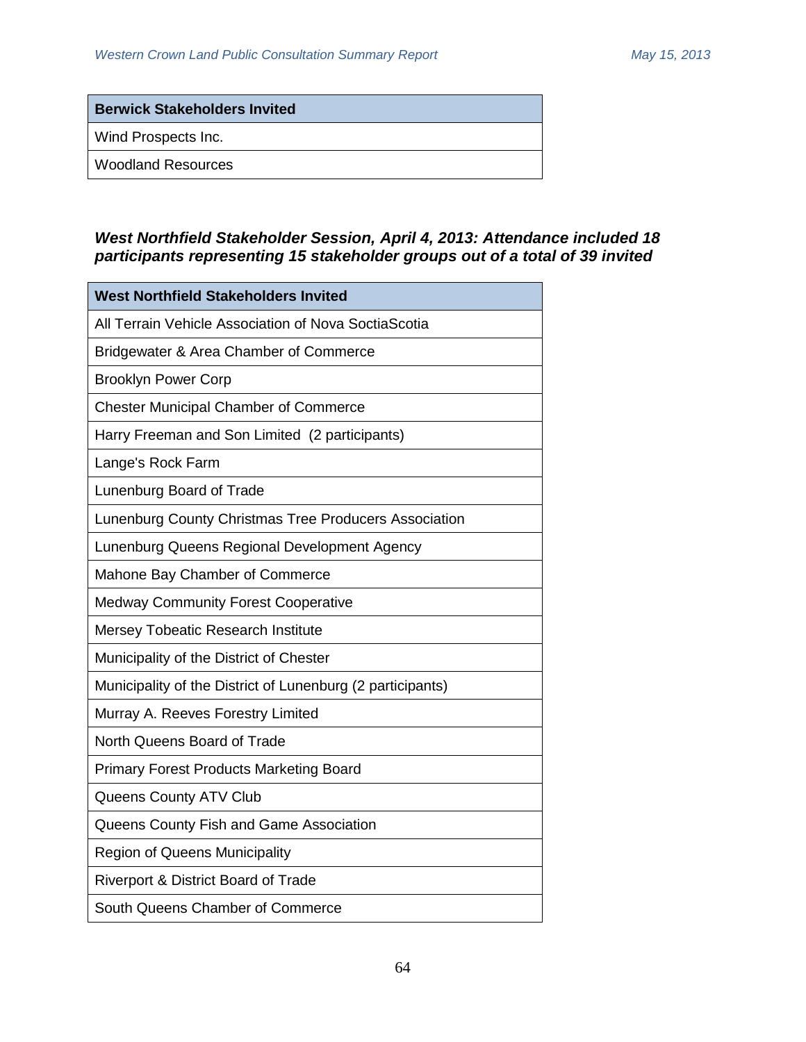| Berwick Stakeholders Invited |
| --- |
| Wind Prospects Inc. |
| Woodland Resources |

***West Northfield Stakeholder Session, April 4, 2013: Attendance included 18 participants representing 15 stakeholder groups out of a total of 39 invited***

| West Northfield Stakeholders Invited |
| --- |
| All Terrain Vehicle Association of Nova SoctiaScotia |
| Bridgewater & Area Chamber of Commerce |
| Brooklyn Power Corp |
| Chester Municipal Chamber of Commerce |
| Harry Freeman and Son Limited (2 participants) |
| Lange's Rock Farm |
| Lunenburg Board of Trade |
| Lunenburg County Christmas Tree Producers Association |
| Lunenburg Queens Regional Development Agency |
| Mahone Bay Chamber of Commerce |
| Medway Community Forest Cooperative |
| Mersey Tobeatic Research Institute |
| Municipality of the District of Chester |
| Municipality of the District of Lunenburg (2 participants) |
| Murray A. Reeves Forestry Limited |
| North Queens Board of Trade |
| Primary Forest Products Marketing Board |
| Queens County ATV Club |
| Queens County Fish and Game Association |
| Region of Queens Municipality |
| Riverport & District Board of Trade |
| South Queens Chamber of Commerce |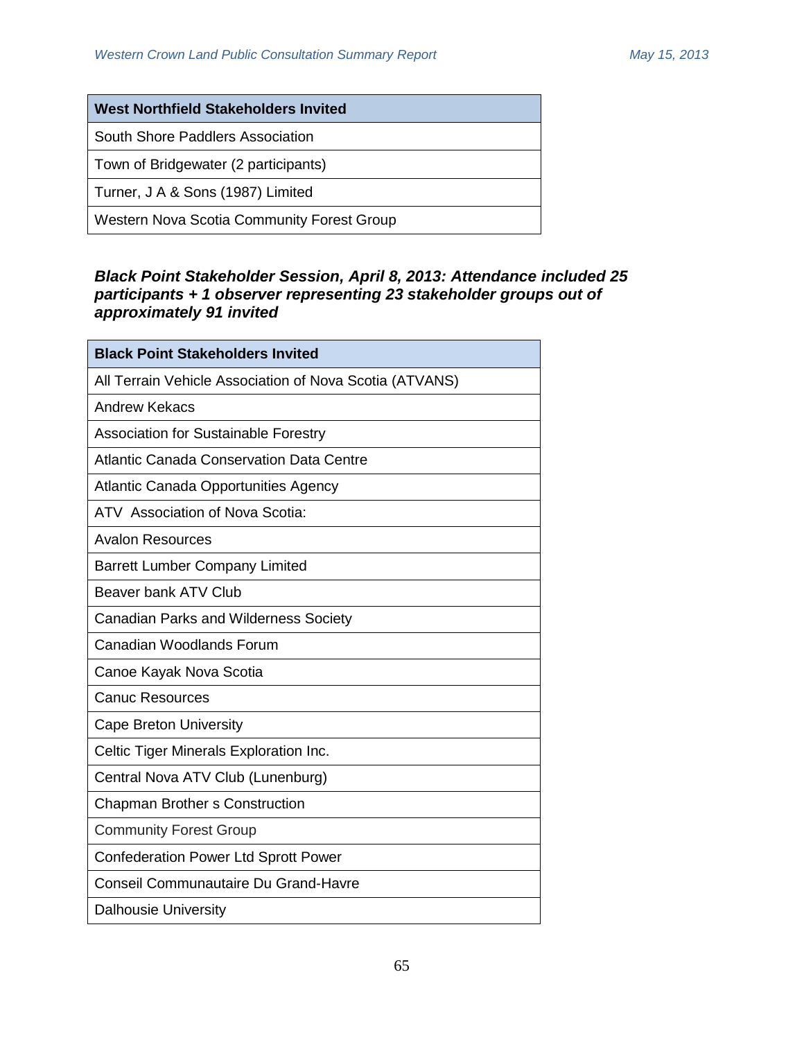| West Northfield Stakeholders Invited |
| --- |
| South Shore Paddlers Association |
| Town of Bridgewater (2 participants) |
| Turner, J A & Sons (1987) Limited |
| Western Nova Scotia Community Forest Group |

***Black Point Stakeholder Session, April 8, 2013: Attendance included 25 participants + 1 observer representing 23 stakeholder groups out of approximately 91 invited***

| Black Point Stakeholders Invited |
| --- |
| All Terrain Vehicle Association of Nova Scotia (ATVANS) |
| Andrew Kekacs |
| Association for Sustainable Forestry |
| Atlantic Canada Conservation Data Centre |
| Atlantic Canada Opportunities Agency |
| ATV  Association of Nova Scotia: |
| Avalon Resources |
| Barrett Lumber Company Limited |
| Beaver bank ATV Club |
| Canadian Parks and Wilderness Society |
| Canadian Woodlands Forum |
| Canoe Kayak Nova Scotia |
| Canuc Resources |
| Cape Breton University |
| Celtic Tiger Minerals Exploration Inc. |
| Central Nova ATV Club (Lunenburg) |
| Chapman Brother s Construction |
| Community Forest Group |
| Confederation Power Ltd Sprott Power |
| Conseil Communautaire Du Grand-Havre |
| Dalhousie University |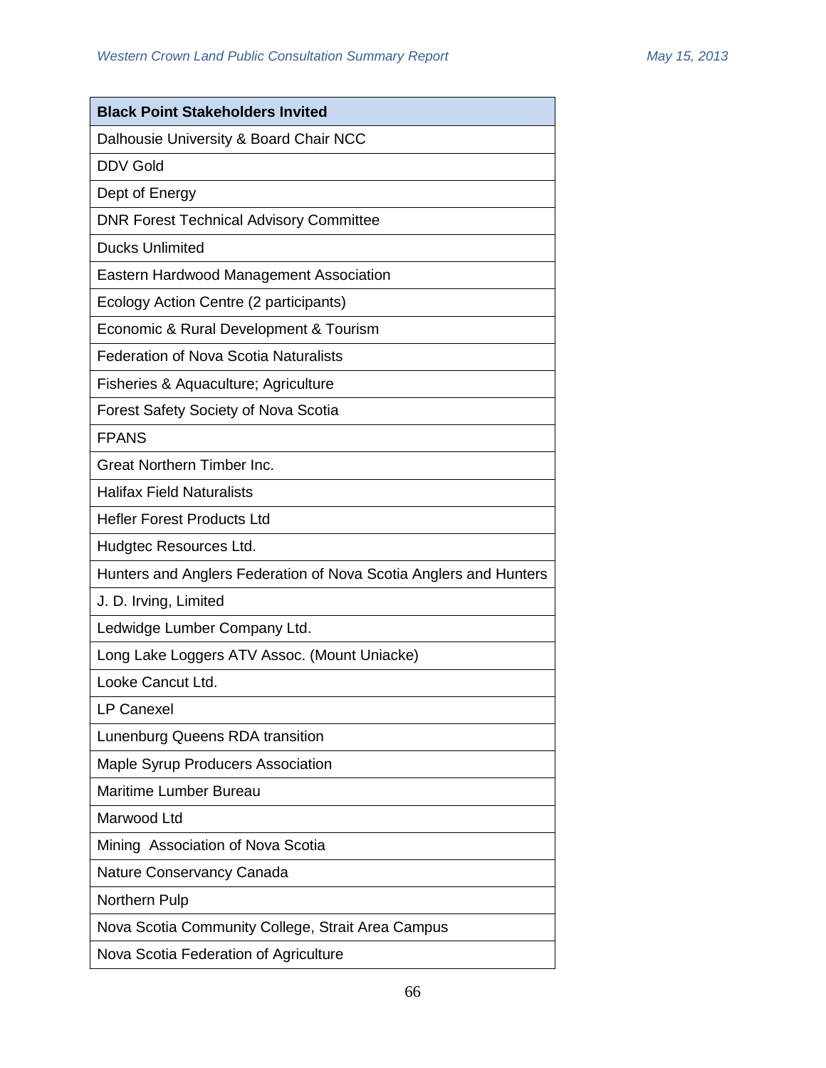| Black Point Stakeholders Invited |
|---|
| Dalhousie University & Board Chair NCC |
| DDV Gold |
| Dept of Energy |
| DNR Forest Technical Advisory Committee |
| Ducks Unlimited |
| Eastern Hardwood Management Association |
| Ecology Action Centre (2 participants) |
| Economic & Rural Development & Tourism |
| Federation of Nova Scotia Naturalists |
| Fisheries & Aquaculture; Agriculture |
| Forest Safety Society of Nova Scotia |
| FPANS |
| Great Northern Timber Inc. |
| Halifax Field Naturalists |
| Hefler Forest Products Ltd |
| Hudgtec Resources Ltd. |
| Hunters and Anglers Federation of Nova Scotia Anglers and Hunters |
| J. D. Irving, Limited |
| Ledwidge Lumber Company Ltd. |
| Long Lake Loggers ATV Assoc. (Mount Uniacke) |
| Looke Cancut Ltd. |
| LP Canexel |
| Lunenburg Queens RDA transition |
| Maple Syrup Producers Association |
| Maritime Lumber Bureau |
| Marwood Ltd |
| Mining Association of Nova Scotia |
| Nature Conservancy Canada |
| Northern Pulp |
| Nova Scotia Community College, Strait Area Campus |
| Nova Scotia Federation of Agriculture |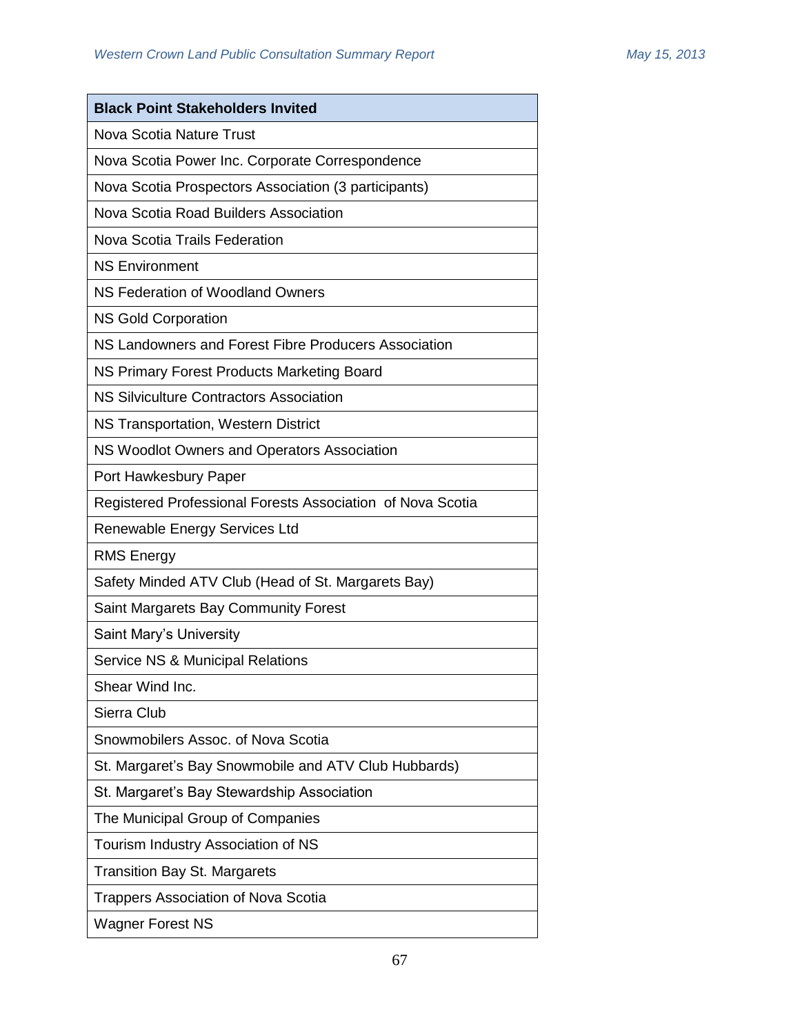| Black Point Stakeholders Invited |
| --- |
| Nova Scotia Nature Trust |
| Nova Scotia Power Inc. Corporate Correspondence |
| Nova Scotia Prospectors Association (3 participants) |
| Nova Scotia Road Builders Association |
| Nova Scotia Trails Federation |
| NS Environment |
| NS Federation of Woodland Owners |
| NS Gold Corporation |
| NS Landowners and Forest Fibre Producers Association |
| NS Primary Forest Products Marketing Board |
| NS Silviculture Contractors Association |
| NS Transportation, Western District |
| NS Woodlot Owners and Operators Association |
| Port Hawkesbury Paper |
| Registered Professional Forests Association of Nova Scotia |
| Renewable Energy Services Ltd |
| RMS Energy |
| Safety Minded ATV Club (Head of St. Margarets Bay) |
| Saint Margarets Bay Community Forest |
| Saint Mary's University |
| Service NS & Municipal Relations |
| Shear Wind Inc. |
| Sierra Club |
| Snowmobilers Assoc. of Nova Scotia |
| St. Margaret's Bay Snowmobile and ATV Club Hubbards) |
| St. Margaret's Bay Stewardship Association |
| The Municipal Group of Companies |
| Tourism Industry Association of NS |
| Transition Bay St. Margarets |
| Trappers Association of Nova Scotia |
| Wagner Forest NS |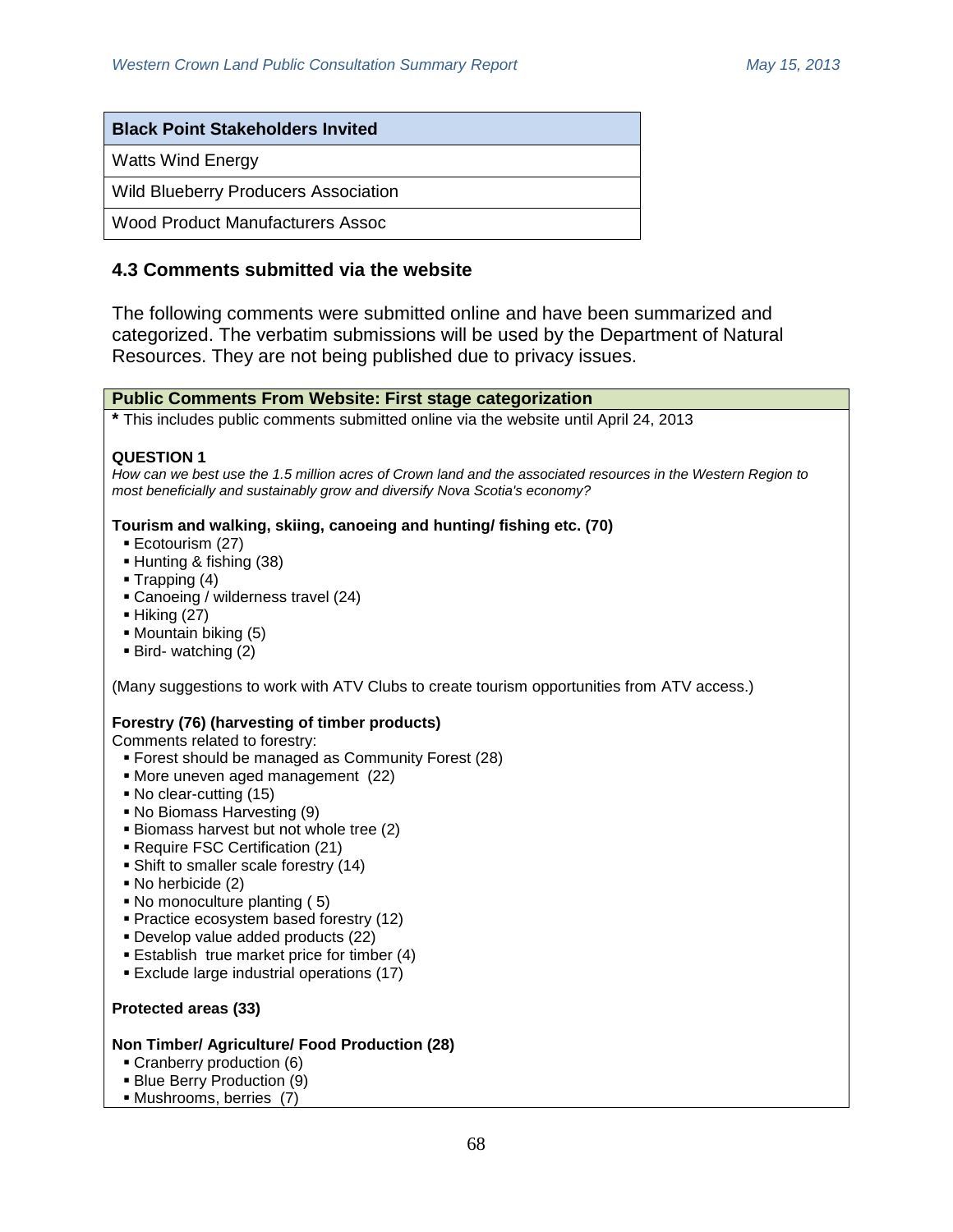| Black Point Stakeholders Invited |
|---|
| Watts Wind Energy |
| Wild Blueberry Producers Association |
| Wood Product Manufacturers Assoc |

### 4.3 Comments submitted via the website

The following comments were submitted online and have been summarized and categorized. The verbatim submissions will be used by the Department of Natural Resources. They are not being published due to privacy issues.

**Public Comments From Website: First stage categorization**

**\*** This includes public comments submitted online via the website until April 24, 2013

**QUESTION 1**

*How can we best use the 1.5 million acres of Crown land and the associated resources in the Western Region to most beneficially and sustainably grow and diversify Nova Scotia's economy?*

**Tourism and walking, skiing, canoeing and hunting/ fishing etc. (70)**

- Ecotourism (27)
- Hunting & fishing (38)
- Trapping (4)
- Canoeing / wilderness travel (24)
- Hiking (27)
- Mountain biking (5)
- Bird- watching (2)

(Many suggestions to work with ATV Clubs to create tourism opportunities from ATV access.)

**Forestry (76) (harvesting of timber products)**

Comments related to forestry:

- Forest should be managed as Community Forest (28)
- More uneven aged management (22)
- No clear-cutting (15)
- No Biomass Harvesting (9)
- Biomass harvest but not whole tree (2)
- Require FSC Certification (21)
- Shift to smaller scale forestry (14)
- No herbicide (2)
- No monoculture planting ( 5)
- Practice ecosystem based forestry (12)
- Develop value added products (22)
- Establish true market price for timber (4)
- Exclude large industrial operations (17)

**Protected areas (33)**

**Non Timber/ Agriculture/ Food Production (28)**

- Cranberry production (6)
- Blue Berry Production (9)
- Mushrooms, berries (7)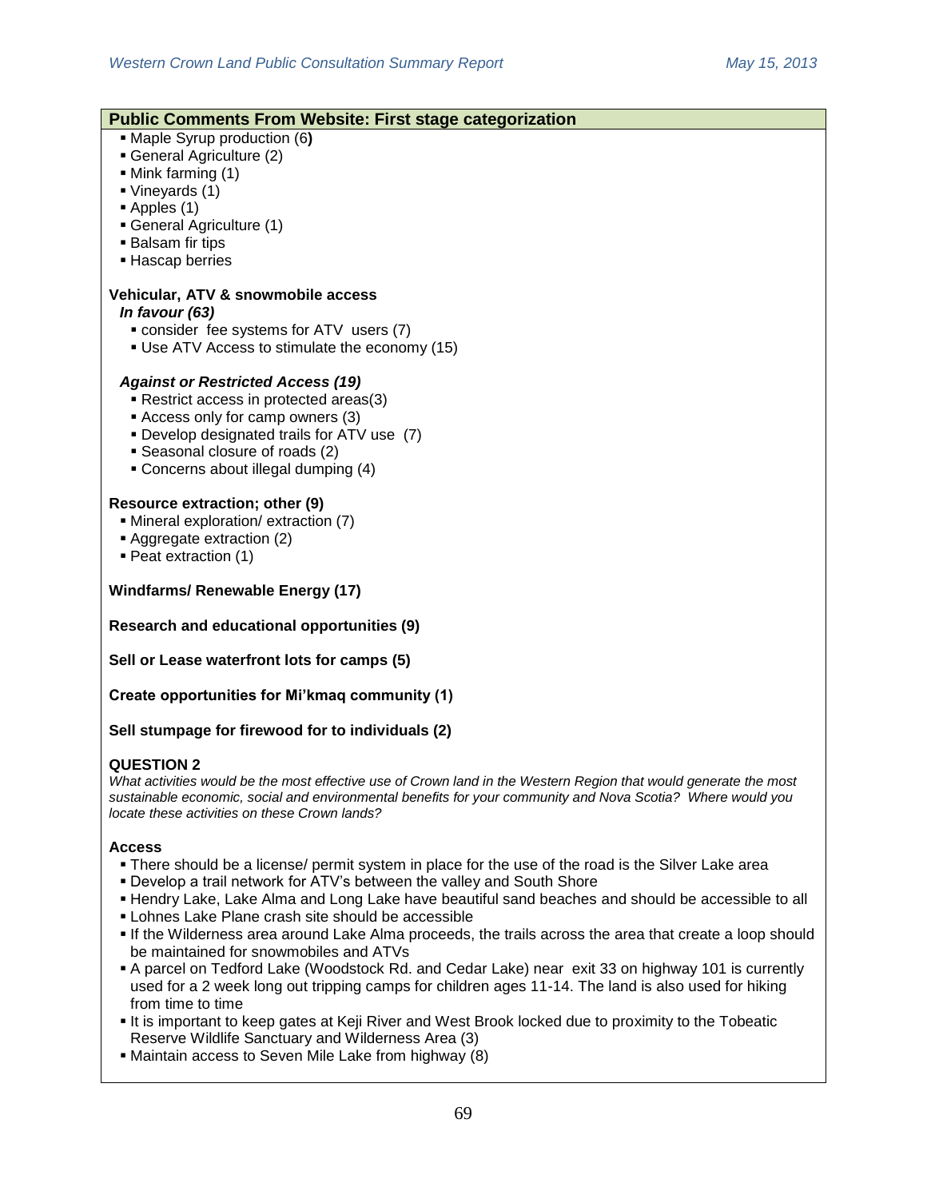## Public Comments From Website: First stage categorization

- Maple Syrup production (6**)**
- General Agriculture (2)
- Mink farming (1)
- Vineyards (1)
- Apples (1)
- General Agriculture (1)
- Balsam fir tips
- Hascap berries

**Vehicular, ATV & snowmobile access**

***In favour (63)***

- consider fee systems for ATV users (7)
- Use ATV Access to stimulate the economy (15)

***Against or Restricted Access (19)***

- Restrict access in protected areas(3)
- Access only for camp owners (3)
- Develop designated trails for ATV use (7)
- Seasonal closure of roads (2)
- Concerns about illegal dumping (4)

**Resource extraction; other (9)**

- Mineral exploration/ extraction (7)
- Aggregate extraction (2)
- Peat extraction (1)

**Windfarms/ Renewable Energy (17)**

**Research and educational opportunities (9)**

**Sell or Lease waterfront lots for camps (5)**

**Create opportunities for Mi'kmaq community (1)**

**Sell stumpage for firewood for to individuals (2)**

**QUESTION 2**

*What activities would be the most effective use of Crown land in the Western Region that would generate the most sustainable economic, social and environmental benefits for your community and Nova Scotia? Where would you locate these activities on these Crown lands?*

**Access**

- There should be a license/ permit system in place for the use of the road is the Silver Lake area
- Develop a trail network for ATV's between the valley and South Shore
- Hendry Lake, Lake Alma and Long Lake have beautiful sand beaches and should be accessible to all
- Lohnes Lake Plane crash site should be accessible
- If the Wilderness area around Lake Alma proceeds, the trails across the area that create a loop should be maintained for snowmobiles and ATVs
- A parcel on Tedford Lake (Woodstock Rd. and Cedar Lake) near exit 33 on highway 101 is currently used for a 2 week long out tripping camps for children ages 11-14. The land is also used for hiking from time to time
- It is important to keep gates at Keji River and West Brook locked due to proximity to the Tobeatic Reserve Wildlife Sanctuary and Wilderness Area (3)
- Maintain access to Seven Mile Lake from highway (8)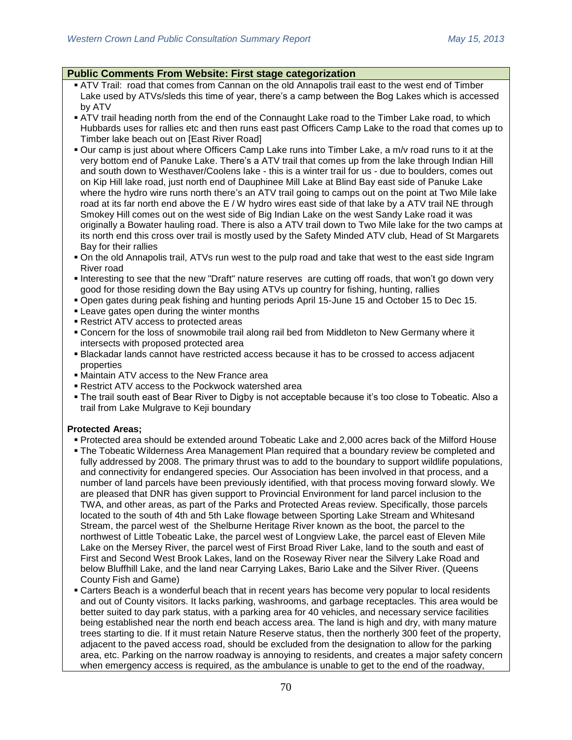## Public Comments From Website: First stage categorization

- ATV Trail: road that comes from Cannan on the old Annapolis trail east to the west end of Timber Lake used by ATVs/sleds this time of year, there's a camp between the Bog Lakes which is accessed by ATV
- ATV trail heading north from the end of the Connaught Lake road to the Timber Lake road, to which Hubbards uses for rallies etc and then runs east past Officers Camp Lake to the road that comes up to Timber lake beach out on [East River Road]
- Our camp is just about where Officers Camp Lake runs into Timber Lake, a m/v road runs to it at the very bottom end of Panuke Lake. There's a ATV trail that comes up from the lake through Indian Hill and south down to Westhaver/Coolens lake - this is a winter trail for us - due to boulders, comes out on Kip Hill lake road, just north end of Dauphinee Mill Lake at Blind Bay east side of Panuke Lake where the hydro wire runs north there's an ATV trail going to camps out on the point at Two Mile lake road at its far north end above the E / W hydro wires east side of that lake by a ATV trail NE through Smokey Hill comes out on the west side of Big Indian Lake on the west Sandy Lake road it was originally a Bowater hauling road. There is also a ATV trail down to Two Mile lake for the two camps at its north end this cross over trail is mostly used by the Safety Minded ATV club, Head of St Margarets Bay for their rallies
- On the old Annapolis trail, ATVs run west to the pulp road and take that west to the east side Ingram River road
- Interesting to see that the new "Draft" nature reserves are cutting off roads, that won't go down very good for those residing down the Bay using ATVs up country for fishing, hunting, rallies
- Open gates during peak fishing and hunting periods April 15-June 15 and October 15 to Dec 15.
- Leave gates open during the winter months
- Restrict ATV access to protected areas
- Concern for the loss of snowmobile trail along rail bed from Middleton to New Germany where it intersects with proposed protected area
- Blackadar lands cannot have restricted access because it has to be crossed to access adjacent properties
- Maintain ATV access to the New France area
- Restrict ATV access to the Pockwock watershed area
- The trail south east of Bear River to Digby is not acceptable because it's too close to Tobeatic. Also a trail from Lake Mulgrave to Keji boundary

**Protected Areas;**

- Protected area should be extended around Tobeatic Lake and 2,000 acres back of the Milford House
- The Tobeatic Wilderness Area Management Plan required that a boundary review be completed and fully addressed by 2008. The primary thrust was to add to the boundary to support wildlife populations, and connectivity for endangered species. Our Association has been involved in that process, and a number of land parcels have been previously identified, with that process moving forward slowly. We are pleased that DNR has given support to Provincial Environment for land parcel inclusion to the TWA, and other areas, as part of the Parks and Protected Areas review. Specifically, those parcels located to the south of 4th and 5th Lake flowage between Sporting Lake Stream and Whitesand Stream, the parcel west of the Shelburne Heritage River known as the boot, the parcel to the northwest of Little Tobeatic Lake, the parcel west of Longview Lake, the parcel east of Eleven Mile Lake on the Mersey River, the parcel west of First Broad River Lake, land to the south and east of First and Second West Brook Lakes, land on the Roseway River near the Silvery Lake Road and below Bluffhill Lake, and the land near Carrying Lakes, Bario Lake and the Silver River. (Queens County Fish and Game)
- Carters Beach is a wonderful beach that in recent years has become very popular to local residents and out of County visitors. It lacks parking, washrooms, and garbage receptacles. This area would be better suited to day park status, with a parking area for 40 vehicles, and necessary service facilities being established near the north end beach access area. The land is high and dry, with many mature trees starting to die. If it must retain Nature Reserve status, then the northerly 300 feet of the property, adjacent to the paved access road, should be excluded from the designation to allow for the parking area, etc. Parking on the narrow roadway is annoying to residents, and creates a major safety concern when emergency access is required, as the ambulance is unable to get to the end of the roadway,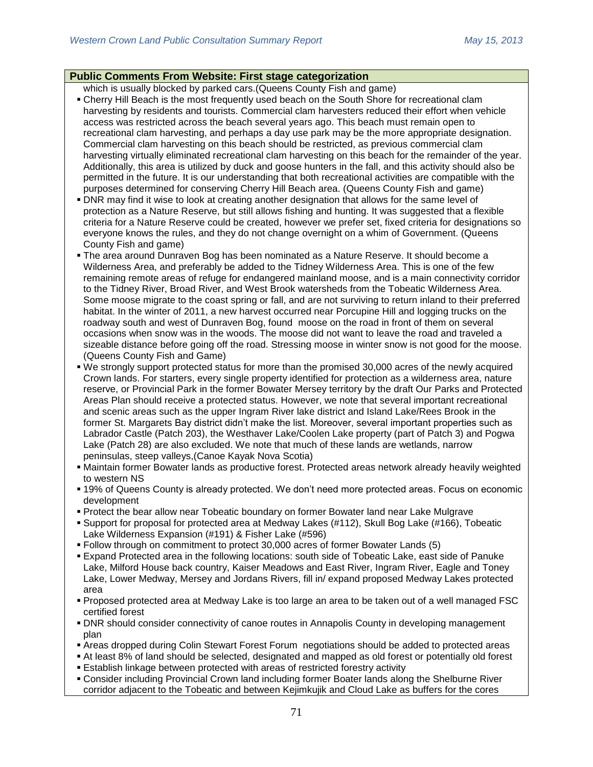| Public Comments From Website: First stage categorization |
|---|
| which is usually blocked by parked cars.(Queens County Fish and game)<br>▪ Cherry Hill Beach is the most frequently used beach on the South Shore for recreational clam harvesting by residents and tourists. Commercial clam harvesters reduced their effort when vehicle access was restricted across the beach several years ago. This beach must remain open to recreational clam harvesting, and perhaps a day use park may be the more appropriate designation. Commercial clam harvesting on this beach should be restricted, as previous commercial clam harvesting virtually eliminated recreational clam harvesting on this beach for the remainder of the year. Additionally, this area is utilized by duck and goose hunters in the fall, and this activity should also be permitted in the future. It is our understanding that both recreational activities are compatible with the purposes determined for conserving Cherry Hill Beach area. (Queens County Fish and game)<br>▪ DNR may find it wise to look at creating another designation that allows for the same level of protection as a Nature Reserve, but still allows fishing and hunting. It was suggested that a flexible criteria for a Nature Reserve could be created, however we prefer set, fixed criteria for designations so everyone knows the rules, and they do not change overnight on a whim of Government. (Queens County Fish and game)<br>▪ The area around Dunraven Bog has been nominated as a Nature Reserve. It should become a Wilderness Area, and preferably be added to the Tidney Wilderness Area. This is one of the few remaining remote areas of refuge for endangered mainland moose, and is a main connectivity corridor to the Tidney River, Broad River, and West Brook watersheds from the Tobeatic Wilderness Area. Some moose migrate to the coast spring or fall, and are not surviving to return inland to their preferred habitat. In the winter of 2011, a new harvest occurred near Porcupine Hill and logging trucks on the roadway south and west of Dunraven Bog, found moose on the road in front of them on several occasions when snow was in the woods. The moose did not want to leave the road and traveled a sizeable distance before going off the road. Stressing moose in winter snow is not good for the moose. (Queens County Fish and Game)<br>▪ We strongly support protected status for more than the promised 30,000 acres of the newly acquired Crown lands. For starters, every single property identified for protection as a wilderness area, nature reserve, or Provincial Park in the former Bowater Mersey territory by the draft Our Parks and Protected Areas Plan should receive a protected status. However, we note that several important recreational and scenic areas such as the upper Ingram River lake district and Island Lake/Rees Brook in the former St. Margarets Bay district didn't make the list. Moreover, several important properties such as Labrador Castle (Patch 203), the Westhaver Lake/Coolen Lake property (part of Patch 3) and Pogwa Lake (Patch 28) are also excluded. We note that much of these lands are wetlands, narrow peninsulas, steep valleys,(Canoe Kayak Nova Scotia)<br>▪ Maintain former Bowater lands as productive forest. Protected areas network already heavily weighted to western NS<br>▪ 19% of Queens County is already protected. We don't need more protected areas. Focus on economic development<br>▪ Protect the bear allow near Tobeatic boundary on former Bowater land near Lake Mulgrave<br>▪ Support for proposal for protected area at Medway Lakes (#112), Skull Bog Lake (#166), Tobeatic Lake Wilderness Expansion (#191) & Fisher Lake (#596)<br>▪ Follow through on commitment to protect 30,000 acres of former Bowater Lands (5)<br>▪ Expand Protected area in the following locations: south side of Tobeatic Lake, east side of Panuke Lake, Milford House back country, Kaiser Meadows and East River, Ingram River, Eagle and Toney Lake, Lower Medway, Mersey and Jordans Rivers, fill in/ expand proposed Medway Lakes protected area<br>▪ Proposed protected area at Medway Lake is too large an area to be taken out of a well managed FSC certified forest<br>▪ DNR should consider connectivity of canoe routes in Annapolis County in developing management plan<br>▪ Areas dropped during Colin Stewart Forest Forum negotiations should be added to protected areas<br>▪ At least 8% of land should be selected, designated and mapped as old forest or potentially old forest<br>▪ Establish linkage between protected with areas of restricted forestry activity<br>▪ Consider including Provincial Crown land including former Boater lands along the Shelburne River corridor adjacent to the Tobeatic and between Kejimkujik and Cloud Lake as buffers for the cores |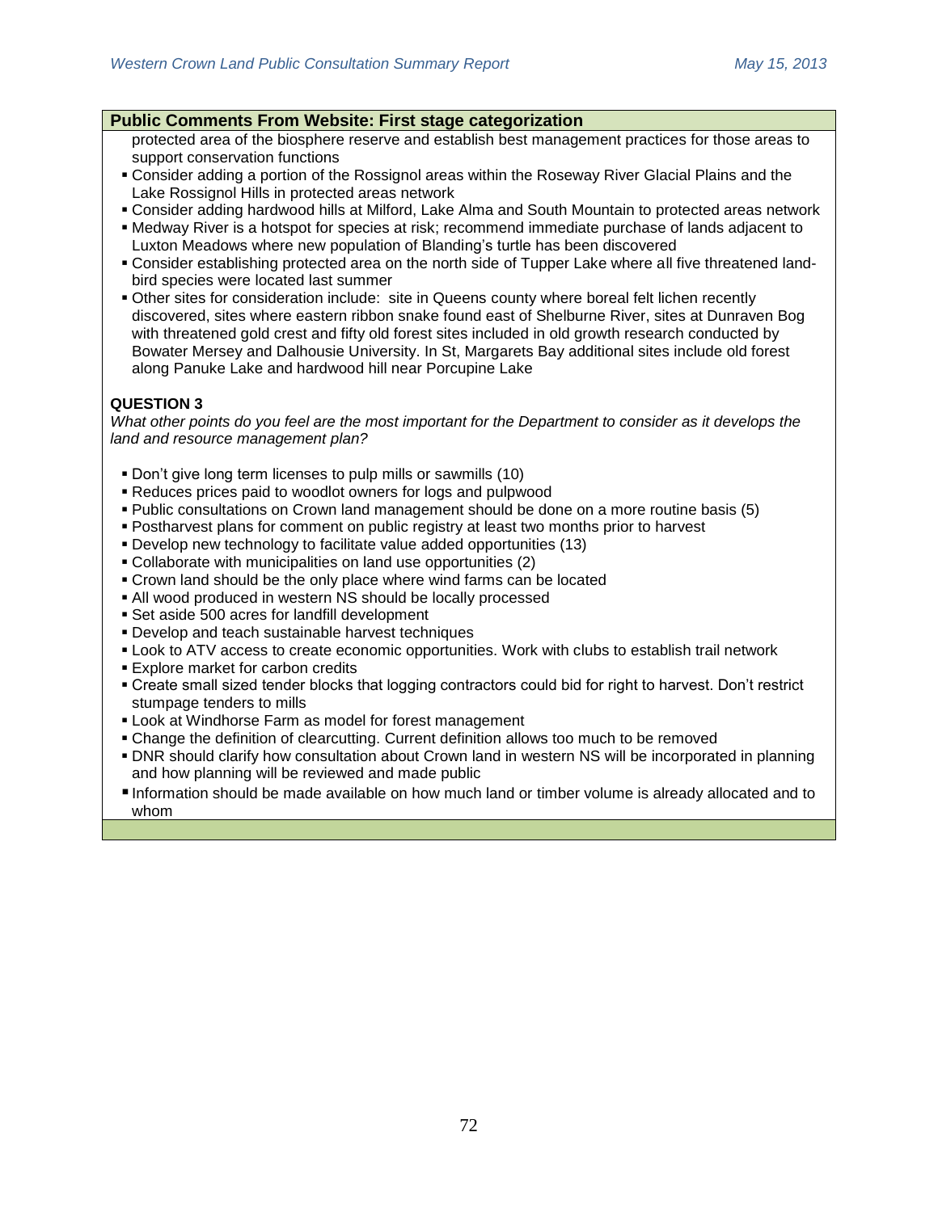**Public Comments From Website: First stage categorization**

protected area of the biosphere reserve and establish best management practices for those areas to support conservation functions

- Consider adding a portion of the Rossignol areas within the Roseway River Glacial Plains and the Lake Rossignol Hills in protected areas network
- Consider adding hardwood hills at Milford, Lake Alma and South Mountain to protected areas network
- Medway River is a hotspot for species at risk; recommend immediate purchase of lands adjacent to Luxton Meadows where new population of Blanding's turtle has been discovered
- Consider establishing protected area on the north side of Tupper Lake where all five threatened land-bird species were located last summer
- Other sites for consideration include: site in Queens county where boreal felt lichen recently discovered, sites where eastern ribbon snake found east of Shelburne River, sites at Dunraven Bog with threatened gold crest and fifty old forest sites included in old growth research conducted by Bowater Mersey and Dalhousie University. In St, Margarets Bay additional sites include old forest along Panuke Lake and hardwood hill near Porcupine Lake

**QUESTION 3**

*What other points do you feel are the most important for the Department to consider as it develops the land and resource management plan?*

- Don't give long term licenses to pulp mills or sawmills (10)
- Reduces prices paid to woodlot owners for logs and pulpwood
- Public consultations on Crown land management should be done on a more routine basis (5)
- Postharvest plans for comment on public registry at least two months prior to harvest
- Develop new technology to facilitate value added opportunities (13)
- Collaborate with municipalities on land use opportunities (2)
- Crown land should be the only place where wind farms can be located
- All wood produced in western NS should be locally processed
- Set aside 500 acres for landfill development
- Develop and teach sustainable harvest techniques
- Look to ATV access to create economic opportunities. Work with clubs to establish trail network
- Explore market for carbon credits
- Create small sized tender blocks that logging contractors could bid for right to harvest. Don't restrict stumpage tenders to mills
- Look at Windhorse Farm as model for forest management
- Change the definition of clearcutting. Current definition allows too much to be removed
- DNR should clarify how consultation about Crown land in western NS will be incorporated in planning and how planning will be reviewed and made public
- Information should be made available on how much land or timber volume is already allocated and to whom